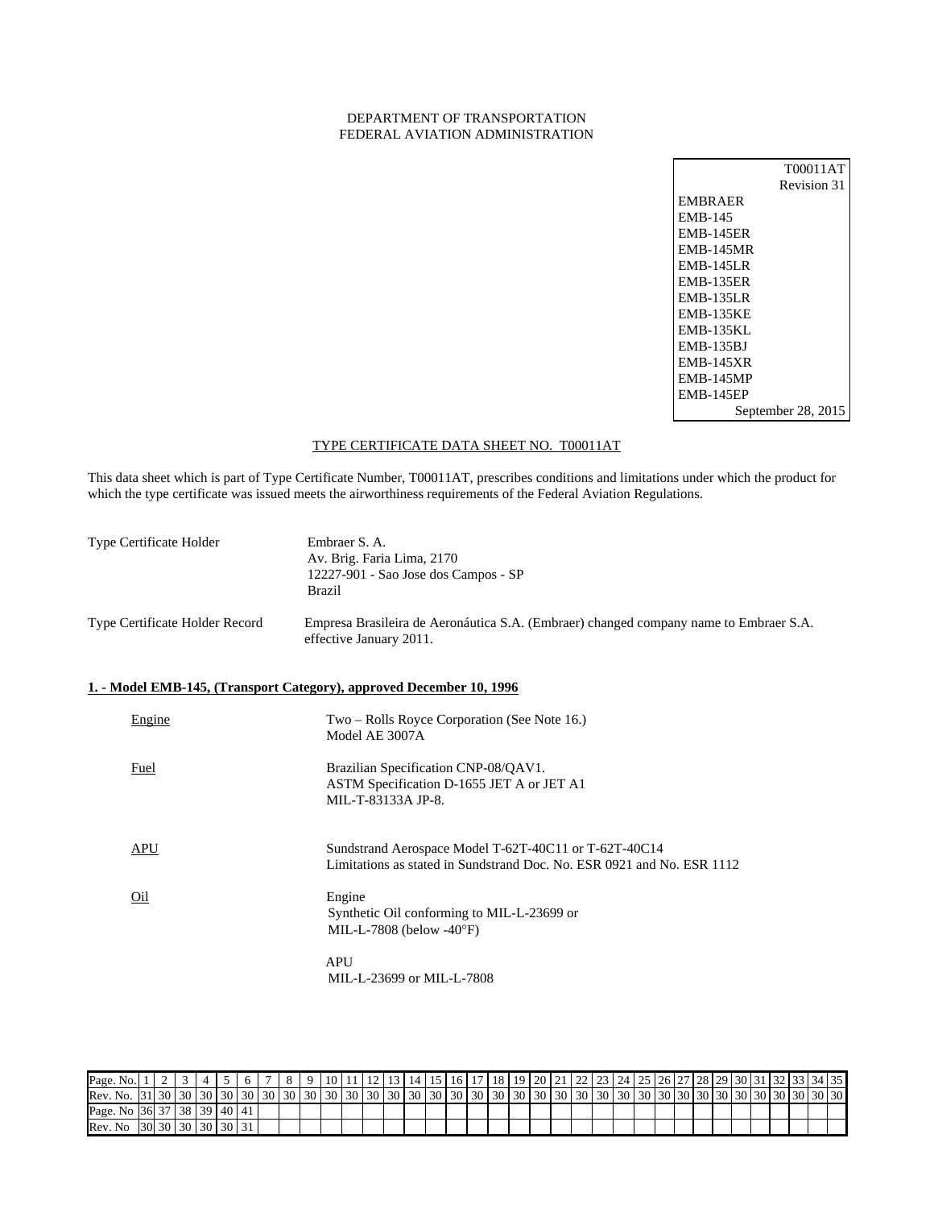DEPARTMENT OF TRANSPORTATION
FEDERAL AVIATION ADMINISTRATION

T00011AT
Revision 31
EMBRAER
EMB-145
EMB-145ER
EMB-145MR
EMB-145LR
EMB-135ER
EMB-135LR
EMB-135KE
EMB-135KL
EMB-135BJ
EMB-145XR
EMB-145MP
EMB-145EP
September 28, 2015

TYPE CERTIFICATE DATA SHEET NO. T00011AT

This data sheet which is part of Type Certificate Number, T00011AT, prescribes conditions and limitations under which the product for which the type certificate was issued meets the airworthiness requirements of the Federal Aviation Regulations.

| | |
|---|---|
| Type Certificate Holder | Embraer S. A.<br>Av. Brig. Faria Lima, 2170<br>12227-901 - Sao Jose dos Campos - SP<br>Brazil |
| Type Certificate Holder Record | Empresa Brasileira de Aeronáutica S.A. (Embraer) changed company name to Embraer S.A. effective January 2011. |

**1. - Model EMB-145, (Transport Category), approved December 10, 1996**

| | |
|---|---|
| Engine | Two – Rolls Royce Corporation (See Note 16.)<br>Model AE 3007A |
| Fuel | Brazilian Specification CNP-08/QAV1.<br>ASTM Specification D-1655 JET A or JET A1<br>MIL-T-83133A JP-8. |
| APU | Sundstrand Aerospace Model T-62T-40C11 or T-62T-40C14<br>Limitations as stated in Sundstrand Doc. No. ESR 0921 and No. ESR 1112 |
| Oil | Engine<br>Synthetic Oil conforming to MIL-L-23699 or<br>MIL-L-7808 (below -40°F)<br><br>APU<br>MIL-L-23699 or MIL-L-7808 |

| Page. No. | 1 | 2 | 3 | 4 | 5 | 6 | 7 | 8 | 9 | 10 | 11 | 12 | 13 | 14 | 15 | 16 | 17 | 18 | 19 | 20 | 21 | 22 | 23 | 24 | 25 | 26 | 27 | 28 | 29 | 30 | 31 | 32 | 33 | 34 | 35 |
|---|---|---|---|---|---|---|---|---|---|---|---|---|---|---|---|---|---|---|---|---|---|---|---|---|---|---|---|---|---|---|---|---|---|---|---|
| Rev. No. | 31 | 30 | 30 | 30 | 30 | 30 | 30 | 30 | 30 | 30 | 30 | 30 | 30 | 30 | 30 | 30 | 30 | 30 | 30 | 30 | 30 | 30 | 30 | 30 | 30 | 30 | 30 | 30 | 30 | 30 | 30 | 30 | 30 | 30 | 30 |
| Page. No | 36 | 37 | 38 | 39 | 40 | 41 | | | | | | | | | | | | | | | | | | | | | | | | | | | | | |
| Rev. No | 30 | 30 | 30 | 30 | 30 | 31 | | | | | | | | | | | | | | | | | | | | | | | | | | | | | |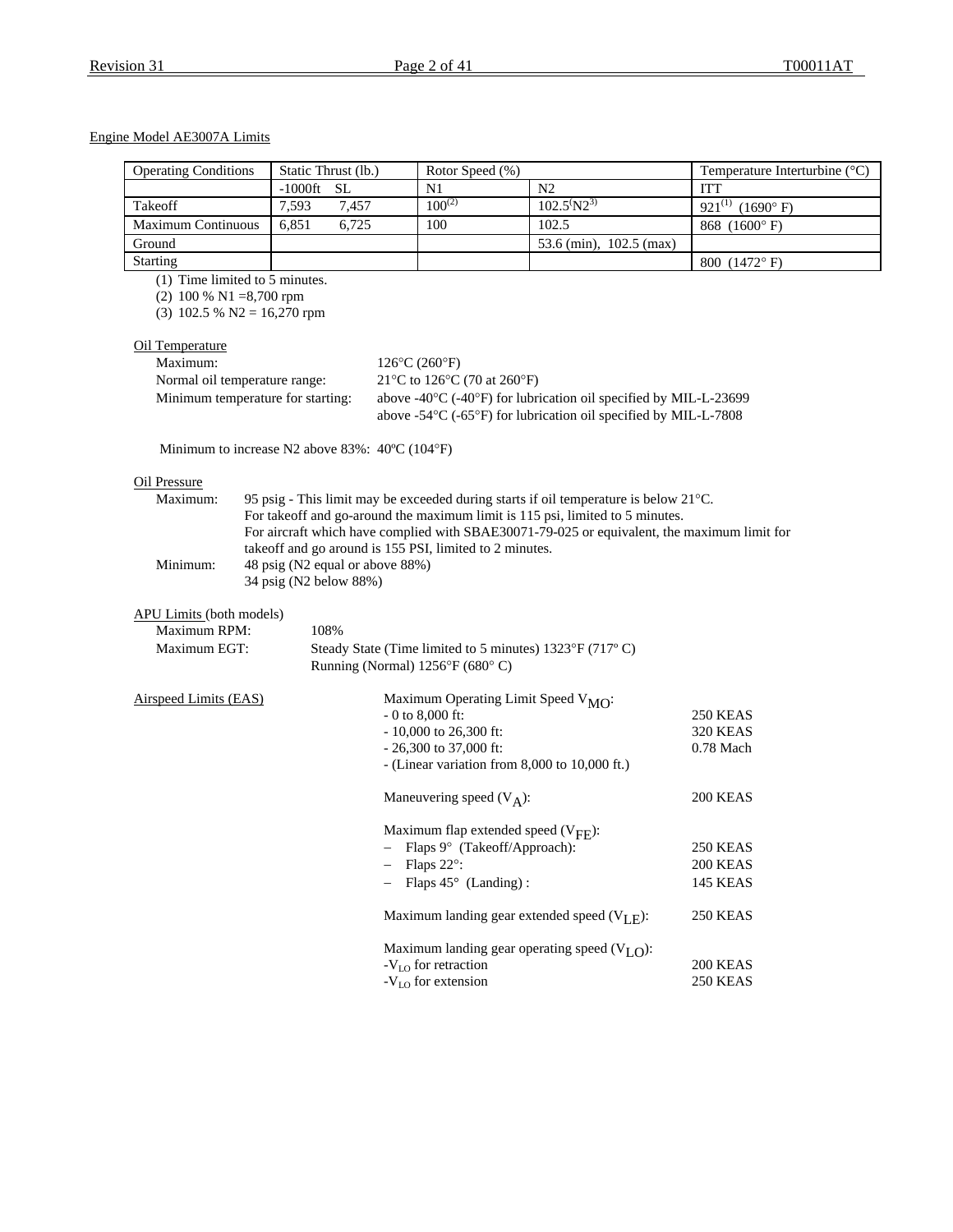Engine Model AE3007A Limits

| Operating Conditions | Static Thrust (lb.) | | Rotor Speed (%) | | Temperature Interturbine (°C) |
|---|---|---|---|---|---|
| | -1000ft | SL | N1 | N2 | ITT |
| Takeoff | 7,593 | 7,457 | 100[2] | 102.5(N2[3]) | 921[1] (1690° F) |
| Maximum Continuous | 6,851 | 6,725 | 100 | 102.5 | 868 (1600° F) |
| Ground | | | | 53.6 (min), 102.5 (max) | |
| Starting | | | | | 800 (1472° F) |

(1) Time limited to 5 minutes.
(2) 100 % N1 =8,700 rpm
(3) 102.5 % N2 = 16,270 rpm

Oil Temperature

- Maximum: 126°C (260°F)
- Normal oil temperature range: 21°C to 126°C (70 at 260°F)
- Minimum temperature for starting: above -40°C (-40°F) for lubrication oil specified by MIL-L-23699
  above -54°C (-65°F) for lubrication oil specified by MIL-L-7808

Minimum to increase N2 above 83%: 40ºC (104°F)

Oil Pressure

- Maximum: 95 psig - This limit may be exceeded during starts if oil temperature is below 21°C.
  For takeoff and go-around the maximum limit is 115 psi, limited to 5 minutes.
  For aircraft which have complied with SBAE30071-79-025 or equivalent, the maximum limit for takeoff and go around is 155 PSI, limited to 2 minutes.
- Minimum: 48 psig (N2 equal or above 88%)
  34 psig (N2 below 88%)

APU Limits (both models)

- Maximum RPM: 108%
- Maximum EGT: Steady State (Time limited to 5 minutes) 1323°F (717º C)
  Running (Normal) 1256°F (680° C)

Airspeed Limits (EAS)

Maximum Operating Limit Speed $V_{MO}$:

| | |
|---|---|
| - 0 to 8,000 ft: | 250 KEAS |
| - 10,000 to 26,300 ft: | 320 KEAS |
| - 26,300 to 37,000 ft: | 0.78 Mach |
| - (Linear variation from 8,000 to 10,000 ft.) | |

Maneuvering speed ($V_A$): 200 KEAS

Maximum flap extended speed ($V_{FE}$):

| | |
|---|---|
| – Flaps 9° (Takeoff/Approach): | 250 KEAS |
| – Flaps 22°: | 200 KEAS |
| – Flaps 45° (Landing) : | 145 KEAS |

Maximum landing gear extended speed ($V_{LE}$): 250 KEAS

Maximum landing gear operating speed ($V_{LO}$):

| | |
|---|---|
| -$V_{LO}$ for retraction | 200 KEAS |
| -$V_{LO}$ for extension | 250 KEAS |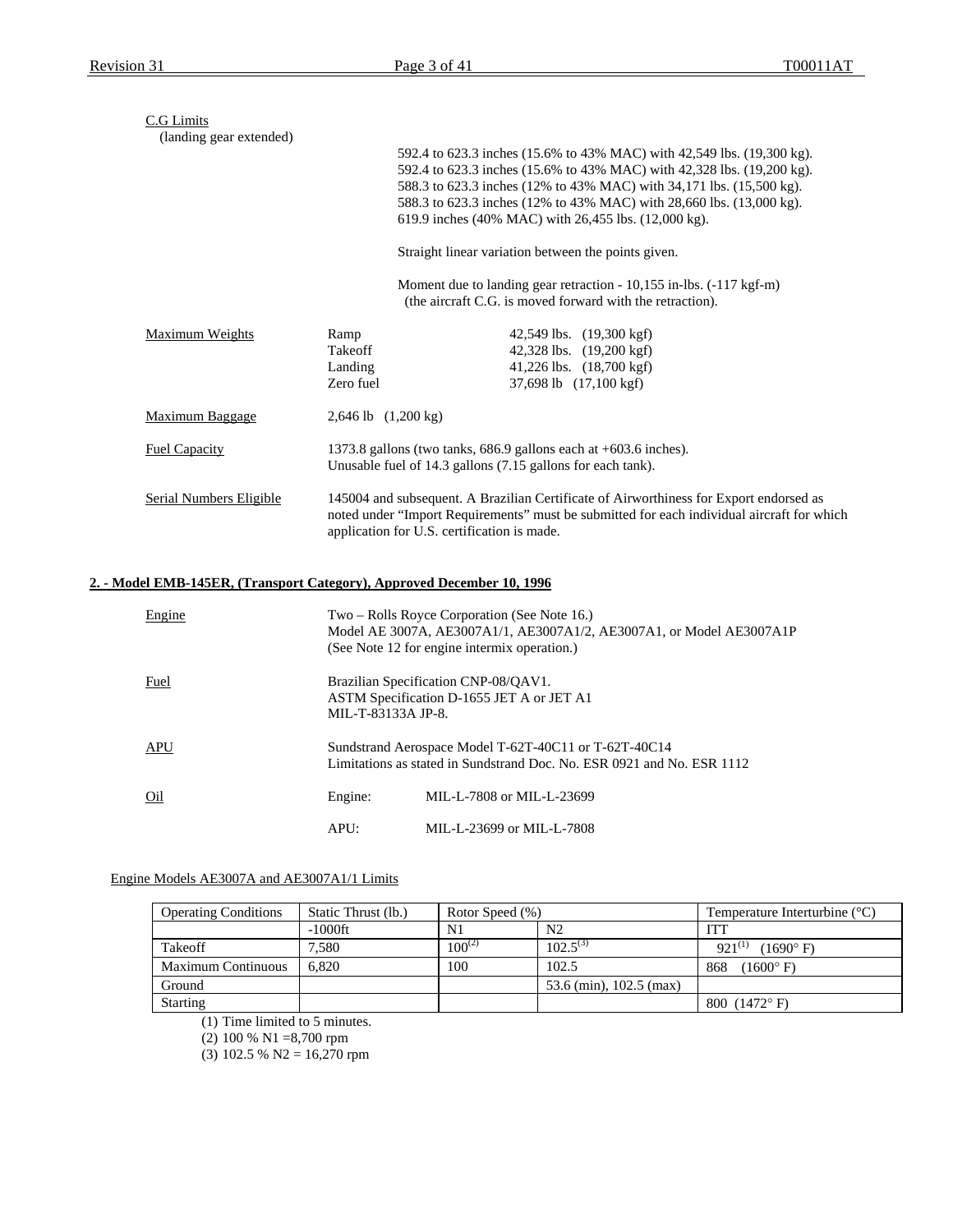C.G Limits
(landing gear extended)

592.4 to 623.3 inches (15.6% to 43% MAC) with 42,549 lbs. (19,300 kg).
592.4 to 623.3 inches (15.6% to 43% MAC) with 42,328 lbs. (19,200 kg).
588.3 to 623.3 inches (12% to 43% MAC) with 34,171 lbs. (15,500 kg).
588.3 to 623.3 inches (12% to 43% MAC) with 28,660 lbs. (13,000 kg).
619.9 inches (40% MAC) with 26,455 lbs. (12,000 kg).

Straight linear variation between the points given.

Moment due to landing gear retraction - 10,155 in-lbs. (-117 kgf-m)
(the aircraft C.G. is moved forward with the retraction).

Maximum Weights

| | |
|---|---|
| Ramp | 42,549 lbs. (19,300 kgf) |
| Takeoff | 42,328 lbs. (19,200 kgf) |
| Landing | 41,226 lbs. (18,700 kgf) |
| Zero fuel | 37,698 lb (17,100 kgf) |

Maximum Baggage: 2,646 lb (1,200 kg)

Fuel Capacity: 1373.8 gallons (two tanks, 686.9 gallons each at +603.6 inches).
Unusable fuel of 14.3 gallons (7.15 gallons for each tank).

Serial Numbers Eligible: 145004 and subsequent. A Brazilian Certificate of Airworthiness for Export endorsed as noted under "Import Requirements" must be submitted for each individual aircraft for which application for U.S. certification is made.

## 2. - Model EMB-145ER, (Transport Category), Approved December 10, 1996

Engine: Two – Rolls Royce Corporation (See Note 16.)
Model AE 3007A, AE3007A1/1, AE3007A1/2, AE3007A1, or Model AE3007A1P
(See Note 12 for engine intermix operation.)

Fuel: Brazilian Specification CNP-08/QAV1.
ASTM Specification D-1655 JET A or JET A1
MIL-T-83133A JP-8.

APU: Sundstrand Aerospace Model T-62T-40C11 or T-62T-40C14
Limitations as stated in Sundstrand Doc. No. ESR 0921 and No. ESR 1112

Oil: Engine: MIL-L-7808 or MIL-L-23699

APU: MIL-L-23699 or MIL-L-7808

Engine Models AE3007A and AE3007A1/1 Limits

| Operating Conditions | Static Thrust (lb.) | Rotor Speed (%) | | Temperature Interturbine (°C) |
|---|---|---|---|---|
| | -1000ft | N1 | N2 | ITT |
| Takeoff | 7,580 | 100(2) | 102.5(3) | 921(1) (1690° F) |
| Maximum Continuous | 6,820 | 100 | 102.5 | 868 (1600° F) |
| Ground | | | 53.6 (min), 102.5 (max) | |
| Starting | | | | 800 (1472° F) |

(1) Time limited to 5 minutes.
(2) 100 % N1 =8,700 rpm
(3) 102.5 % N2 = 16,270 rpm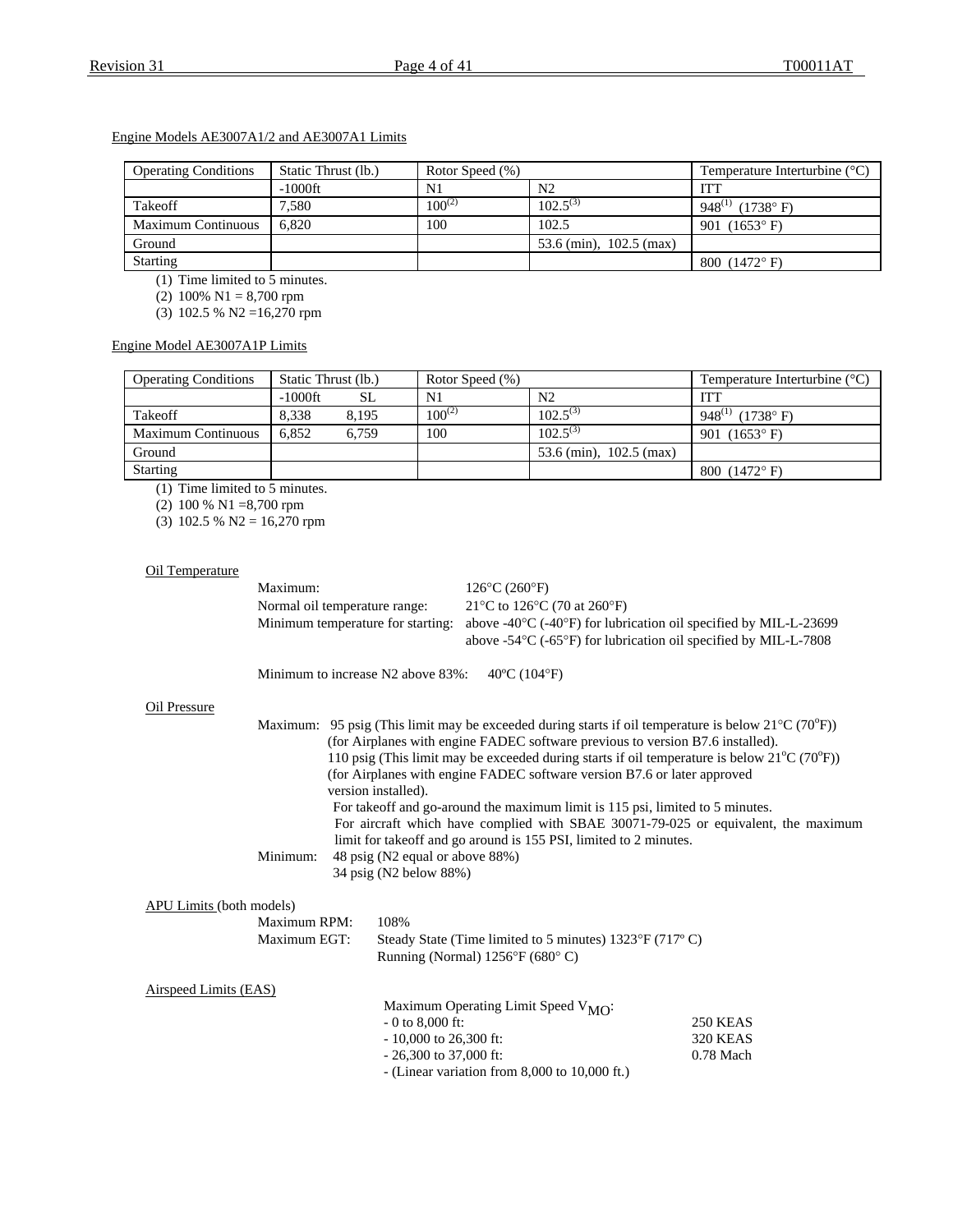Engine Models AE3007A1/2 and AE3007A1 Limits

| Operating Conditions | Static Thrust (lb.) | Rotor Speed (%) | | Temperature Interturbine (°C) |
|---|---|---|---|---|
| | -1000ft | N1 | N2 | ITT |
| Takeoff | 7,580 | 100[2] | 102.5[3] | 948[1] (1738° F) |
| Maximum Continuous | 6,820 | 100 | 102.5 | 901 (1653° F) |
| Ground | | | 53.6 (min), 102.5 (max) | |
| Starting | | | | 800 (1472° F) |

(1) Time limited to 5 minutes.
(2) 100% N1 = 8,700 rpm
(3) 102.5 % N2 =16,270 rpm

Engine Model AE3007A1P Limits

| Operating Conditions | Static Thrust (lb.) | | Rotor Speed (%) | | Temperature Interturbine (°C) |
|---|---|---|---|---|---|
| | -1000ft | SL | N1 | N2 | ITT |
| Takeoff | 8,338 | 8,195 | 100[2] | 102.5[3] | 948[1] (1738° F) |
| Maximum Continuous | 6,852 | 6,759 | 100 | 102.5[3] | 901 (1653° F) |
| Ground | | | | 53.6 (min), 102.5 (max) | |
| Starting | | | | | 800 (1472° F) |

(1) Time limited to 5 minutes.
(2) 100 % N1 =8,700 rpm
(3) 102.5 % N2 = 16,270 rpm

Oil Temperature

Maximum: 126°C (260°F)
Normal oil temperature range: 21°C to 126°C (70 at 260°F)
Minimum temperature for starting: above -40°C (-40°F) for lubrication oil specified by MIL-L-23699
above -54°C (-65°F) for lubrication oil specified by MIL-L-7808

Minimum to increase N2 above 83%: 40ºC (104°F)

Oil Pressure

Maximum: 95 psig (This limit may be exceeded during starts if oil temperature is below 21°C (70°F)) (for Airplanes with engine FADEC software previous to version B7.6 installed).
110 psig (This limit may be exceeded during starts if oil temperature is below 21°C (70°F)) (for Airplanes with engine FADEC software version B7.6 or later approved version installed).
For takeoff and go-around the maximum limit is 115 psi, limited to 5 minutes.
For aircraft which have complied with SBAE 30071-79-025 or equivalent, the maximum limit for takeoff and go around is 155 PSI, limited to 2 minutes.

Minimum: 48 psig (N2 equal or above 88%)
34 psig (N2 below 88%)

APU Limits (both models)

Maximum RPM: 108%
Maximum EGT: Steady State (Time limited to 5 minutes) 1323°F (717º C)
Running (Normal) 1256°F (680° C)

Airspeed Limits (EAS)

Maximum Operating Limit Speed $V_{MO}$:
- 0 to 8,000 ft: 250 KEAS
- 10,000 to 26,300 ft: 320 KEAS
- 26,300 to 37,000 ft: 0.78 Mach
- (Linear variation from 8,000 to 10,000 ft.)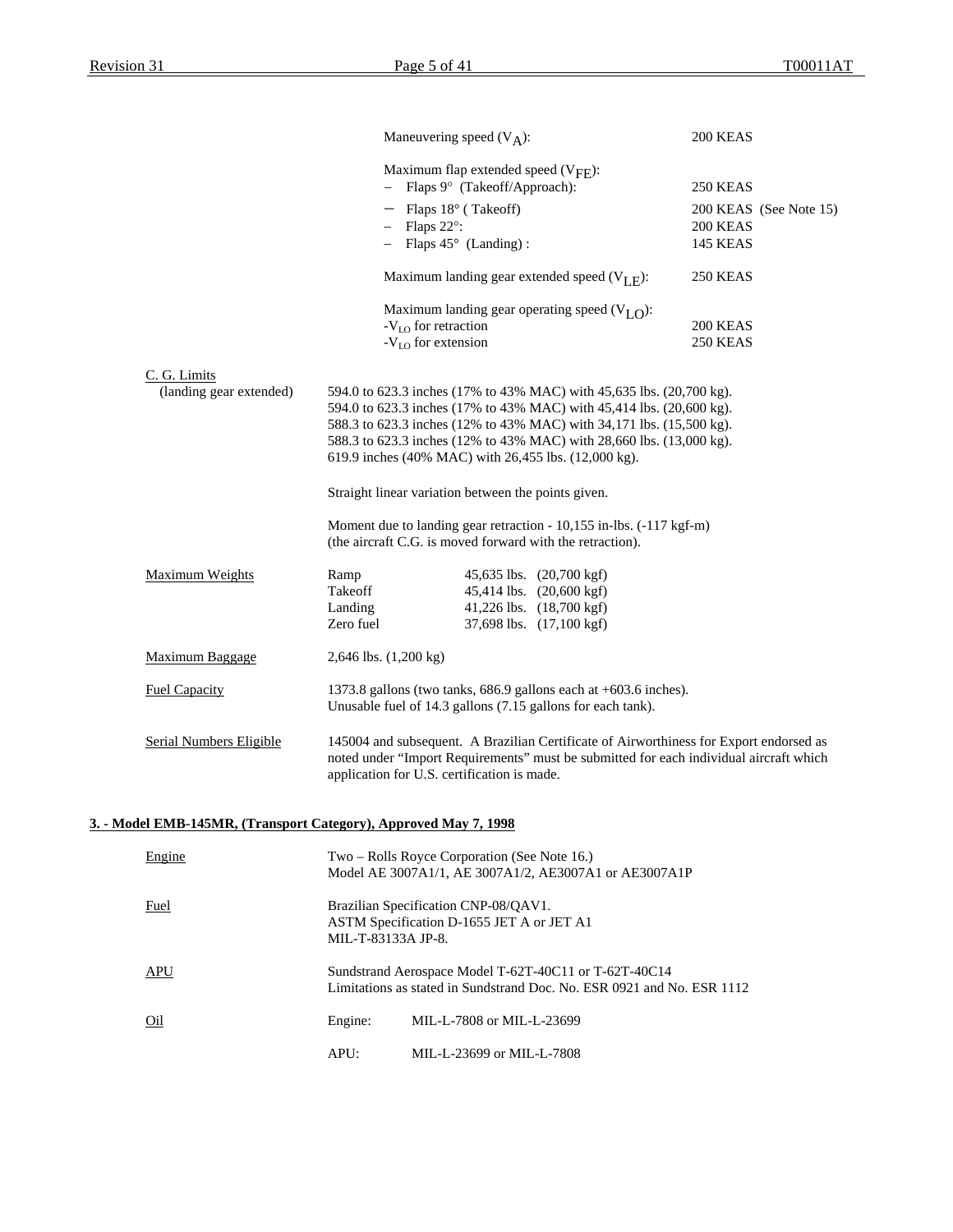Maneuvering speed ($V_A$): 200 KEAS

Maximum flap extended speed ($V_{FE}$):

- Flaps 9° (Takeoff/Approach): 250 KEAS
- Flaps 18° ( Takeoff) 200 KEAS (See Note 15)
- Flaps 22°: 200 KEAS
- Flaps 45° (Landing) : 145 KEAS

Maximum landing gear extended speed ($V_{LE}$): 250 KEAS

Maximum landing gear operating speed ($V_{LO}$):

- $V_{LO}$ for retraction 200 KEAS
- $V_{LO}$ for extension 250 KEAS

C. G. Limits (landing gear extended)

594.0 to 623.3 inches (17% to 43% MAC) with 45,635 lbs. (20,700 kg).
594.0 to 623.3 inches (17% to 43% MAC) with 45,414 lbs. (20,600 kg).
588.3 to 623.3 inches (12% to 43% MAC) with 34,171 lbs. (15,500 kg).
588.3 to 623.3 inches (12% to 43% MAC) with 28,660 lbs. (13,000 kg).
619.9 inches (40% MAC) with 26,455 lbs. (12,000 kg).

Straight linear variation between the points given.

Moment due to landing gear retraction - 10,155 in-lbs. (-117 kgf-m) (the aircraft C.G. is moved forward with the retraction).

Maximum Weights

| | |
|---|---|
| Ramp | 45,635 lbs. (20,700 kgf) |
| Takeoff | 45,414 lbs. (20,600 kgf) |
| Landing | 41,226 lbs. (18,700 kgf) |
| Zero fuel | 37,698 lbs. (17,100 kgf) |

Maximum Baggage: 2,646 lbs. (1,200 kg)

Fuel Capacity: 1373.8 gallons (two tanks, 686.9 gallons each at +603.6 inches). Unusable fuel of 14.3 gallons (7.15 gallons for each tank).

Serial Numbers Eligible: 145004 and subsequent. A Brazilian Certificate of Airworthiness for Export endorsed as noted under "Import Requirements" must be submitted for each individual aircraft which application for U.S. certification is made.

## 3. - Model EMB-145MR, (Transport Category), Approved May 7, 1998

Engine: Two – Rolls Royce Corporation (See Note 16.) Model AE 3007A1/1, AE 3007A1/2, AE3007A1 or AE3007A1P

Fuel: Brazilian Specification CNP-08/QAV1. ASTM Specification D-1655 JET A or JET A1 MIL-T-83133A JP-8.

APU: Sundstrand Aerospace Model T-62T-40C11 or T-62T-40C14 Limitations as stated in Sundstrand Doc. No. ESR 0921 and No. ESR 1112

Oil

| | |
|---|---|
| Engine: | MIL-L-7808 or MIL-L-23699 |
| APU: | MIL-L-23699 or MIL-L-7808 |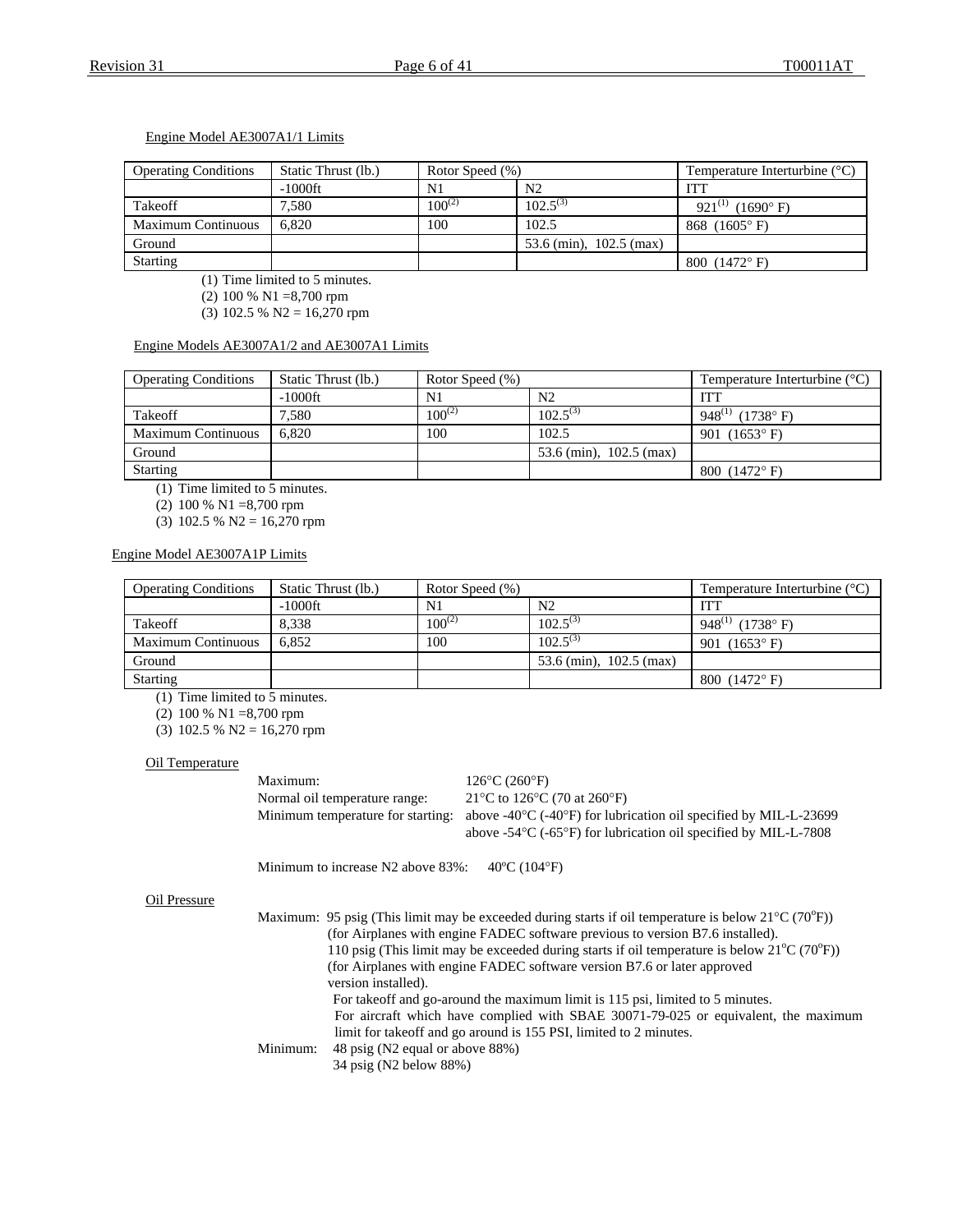Engine Model AE3007A1/1 Limits

| Operating Conditions | Static Thrust (lb.) | Rotor Speed (%) | | Temperature Interturbine (°C) |
|---|---|---|---|---|
| | -1000ft | N1 | N2 | ITT |
| Takeoff | 7,580 | 100(2) | 102.5(3) | 921(1) (1690° F) |
| Maximum Continuous | 6,820 | 100 | 102.5 | 868 (1605° F) |
| Ground | | | 53.6 (min), 102.5 (max) | |
| Starting | | | | 800 (1472° F) |

(1) Time limited to 5 minutes.
(2) 100 % N1 =8,700 rpm
(3) 102.5 % N2 = 16,270 rpm

Engine Models AE3007A1/2 and AE3007A1 Limits

| Operating Conditions | Static Thrust (lb.) | Rotor Speed (%) | | Temperature Interturbine (°C) |
|---|---|---|---|---|
| | -1000ft | N1 | N2 | ITT |
| Takeoff | 7,580 | 100(2) | 102.5(3) | 948(1) (1738° F) |
| Maximum Continuous | 6,820 | 100 | 102.5 | 901 (1653° F) |
| Ground | | | 53.6 (min), 102.5 (max) | |
| Starting | | | | 800 (1472° F) |

(1) Time limited to 5 minutes.
(2) 100 % N1 =8,700 rpm
(3) 102.5 % N2 = 16,270 rpm

Engine Model AE3007A1P Limits

| Operating Conditions | Static Thrust (lb.) | Rotor Speed (%) | | Temperature Interturbine (°C) |
|---|---|---|---|---|
| | -1000ft | N1 | N2 | ITT |
| Takeoff | 8,338 | 100(2) | 102.5(3) | 948(1) (1738° F) |
| Maximum Continuous | 6,852 | 100 | 102.5(3) | 901 (1653° F) |
| Ground | | | 53.6 (min), 102.5 (max) | |
| Starting | | | | 800 (1472° F) |

(1) Time limited to 5 minutes.
(2) 100 % N1 =8,700 rpm
(3) 102.5 % N2 = 16,270 rpm

Oil Temperature

Maximum: 126°C (260°F)
Normal oil temperature range: 21°C to 126°C (70 at 260°F)
Minimum temperature for starting: above -40°C (-40°F) for lubrication oil specified by MIL-L-23699
above -54°C (-65°F) for lubrication oil specified by MIL-L-7808

Minimum to increase N2 above 83%: 40ºC (104°F)

Oil Pressure

Maximum: 95 psig (This limit may be exceeded during starts if oil temperature is below 21°C (70ºF)) (for Airplanes with engine FADEC software previous to version B7.6 installed).
110 psig (This limit may be exceeded during starts if oil temperature is below 21ºC (70ºF)) (for Airplanes with engine FADEC software version B7.6 or later approved version installed).
For takeoff and go-around the maximum limit is 115 psi, limited to 5 minutes.
For aircraft which have complied with SBAE 30071-79-025 or equivalent, the maximum limit for takeoff and go around is 155 PSI, limited to 2 minutes.

Minimum: 48 psig (N2 equal or above 88%)
34 psig (N2 below 88%)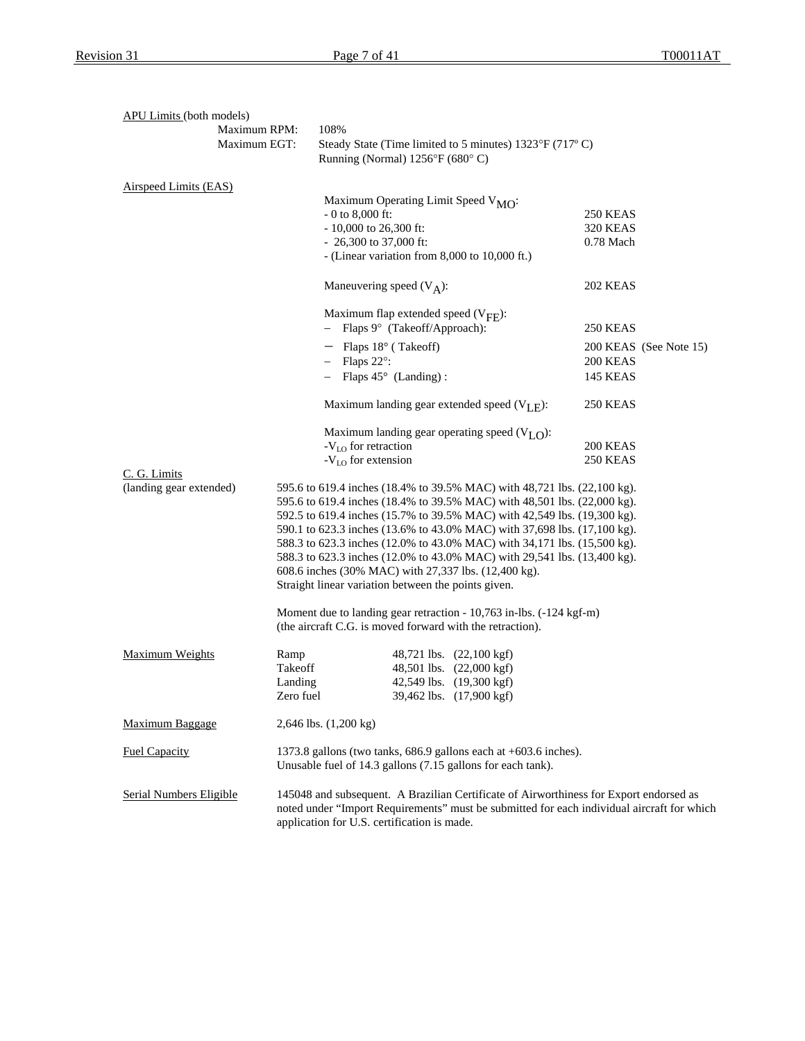APU Limits (both models)

| | |
|---|---|
| Maximum RPM: | 108% |
| Maximum EGT: | Steady State (Time limited to 5 minutes) 1323°F (717º C)<br>Running (Normal) 1256°F (680° C) |

Airspeed Limits (EAS)

Maximum Operating Limit Speed $V_{MO}$:

| | |
|---|---|
| - 0 to 8,000 ft: | 250 KEAS |
| - 10,000 to 26,300 ft: | 320 KEAS |
| - 26,300 to 37,000 ft: | 0.78 Mach |
| - (Linear variation from 8,000 to 10,000 ft.) | |

| | |
|---|---|
| Maneuvering speed ($V_A$): | 202 KEAS |

Maximum flap extended speed ($V_{FE}$):

| | |
|---|---|
| – Flaps 9° (Takeoff/Approach): | 250 KEAS |
| – Flaps 18° ( Takeoff) | 200 KEAS (See Note 15) |
| – Flaps 22°: | 200 KEAS |
| – Flaps 45° (Landing) : | 145 KEAS |

| | |
|---|---|
| Maximum landing gear extended speed ($V_{LE}$): | 250 KEAS |

Maximum landing gear operating speed ($V_{LO}$):

| | |
|---|---|
| -$V_{LO}$ for retraction | 200 KEAS |
| -$V_{LO}$ for extension | 250 KEAS |

C. G. Limits (landing gear extended)

595.6 to 619.4 inches (18.4% to 39.5% MAC) with 48,721 lbs. (22,100 kg).
595.6 to 619.4 inches (18.4% to 39.5% MAC) with 48,501 lbs. (22,000 kg).
592.5 to 619.4 inches (15.7% to 39.5% MAC) with 42,549 lbs. (19,300 kg).
590.1 to 623.3 inches (13.6% to 43.0% MAC) with 37,698 lbs. (17,100 kg).
588.3 to 623.3 inches (12.0% to 43.0% MAC) with 34,171 lbs. (15,500 kg).
588.3 to 623.3 inches (12.0% to 43.0% MAC) with 29,541 lbs. (13,400 kg).
608.6 inches (30% MAC) with 27,337 lbs. (12,400 kg).
Straight linear variation between the points given.

Moment due to landing gear retraction - 10,763 in-lbs. (-124 kgf-m)
(the aircraft C.G. is moved forward with the retraction).

Maximum Weights

| | |
|---|---|
| Ramp | 48,721 lbs. (22,100 kgf) |
| Takeoff | 48,501 lbs. (22,000 kgf) |
| Landing | 42,549 lbs. (19,300 kgf) |
| Zero fuel | 39,462 lbs. (17,900 kgf) |

Maximum Baggage

2,646 lbs. (1,200 kg)

Fuel Capacity

1373.8 gallons (two tanks, 686.9 gallons each at +603.6 inches).
Unusable fuel of 14.3 gallons (7.15 gallons for each tank).

Serial Numbers Eligible

145048 and subsequent. A Brazilian Certificate of Airworthiness for Export endorsed as noted under "Import Requirements" must be submitted for each individual aircraft for which application for U.S. certification is made.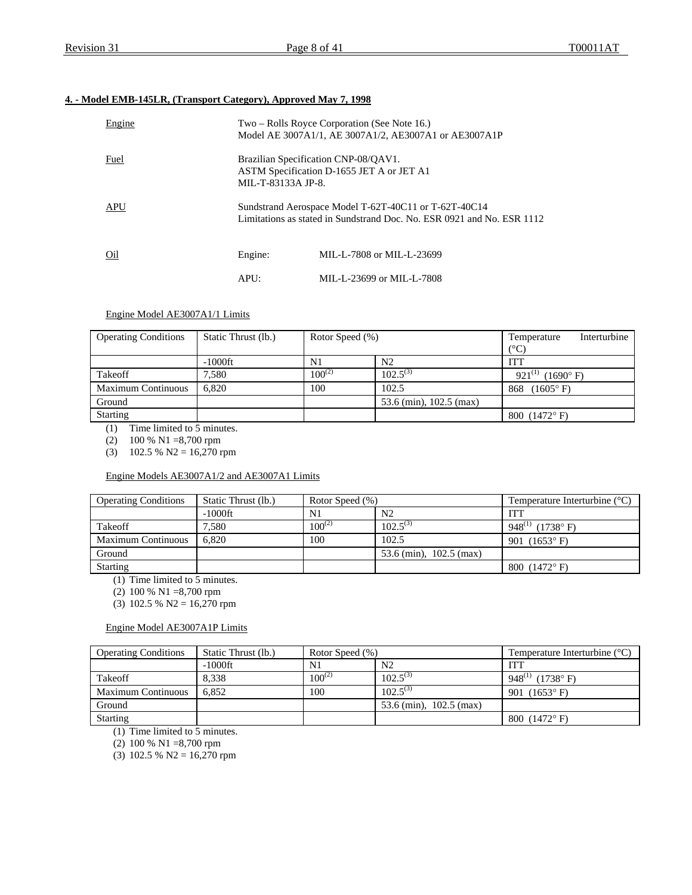## 4. - Model EMB-145LR, (Transport Category), Approved May 7, 1998

Engine: Two – Rolls Royce Corporation (See Note 16.)
Model AE 3007A1/1, AE 3007A1/2, AE3007A1 or AE3007A1P

Fuel: Brazilian Specification CNP-08/QAV1.
ASTM Specification D-1655 JET A or JET A1
MIL-T-83133A JP-8.

APU: Sundstrand Aerospace Model T-62T-40C11 or T-62T-40C14
Limitations as stated in Sundstrand Doc. No. ESR 0921 and No. ESR 1112

Oil:
- Engine: MIL-L-7808 or MIL-L-23699
- APU: MIL-L-23699 or MIL-L-7808

Engine Model AE3007A1/1 Limits

| Operating Conditions | Static Thrust (lb.) | Rotor Speed (%) | | Temperature Interturbine (°C) |
|---|---|---|---|---|
| | -1000ft | N1 | N2 | ITT |
| Takeoff | 7,580 | 100(2) | 102.5(3) | 921(1) (1690° F) |
| Maximum Continuous | 6,820 | 100 | 102.5 | 868 (1605° F) |
| Ground | | | 53.6 (min), 102.5 (max) | |
| Starting | | | | 800 (1472° F) |

(1) Time limited to 5 minutes.
(2) 100 % N1 =8,700 rpm
(3) 102.5 % N2 = 16,270 rpm

Engine Models AE3007A1/2 and AE3007A1 Limits

| Operating Conditions | Static Thrust (lb.) | Rotor Speed (%) | | Temperature Interturbine (°C) |
|---|---|---|---|---|
| | -1000ft | N1 | N2 | ITT |
| Takeoff | 7,580 | 100(2) | 102.5(3) | 948(1) (1738° F) |
| Maximum Continuous | 6,820 | 100 | 102.5 | 901 (1653° F) |
| Ground | | | 53.6 (min), 102.5 (max) | |
| Starting | | | | 800 (1472° F) |

(1) Time limited to 5 minutes.
(2) 100 % N1 =8,700 rpm
(3) 102.5 % N2 = 16,270 rpm

Engine Model AE3007A1P Limits

| Operating Conditions | Static Thrust (lb.) | Rotor Speed (%) | | Temperature Interturbine (°C) |
|---|---|---|---|---|
| | -1000ft | N1 | N2 | ITT |
| Takeoff | 8,338 | 100(2) | 102.5(3) | 948(1) (1738° F) |
| Maximum Continuous | 6,852 | 100 | 102.5(3) | 901 (1653° F) |
| Ground | | | 53.6 (min), 102.5 (max) | |
| Starting | | | | 800 (1472° F) |

(1) Time limited to 5 minutes.
(2) 100 % N1 =8,700 rpm
(3) 102.5 % N2 = 16,270 rpm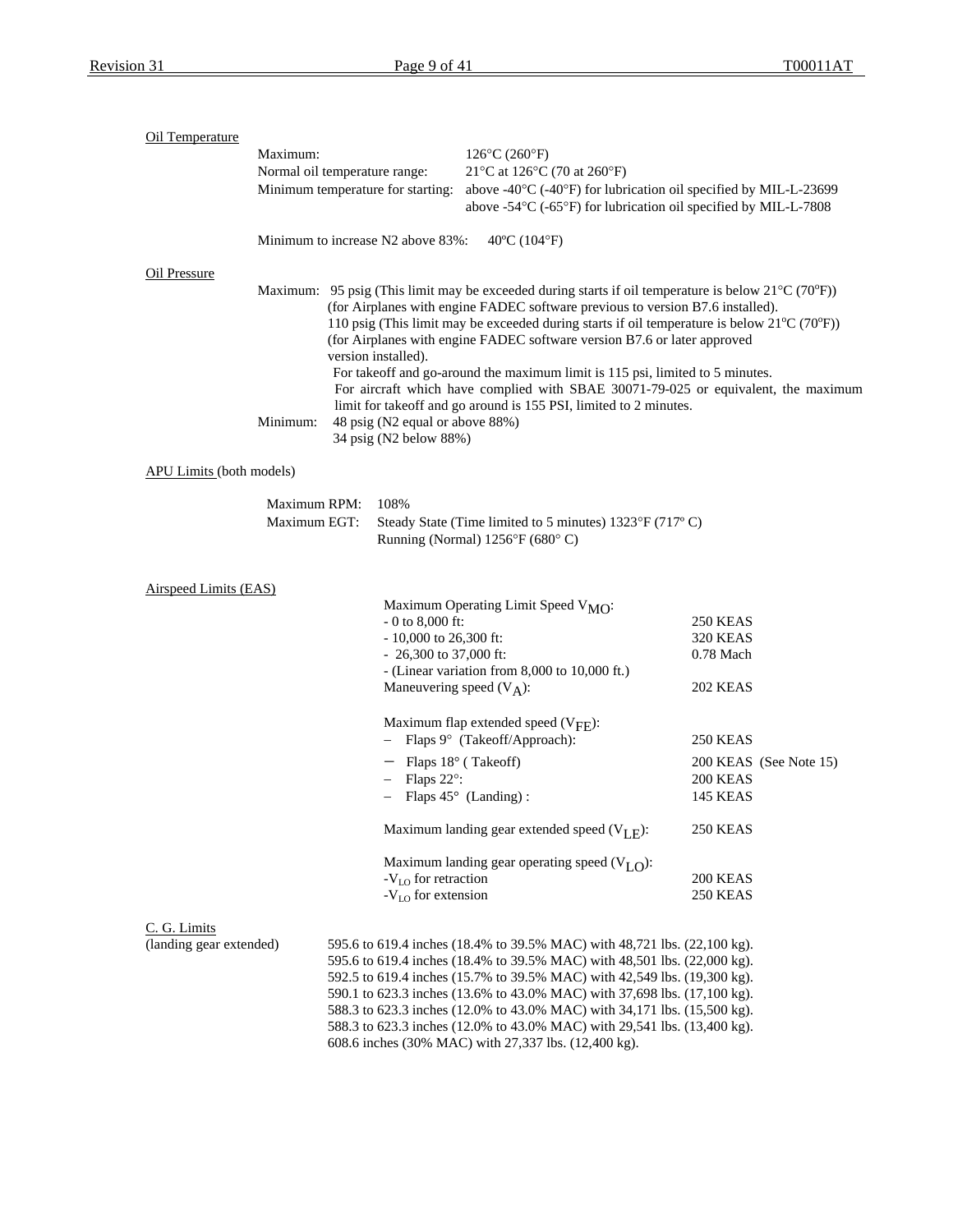**Oil Temperature**

| | |
|---|---|
| Maximum: | 126°C (260°F) |
| Normal oil temperature range: | 21°C at 126°C (70 at 260°F) |
| Minimum temperature for starting: | above -40°C (-40°F) for lubrication oil specified by MIL-L-23699<br>above -54°C (-65°F) for lubrication oil specified by MIL-L-7808 |

Minimum to increase N2 above 83%: 40ºC (104°F)

**Oil Pressure**

Maximum: 95 psig (This limit may be exceeded during starts if oil temperature is below 21°C (70ºF)) (for Airplanes with engine FADEC software previous to version B7.6 installed).
110 psig (This limit may be exceeded during starts if oil temperature is below 21ºC (70ºF)) (for Airplanes with engine FADEC software version B7.6 or later approved version installed).
For takeoff and go-around the maximum limit is 115 psi, limited to 5 minutes.
For aircraft which have complied with SBAE 30071-79-025 or equivalent, the maximum limit for takeoff and go around is 155 PSI, limited to 2 minutes.

Minimum: 48 psig (N2 equal or above 88%)
34 psig (N2 below 88%)

**APU Limits** (both models)

Maximum RPM: 108%
Maximum EGT: Steady State (Time limited to 5 minutes) 1323°F (717º C)
Running (Normal) 1256°F (680° C)

**Airspeed Limits (EAS)**

| | |
|---|---|
| Maximum Operating Limit Speed $V_{MO}$: | |
| - 0 to 8,000 ft: | 250 KEAS |
| - 10,000 to 26,300 ft: | 320 KEAS |
| - 26,300 to 37,000 ft: | 0.78 Mach |
| - (Linear variation from 8,000 to 10,000 ft.) | |
| Maneuvering speed ($V_A$): | 202 KEAS |
| Maximum flap extended speed ($V_{FE}$): | |
| – Flaps 9° (Takeoff/Approach): | 250 KEAS |
| – Flaps 18° ( Takeoff) | 200 KEAS (See Note 15) |
| – Flaps 22°: | 200 KEAS |
| – Flaps 45° (Landing) : | 145 KEAS |
| Maximum landing gear extended speed ($V_{LE}$): | 250 KEAS |
| Maximum landing gear operating speed ($V_{LO}$): | |
| -$V_{LO}$ for retraction | 200 KEAS |
| -$V_{LO}$ for extension | 250 KEAS |

**C. G. Limits**
(landing gear extended)

595.6 to 619.4 inches (18.4% to 39.5% MAC) with 48,721 lbs. (22,100 kg).
595.6 to 619.4 inches (18.4% to 39.5% MAC) with 48,501 lbs. (22,000 kg).
592.5 to 619.4 inches (15.7% to 39.5% MAC) with 42,549 lbs. (19,300 kg).
590.1 to 623.3 inches (13.6% to 43.0% MAC) with 37,698 lbs. (17,100 kg).
588.3 to 623.3 inches (12.0% to 43.0% MAC) with 34,171 lbs. (15,500 kg).
588.3 to 623.3 inches (12.0% to 43.0% MAC) with 29,541 lbs. (13,400 kg).
608.6 inches (30% MAC) with 27,337 lbs. (12,400 kg).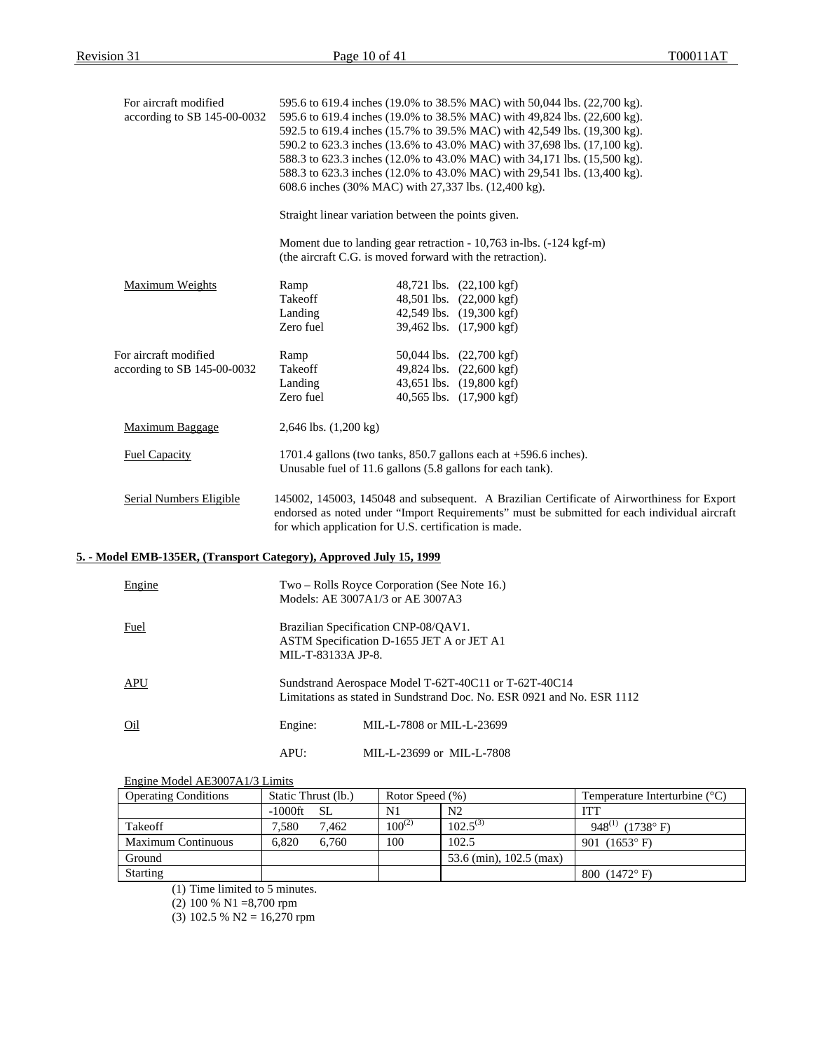For aircraft modified according to SB 145-00-0032

595.6 to 619.4 inches (19.0% to 38.5% MAC) with 50,044 lbs. (22,700 kg).
595.6 to 619.4 inches (19.0% to 38.5% MAC) with 49,824 lbs. (22,600 kg).
592.5 to 619.4 inches (15.7% to 39.5% MAC) with 42,549 lbs. (19,300 kg).
590.2 to 623.3 inches (13.6% to 43.0% MAC) with 37,698 lbs. (17,100 kg).
588.3 to 623.3 inches (12.0% to 43.0% MAC) with 34,171 lbs. (15,500 kg).
588.3 to 623.3 inches (12.0% to 43.0% MAC) with 29,541 lbs. (13,400 kg).
608.6 inches (30% MAC) with 27,337 lbs. (12,400 kg).

Straight linear variation between the points given.

Moment due to landing gear retraction - 10,763 in-lbs. (-124 kgf-m)
(the aircraft C.G. is moved forward with the retraction).

Maximum Weights

| | | |
|---|---|---|
| Ramp | 48,721 lbs. | (22,100 kgf) |
| Takeoff | 48,501 lbs. | (22,000 kgf) |
| Landing | 42,549 lbs. | (19,300 kgf) |
| Zero fuel | 39,462 lbs. | (17,900 kgf) |

For aircraft modified according to SB 145-00-0032

| | | |
|---|---|---|
| Ramp | 50,044 lbs. | (22,700 kgf) |
| Takeoff | 49,824 lbs. | (22,600 kgf) |
| Landing | 43,651 lbs. | (19,800 kgf) |
| Zero fuel | 40,565 lbs. | (17,900 kgf) |

Maximum Baggage

2,646 lbs. (1,200 kg)

Fuel Capacity

1701.4 gallons (two tanks, 850.7 gallons each at +596.6 inches).
Unusable fuel of 11.6 gallons (5.8 gallons for each tank).

Serial Numbers Eligible

145002, 145003, 145048 and subsequent. A Brazilian Certificate of Airworthiness for Export endorsed as noted under "Import Requirements" must be submitted for each individual aircraft for which application for U.S. certification is made.

## 5. - Model EMB-135ER, (Transport Category), Approved July 15, 1999

Engine

Two – Rolls Royce Corporation (See Note 16.)
Models: AE 3007A1/3 or AE 3007A3

Fuel

Brazilian Specification CNP-08/QAV1.
ASTM Specification D-1655 JET A or JET A1
MIL-T-83133A JP-8.

APU

Sundstrand Aerospace Model T-62T-40C11 or T-62T-40C14
Limitations as stated in Sundstrand Doc. No. ESR 0921 and No. ESR 1112

Oil

Engine: MIL-L-7808 or MIL-L-23699

APU: MIL-L-23699 or MIL-L-7808

Engine Model AE3007A1/3 Limits

| Operating Conditions | Static Thrust (lb.) | | Rotor Speed (%) | | Temperature Interturbine (°C) |
|---|---|---|---|---|---|
| | -1000ft | SL | N1 | N2 | ITT |
| Takeoff | 7,580 | 7,462 | 100(2) | 102.5(3) | 948(1) (1738° F) |
| Maximum Continuous | 6,820 | 6,760 | 100 | 102.5 | 901 (1653° F) |
| Ground | | | | 53.6 (min), 102.5 (max) | |
| Starting | | | | | 800 (1472° F) |

(1) Time limited to 5 minutes.
(2) 100 % N1 =8,700 rpm
(3) 102.5 % N2 = 16,270 rpm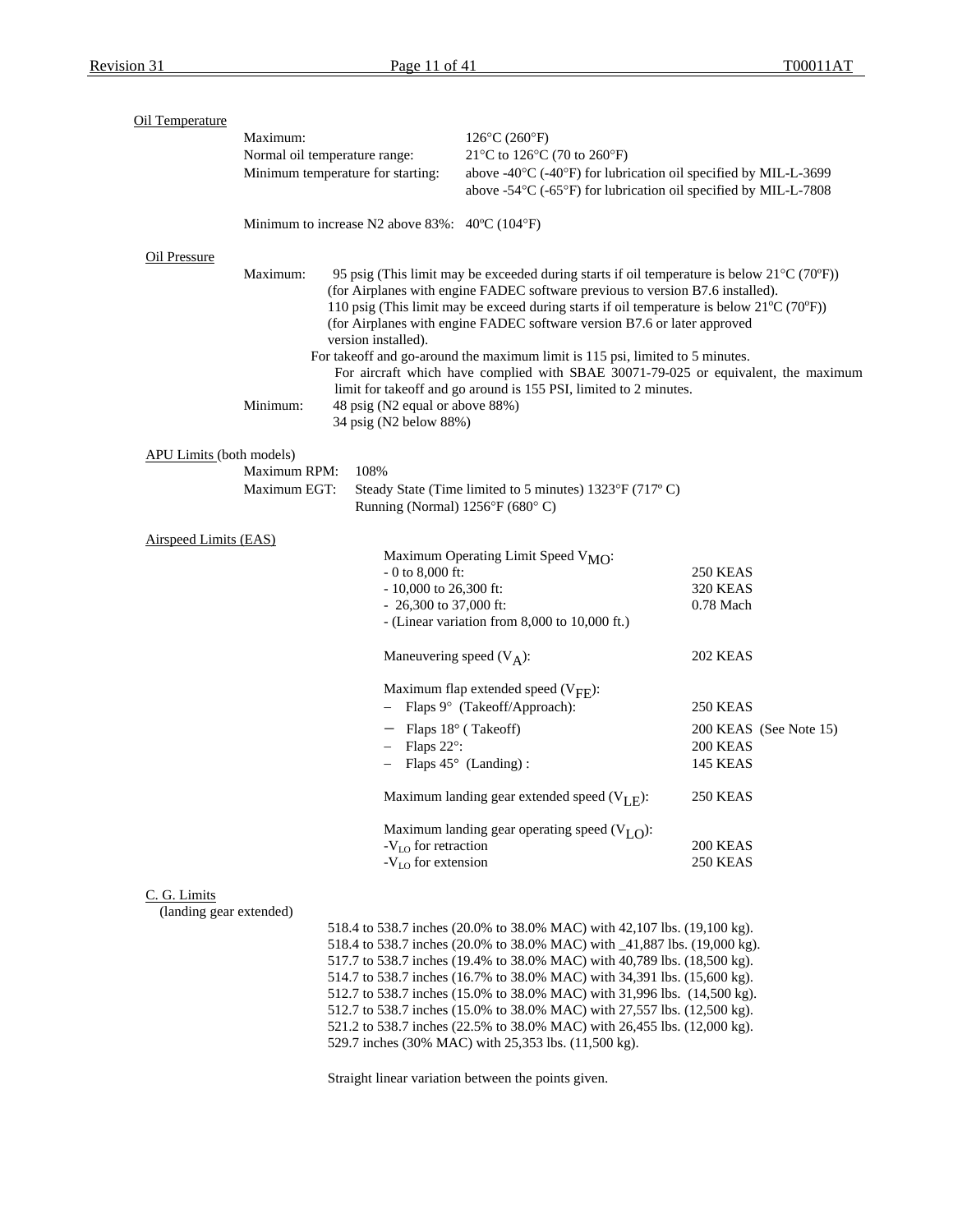Oil Temperature

| | |
|---|---|
| Maximum: | 126°C (260°F) |
| Normal oil temperature range: | 21°C to 126°C (70 to 260°F) |
| Minimum temperature for starting: | above -40°C (-40°F) for lubrication oil specified by MIL-L-3699<br>above -54°C (-65°F) for lubrication oil specified by MIL-L-7808 |
| Minimum to increase N2 above 83%: | 40ºC (104°F) |

Oil Pressure

Maximum: 95 psig (This limit may be exceeded during starts if oil temperature is below 21°C (70ºF)) (for Airplanes with engine FADEC software previous to version B7.6 installed).
110 psig (This limit may be exceed during starts if oil temperature is below 21ºC (70ºF)) (for Airplanes with engine FADEC software version B7.6 or later approved version installed).
For takeoff and go-around the maximum limit is 115 psi, limited to 5 minutes.
For aircraft which have complied with SBAE 30071-79-025 or equivalent, the maximum limit for takeoff and go around is 155 PSI, limited to 2 minutes.

Minimum: 48 psig (N2 equal or above 88%)
34 psig (N2 below 88%)

APU Limits (both models)

Maximum RPM: 108%

Maximum EGT: Steady State (Time limited to 5 minutes) 1323°F (717º C)
Running (Normal) 1256°F (680° C)

Airspeed Limits (EAS)

| | |
|---|---|
| Maximum Operating Limit Speed $V_{MO}$: | |
| - 0 to 8,000 ft: | 250 KEAS |
| - 10,000 to 26,300 ft: | 320 KEAS |
| - 26,300 to 37,000 ft: | 0.78 Mach |
| - (Linear variation from 8,000 to 10,000 ft.) | |
| Maneuvering speed ($V_A$): | 202 KEAS |
| Maximum flap extended speed ($V_{FE}$): | |
| – Flaps 9° (Takeoff/Approach): | 250 KEAS |
| – Flaps 18° ( Takeoff) | 200 KEAS (See Note 15) |
| – Flaps 22°: | 200 KEAS |
| – Flaps 45° (Landing) : | 145 KEAS |
| Maximum landing gear extended speed ($V_{LE}$): | 250 KEAS |
| Maximum landing gear operating speed ($V_{LO}$): | |
| -$V_{LO}$ for retraction | 200 KEAS |
| -$V_{LO}$ for extension | 250 KEAS |

C. G. Limits
(landing gear extended)

518.4 to 538.7 inches (20.0% to 38.0% MAC) with 42,107 lbs. (19,100 kg).
518.4 to 538.7 inches (20.0% to 38.0% MAC) with _41,887 lbs. (19,000 kg).
517.7 to 538.7 inches (19.4% to 38.0% MAC) with 40,789 lbs. (18,500 kg).
514.7 to 538.7 inches (16.7% to 38.0% MAC) with 34,391 lbs. (15,600 kg).
512.7 to 538.7 inches (15.0% to 38.0% MAC) with 31,996 lbs. (14,500 kg).
512.7 to 538.7 inches (15.0% to 38.0% MAC) with 27,557 lbs. (12,500 kg).
521.2 to 538.7 inches (22.5% to 38.0% MAC) with 26,455 lbs. (12,000 kg).
529.7 inches (30% MAC) with 25,353 lbs. (11,500 kg).

Straight linear variation between the points given.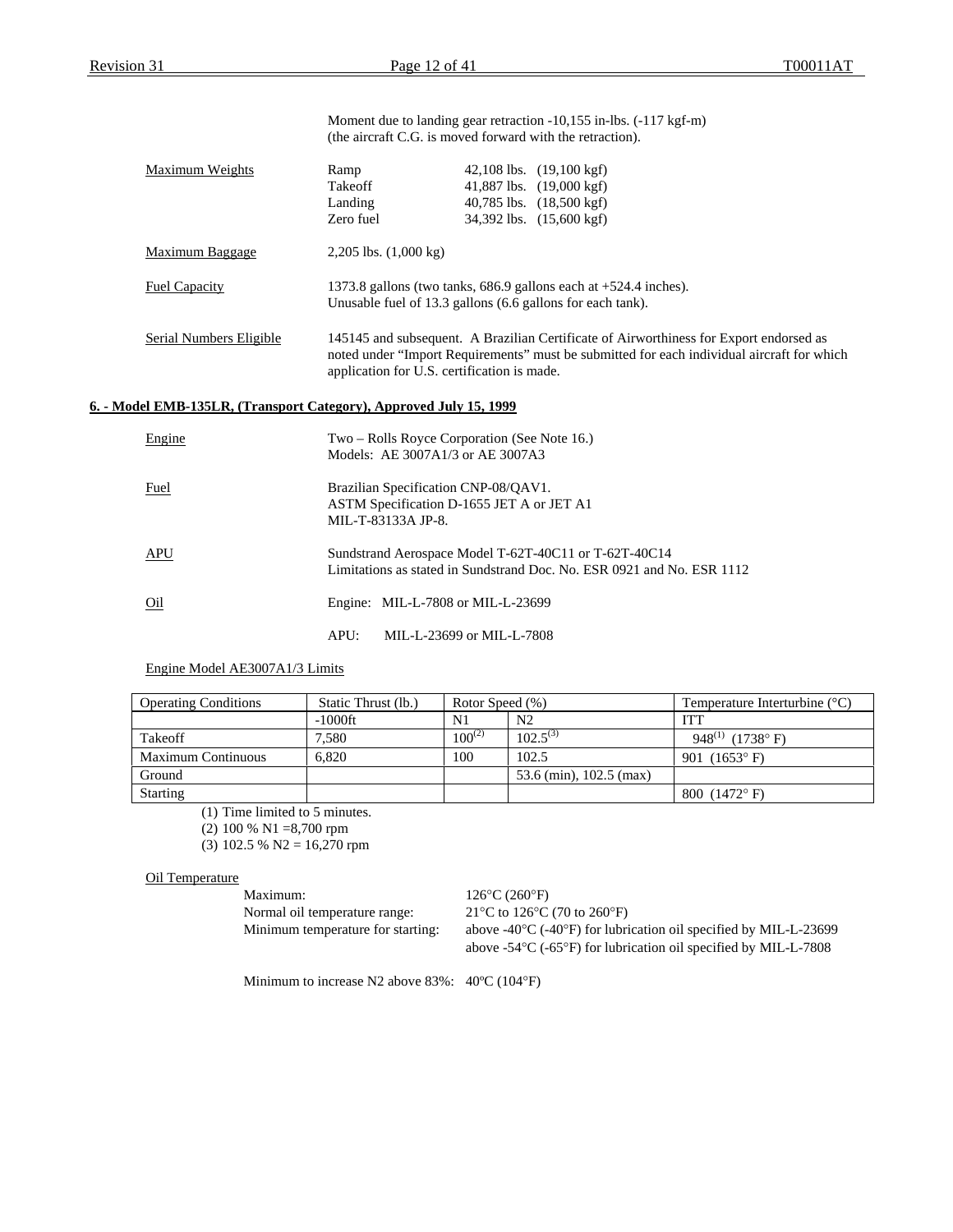Moment due to landing gear retraction -10,155 in-lbs. (-117 kgf-m)
(the aircraft C.G. is moved forward with the retraction).

| | | |
|---|---|---|
| Maximum Weights | Ramp | 42,108 lbs. (19,100 kgf) |
| | Takeoff | 41,887 lbs. (19,000 kgf) |
| | Landing | 40,785 lbs. (18,500 kgf) |
| | Zero fuel | 34,392 lbs. (15,600 kgf) |

Maximum Baggage: 2,205 lbs. (1,000 kg)

Fuel Capacity: 1373.8 gallons (two tanks, 686.9 gallons each at +524.4 inches).
Unusable fuel of 13.3 gallons (6.6 gallons for each tank).

Serial Numbers Eligible: 145145 and subsequent. A Brazilian Certificate of Airworthiness for Export endorsed as noted under "Import Requirements" must be submitted for each individual aircraft for which application for U.S. certification is made.

## 6. - Model EMB-135LR, (Transport Category), Approved July 15, 1999

Engine: Two – Rolls Royce Corporation (See Note 16.)
Models: AE 3007A1/3 or AE 3007A3

Fuel: Brazilian Specification CNP-08/QAV1.
ASTM Specification D-1655 JET A or JET A1
MIL-T-83133A JP-8.

APU: Sundstrand Aerospace Model T-62T-40C11 or T-62T-40C14
Limitations as stated in Sundstrand Doc. No. ESR 0921 and No. ESR 1112

Oil: Engine: MIL-L-7808 or MIL-L-23699

APU: MIL-L-23699 or MIL-L-7808

Engine Model AE3007A1/3 Limits

| Operating Conditions | Static Thrust (lb.) | Rotor Speed (%) | | Temperature Interturbine (°C) |
|---|---|---|---|---|
| | -1000ft | N1 | N2 | ITT |
| Takeoff | 7,580 | 100(2) | 102.5(3) | 948(1) (1738° F) |
| Maximum Continuous | 6,820 | 100 | 102.5 | 901 (1653° F) |
| Ground | | | 53.6 (min), 102.5 (max) | |
| Starting | | | | 800 (1472° F) |

(1) Time limited to 5 minutes.
(2) 100 % N1 =8,700 rpm
(3) 102.5 % N2 = 16,270 rpm

Oil Temperature

| | |
|---|---|
| Maximum: | 126°C (260°F) |
| Normal oil temperature range: | 21°C to 126°C (70 to 260°F) |
| Minimum temperature for starting: | above -40°C (-40°F) for lubrication oil specified by MIL-L-23699 |
| | above -54°C (-65°F) for lubrication oil specified by MIL-L-7808 |

Minimum to increase N2 above 83%: 40ºC (104°F)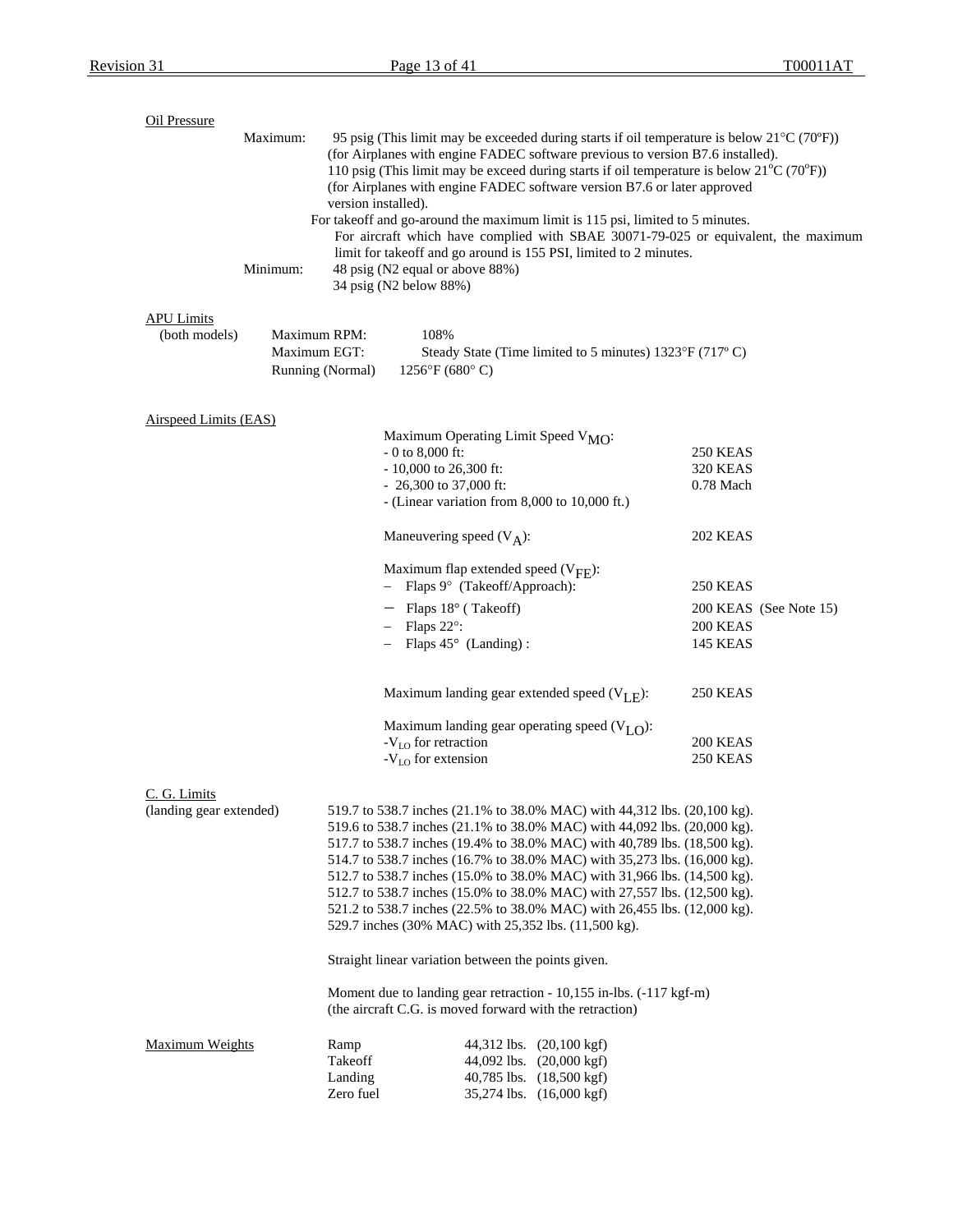Oil Pressure

Maximum: 95 psig (This limit may be exceeded during starts if oil temperature is below 21°C (70ºF)) (for Airplanes with engine FADEC software previous to version B7.6 installed).
110 psig (This limit may be exceed during starts if oil temperature is below 21ºC (70ºF)) (for Airplanes with engine FADEC software version B7.6 or later approved version installed).
For takeoff and go-around the maximum limit is 115 psi, limited to 5 minutes.
For aircraft which have complied with SBAE 30071-79-025 or equivalent, the maximum limit for takeoff and go around is 155 PSI, limited to 2 minutes.

Minimum: 48 psig (N2 equal or above 88%)
34 psig (N2 below 88%)

APU Limits

| (both models) | | |
|---|---|---|
| | Maximum RPM: | 108% |
| | Maximum EGT: | Steady State (Time limited to 5 minutes) 1323°F (717º C) |
| | Running (Normal) | 1256°F (680° C) |

Airspeed Limits (EAS)

| | |
|---|---|
| Maximum Operating Limit Speed $V_{MO}$: | |
| - 0 to 8,000 ft: | 250 KEAS |
| - 10,000 to 26,300 ft: | 320 KEAS |
| - 26,300 to 37,000 ft: | 0.78 Mach |
| - (Linear variation from 8,000 to 10,000 ft.) | |
| Maneuvering speed ($V_A$): | 202 KEAS |
| Maximum flap extended speed ($V_{FE}$): | |
| – Flaps 9° (Takeoff/Approach): | 250 KEAS |
| – Flaps 18° ( Takeoff) | 200 KEAS (See Note 15) |
| – Flaps 22°: | 200 KEAS |
| – Flaps 45° (Landing) : | 145 KEAS |
| Maximum landing gear extended speed ($V_{LE}$): | 250 KEAS |
| Maximum landing gear operating speed ($V_{LO}$): | |
| -$V_{LO}$ for retraction | 200 KEAS |
| -$V_{LO}$ for extension | 250 KEAS |

C. G. Limits
(landing gear extended)

519.7 to 538.7 inches (21.1% to 38.0% MAC) with 44,312 lbs. (20,100 kg).
519.6 to 538.7 inches (21.1% to 38.0% MAC) with 44,092 lbs. (20,000 kg).
517.7 to 538.7 inches (19.4% to 38.0% MAC) with 40,789 lbs. (18,500 kg).
514.7 to 538.7 inches (16.7% to 38.0% MAC) with 35,273 lbs. (16,000 kg).
512.7 to 538.7 inches (15.0% to 38.0% MAC) with 31,966 lbs. (14,500 kg).
512.7 to 538.7 inches (15.0% to 38.0% MAC) with 27,557 lbs. (12,500 kg).
521.2 to 538.7 inches (22.5% to 38.0% MAC) with 26,455 lbs. (12,000 kg).
529.7 inches (30% MAC) with 25,352 lbs. (11,500 kg).

Straight linear variation between the points given.

Moment due to landing gear retraction - 10,155 in-lbs. (-117 kgf-m)
(the aircraft C.G. is moved forward with the retraction)

Maximum Weights

| | | |
|---|---|---|
| Ramp | 44,312 lbs. | (20,100 kgf) |
| Takeoff | 44,092 lbs. | (20,000 kgf) |
| Landing | 40,785 lbs. | (18,500 kgf) |
| Zero fuel | 35,274 lbs. | (16,000 kgf) |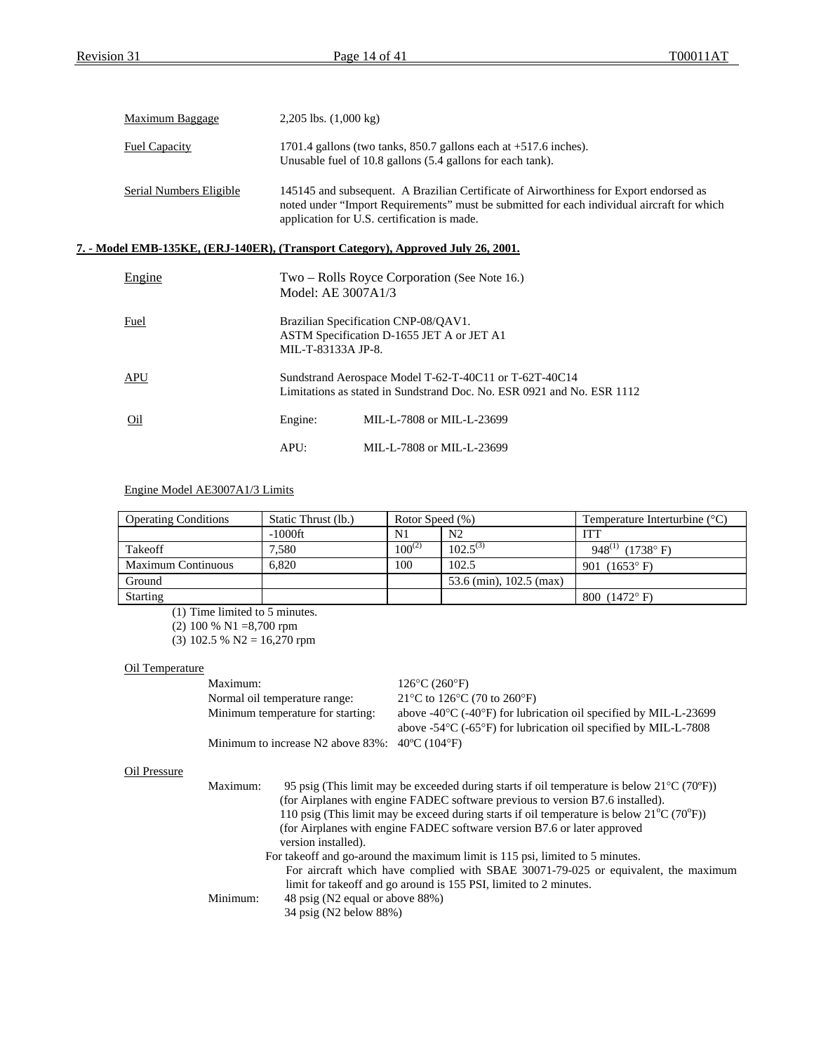Maximum Baggage — 2,205 lbs. (1,000 kg)

Fuel Capacity — 1701.4 gallons (two tanks, 850.7 gallons each at +517.6 inches). Unusable fuel of 10.8 gallons (5.4 gallons for each tank).

Serial Numbers Eligible — 145145 and subsequent. A Brazilian Certificate of Airworthiness for Export endorsed as noted under "Import Requirements" must be submitted for each individual aircraft for which application for U.S. certification is made.

## 7. - Model EMB-135KE, (ERJ-140ER), (Transport Category), Approved July 26, 2001.

Engine — Two – Rolls Royce Corporation (See Note 16.)
Model: AE 3007A1/3

Fuel — Brazilian Specification CNP-08/QAV1.
ASTM Specification D-1655 JET A or JET A1
MIL-T-83133A JP-8.

APU — Sundstrand Aerospace Model T-62-T-40C11 or T-62T-40C14
Limitations as stated in Sundstrand Doc. No. ESR 0921 and No. ESR 1112

Oil — Engine: MIL-L-7808 or MIL-L-23699
APU: MIL-L-7808 or MIL-L-23699

Engine Model AE3007A1/3 Limits

| Operating Conditions | Static Thrust (lb.) | Rotor Speed (%) | | Temperature Interturbine (°C) |
|---|---|---|---|---|
| | -1000ft | N1 | N2 | ITT |
| Takeoff | 7,580 | 100(2) | 102.5(3) | 948(1) (1738° F) |
| Maximum Continuous | 6,820 | 100 | 102.5 | 901 (1653° F) |
| Ground | | | 53.6 (min), 102.5 (max) | |
| Starting | | | | 800 (1472° F) |

(1) Time limited to 5 minutes.
(2) 100 % N1 =8,700 rpm
(3) 102.5 % N2 = 16,270 rpm

Oil Temperature

- Maximum: 126°C (260°F)
- Normal oil temperature range: 21°C to 126°C (70 to 260°F)
- Minimum temperature for starting: above -40°C (-40°F) for lubrication oil specified by MIL-L-23699; above -54°C (-65°F) for lubrication oil specified by MIL-L-7808
- Minimum to increase N2 above 83%: 40ºC (104°F)

Oil Pressure

Maximum: 95 psig (This limit may be exceeded during starts if oil temperature is below 21°C (70ºF)) (for Airplanes with engine FADEC software previous to version B7.6 installed).
110 psig (This limit may be exceed during starts if oil temperature is below 21ºC (70ºF)) (for Airplanes with engine FADEC software version B7.6 or later approved version installed).
For takeoff and go-around the maximum limit is 115 psi, limited to 5 minutes.
For aircraft which have complied with SBAE 30071-79-025 or equivalent, the maximum limit for takeoff and go around is 155 PSI, limited to 2 minutes.

Minimum: 48 psig (N2 equal or above 88%)
34 psig (N2 below 88%)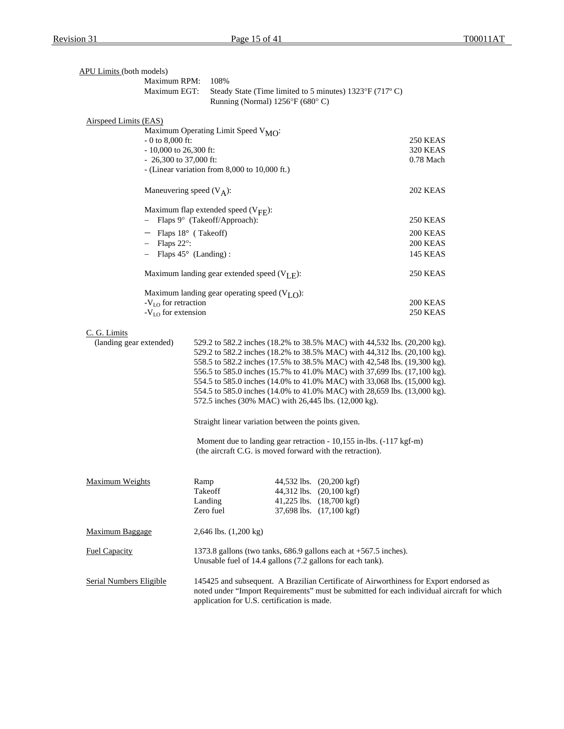APU Limits (both models)

| | |
|---|---|
| Maximum RPM: | 108% |
| Maximum EGT: | Steady State (Time limited to 5 minutes) 1323°F (717º C) |
| | Running (Normal) 1256°F (680° C) |

Airspeed Limits (EAS)

Maximum Operating Limit Speed $V_{MO}$:

| | |
|---|---|
| - 0 to 8,000 ft: | 250 KEAS |
| - 10,000 to 26,300 ft: | 320 KEAS |
| - 26,300 to 37,000 ft: | 0.78 Mach |
| - (Linear variation from 8,000 to 10,000 ft.) | |

| | |
|---|---|
| Maneuvering speed ($V_A$): | 202 KEAS |

Maximum flap extended speed ($V_{FE}$):

| | |
|---|---|
| – Flaps 9° (Takeoff/Approach): | 250 KEAS |
| – Flaps 18° ( Takeoff) | 200 KEAS |
| – Flaps 22°: | 200 KEAS |
| – Flaps 45° (Landing) : | 145 KEAS |

| | |
|---|---|
| Maximum landing gear extended speed ($V_{LE}$): | 250 KEAS |

Maximum landing gear operating speed ($V_{LO}$):

| | |
|---|---|
| -$V_{LO}$ for retraction | 200 KEAS |
| -$V_{LO}$ for extension | 250 KEAS |

C. G. Limits
(landing gear extended)

529.2 to 582.2 inches (18.2% to 38.5% MAC) with 44,532 lbs. (20,200 kg).
529.2 to 582.2 inches (18.2% to 38.5% MAC) with 44,312 lbs. (20,100 kg).
558.5 to 582.2 inches (17.5% to 38.5% MAC) with 42,548 lbs. (19,300 kg).
556.5 to 585.0 inches (15.7% to 41.0% MAC) with 37,699 lbs. (17,100 kg).
554.5 to 585.0 inches (14.0% to 41.0% MAC) with 33,068 lbs. (15,000 kg).
554.5 to 585.0 inches (14.0% to 41.0% MAC) with 28,659 lbs. (13,000 kg).
572.5 inches (30% MAC) with 26,445 lbs. (12,000 kg).

Straight linear variation between the points given.

Moment due to landing gear retraction - 10,155 in-lbs. (-117 kgf-m)
(the aircraft C.G. is moved forward with the retraction).

Maximum Weights

| | | |
|---|---|---|
| Ramp | 44,532 lbs. | (20,200 kgf) |
| Takeoff | 44,312 lbs. | (20,100 kgf) |
| Landing | 41,225 lbs. | (18,700 kgf) |
| Zero fuel | 37,698 lbs. | (17,100 kgf) |

Maximum Baggage: 2,646 lbs. (1,200 kg)

Fuel Capacity: 1373.8 gallons (two tanks, 686.9 gallons each at +567.5 inches).
Unusable fuel of 14.4 gallons (7.2 gallons for each tank).

Serial Numbers Eligible: 145425 and subsequent. A Brazilian Certificate of Airworthiness for Export endorsed as noted under "Import Requirements" must be submitted for each individual aircraft for which application for U.S. certification is made.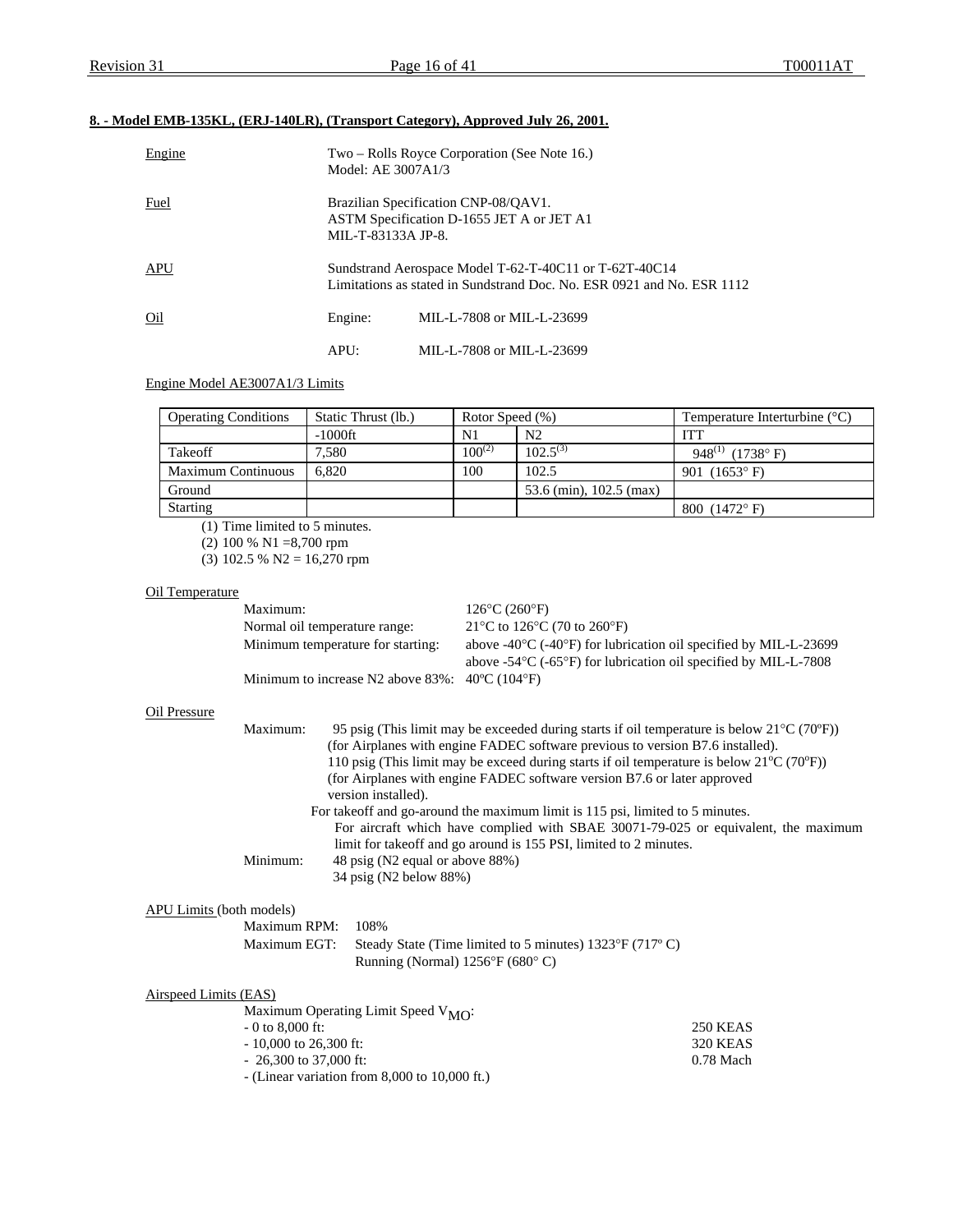## 8. - Model EMB-135KL, (ERJ-140LR), (Transport Category), Approved July 26, 2001.

Engine — Two – Rolls Royce Corporation (See Note 16.)
Model: AE 3007A1/3

Fuel — Brazilian Specification CNP-08/QAV1.
ASTM Specification D-1655 JET A or JET A1
MIL-T-83133A JP-8.

APU — Sundstrand Aerospace Model T-62-T-40C11 or T-62T-40C14
Limitations as stated in Sundstrand Doc. No. ESR 0921 and No. ESR 1112

Oil — Engine: MIL-L-7808 or MIL-L-23699

APU: MIL-L-7808 or MIL-L-23699

Engine Model AE3007A1/3 Limits

| Operating Conditions | Static Thrust (lb.) | Rotor Speed (%) | | Temperature Interturbine (°C) |
|---|---|---|---|---|
| | -1000ft | N1 | N2 | ITT |
| Takeoff | 7,580 | 100(2) | 102.5(3) | 948(1) (1738° F) |
| Maximum Continuous | 6,820 | 100 | 102.5 | 901 (1653° F) |
| Ground | | | 53.6 (min), 102.5 (max) | |
| Starting | | | | 800 (1472° F) |

(1) Time limited to 5 minutes.
(2) 100 % N1 =8,700 rpm
(3) 102.5 % N2 = 16,270 rpm

Oil Temperature

Maximum: 126°C (260°F)
Normal oil temperature range: 21°C to 126°C (70 to 260°F)
Minimum temperature for starting: above -40°C (-40°F) for lubrication oil specified by MIL-L-23699
above -54°C (-65°F) for lubrication oil specified by MIL-L-7808
Minimum to increase N2 above 83%: 40ºC (104°F)

Oil Pressure

Maximum: 95 psig (This limit may be exceeded during starts if oil temperature is below 21°C (70ºF)) (for Airplanes with engine FADEC software previous to version B7.6 installed).
110 psig (This limit may be exceed during starts if oil temperature is below 21ºC (70ºF)) (for Airplanes with engine FADEC software version B7.6 or later approved version installed).
For takeoff and go-around the maximum limit is 115 psi, limited to 5 minutes.
For aircraft which have complied with SBAE 30071-79-025 or equivalent, the maximum limit for takeoff and go around is 155 PSI, limited to 2 minutes.

Minimum: 48 psig (N2 equal or above 88%)
34 psig (N2 below 88%)

APU Limits (both models)

Maximum RPM: 108%
Maximum EGT: Steady State (Time limited to 5 minutes) 1323°F (717º C)
Running (Normal) 1256°F (680° C)

Airspeed Limits (EAS)

Maximum Operating Limit Speed $V_{MO}$:

- 0 to 8,000 ft: 250 KEAS
- 10,000 to 26,300 ft: 320 KEAS
- 26,300 to 37,000 ft: 0.78 Mach
- (Linear variation from 8,000 to 10,000 ft.)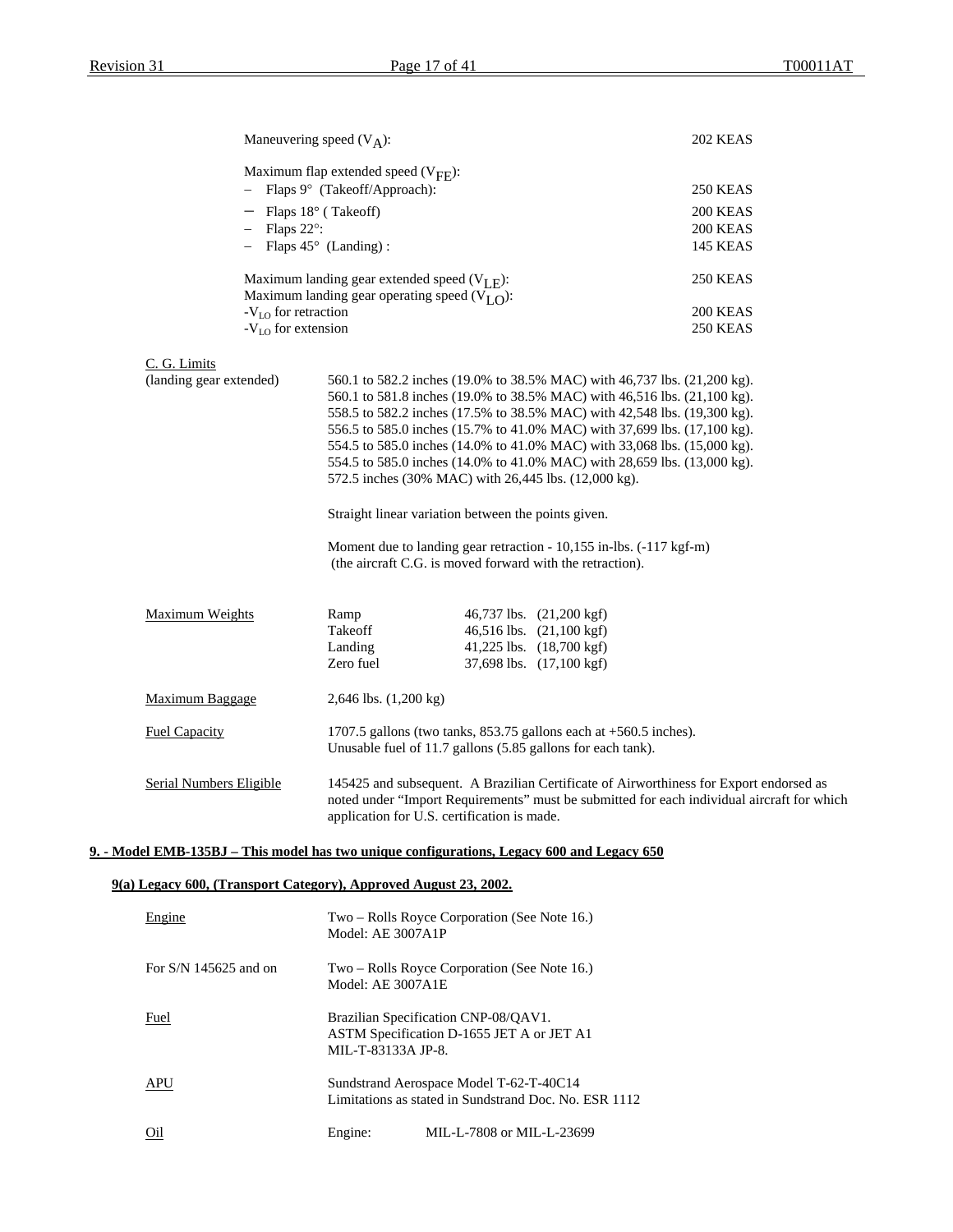Maneuvering speed ($V_A$): 202 KEAS

Maximum flap extended speed ($V_{FE}$):

- Flaps 9° (Takeoff/Approach): 250 KEAS
- Flaps 18° ( Takeoff) 200 KEAS
- Flaps 22°: 200 KEAS
- Flaps 45° (Landing) : 145 KEAS

Maximum landing gear extended speed ($V_{LE}$): 250 KEAS

Maximum landing gear operating speed ($V_{LO}$):

-$V_{LO}$ for retraction 200 KEAS

-$V_{LO}$ for extension 250 KEAS

| | |
|---|---|
| C. G. Limits (landing gear extended) | 560.1 to 582.2 inches (19.0% to 38.5% MAC) with 46,737 lbs. (21,200 kg).<br>560.1 to 581.8 inches (19.0% to 38.5% MAC) with 46,516 lbs. (21,100 kg).<br>558.5 to 582.2 inches (17.5% to 38.5% MAC) with 42,548 lbs. (19,300 kg).<br>556.5 to 585.0 inches (15.7% to 41.0% MAC) with 37,699 lbs. (17,100 kg).<br>554.5 to 585.0 inches (14.0% to 41.0% MAC) with 33,068 lbs. (15,000 kg).<br>554.5 to 585.0 inches (14.0% to 41.0% MAC) with 28,659 lbs. (13,000 kg).<br>572.5 inches (30% MAC) with 26,445 lbs. (12,000 kg).<br><br>Straight linear variation between the points given.<br><br>Moment due to landing gear retraction - 10,155 in-lbs. (-117 kgf-m) (the aircraft C.G. is moved forward with the retraction). |
| Maximum Weights | Ramp 46,737 lbs. (21,200 kgf)<br>Takeoff 46,516 lbs. (21,100 kgf)<br>Landing 41,225 lbs. (18,700 kgf)<br>Zero fuel 37,698 lbs. (17,100 kgf) |
| Maximum Baggage | 2,646 lbs. (1,200 kg) |
| Fuel Capacity | 1707.5 gallons (two tanks, 853.75 gallons each at +560.5 inches).<br>Unusable fuel of 11.7 gallons (5.85 gallons for each tank). |
| Serial Numbers Eligible | 145425 and subsequent. A Brazilian Certificate of Airworthiness for Export endorsed as noted under "Import Requirements" must be submitted for each individual aircraft for which application for U.S. certification is made. |

## 9. - Model EMB-135BJ – This model has two unique configurations, Legacy 600 and Legacy 650

### 9(a) Legacy 600, (Transport Category), Approved August 23, 2002.

| | |
|---|---|
| Engine | Two – Rolls Royce Corporation (See Note 16.)<br>Model: AE 3007A1P |
| For S/N 145625 and on | Two – Rolls Royce Corporation (See Note 16.)<br>Model: AE 3007A1E |
| Fuel | Brazilian Specification CNP-08/QAV1.<br>ASTM Specification D-1655 JET A or JET A1<br>MIL-T-83133A JP-8. |
| APU | Sundstrand Aerospace Model T-62-T-40C14<br>Limitations as stated in Sundstrand Doc. No. ESR 1112 |
| Oil | Engine: MIL-L-7808 or MIL-L-23699 |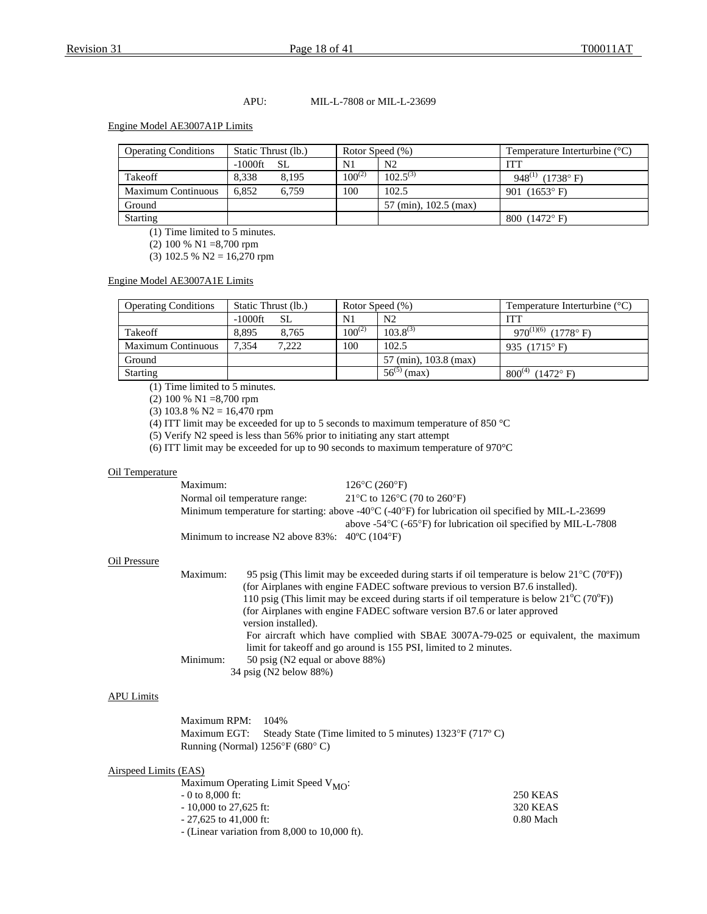APU: MIL-L-7808 or MIL-L-23699

Engine Model AE3007A1P Limits

| Operating Conditions | Static Thrust (lb.) | | Rotor Speed (%) | | Temperature Interturbine (°C) |
|---|---|---|---|---|---|
| | -1000ft | SL | N1 | N2 | ITT |
| Takeoff | 8,338 | 8,195 | 100[2] | 102.5[3] | 948[1] (1738° F) |
| Maximum Continuous | 6,852 | 6,759 | 100 | 102.5 | 901 (1653° F) |
| Ground | | | | 57 (min), 102.5 (max) | |
| Starting | | | | | 800 (1472° F) |

(1) Time limited to 5 minutes.

(2) 100 % N1 =8,700 rpm

(3) 102.5 % N2 = 16,270 rpm

Engine Model AE3007A1E Limits

| Operating Conditions | Static Thrust (lb.) | | Rotor Speed (%) | | Temperature Interturbine (°C) |
|---|---|---|---|---|---|
| | -1000ft | SL | N1 | N2 | ITT |
| Takeoff | 8,895 | 8,765 | 100[2] | 103.8[3] | 970[1][6] (1778° F) |
| Maximum Continuous | 7,354 | 7,222 | 100 | 102.5 | 935 (1715° F) |
| Ground | | | | 57 (min), 103.8 (max) | |
| Starting | | | | 56[5] (max) | 800[4] (1472° F) |

(1) Time limited to 5 minutes.

(2) 100 % N1 =8,700 rpm

(3) 103.8 % N2 = 16,470 rpm

(4) ITT limit may be exceeded for up to 5 seconds to maximum temperature of 850 °C

(5) Verify N2 speed is less than 56% prior to initiating any start attempt

(6) ITT limit may be exceeded for up to 90 seconds to maximum temperature of 970°C

Oil Temperature

Maximum: 126°C (260°F)

Normal oil temperature range: 21°C to 126°C (70 to 260°F)

Minimum temperature for starting: above -40°C (-40°F) for lubrication oil specified by MIL-L-23699
above -54°C (-65°F) for lubrication oil specified by MIL-L-7808

Minimum to increase N2 above 83%: 40ºC (104°F)

Oil Pressure

Maximum: 95 psig (This limit may be exceeded during starts if oil temperature is below 21°C (70ºF)) (for Airplanes with engine FADEC software previous to version B7.6 installed).
110 psig (This limit may be exceed during starts if oil temperature is below 21ºC (70ºF)) (for Airplanes with engine FADEC software version B7.6 or later approved version installed).
For aircraft which have complied with SBAE 3007A-79-025 or equivalent, the maximum limit for takeoff and go around is 155 PSI, limited to 2 minutes.

Minimum: 50 psig (N2 equal or above 88%)
34 psig (N2 below 88%)

APU Limits

Maximum RPM: 104%

Maximum EGT: Steady State (Time limited to 5 minutes) 1323°F (717º C)

Running (Normal) 1256°F (680° C)

Airspeed Limits (EAS)

Maximum Operating Limit Speed $V_{MO}$:

- 0 to 8,000 ft: 250 KEAS
- 10,000 to 27,625 ft: 320 KEAS
- 27,625 to 41,000 ft: 0.80 Mach
- (Linear variation from 8,000 to 10,000 ft).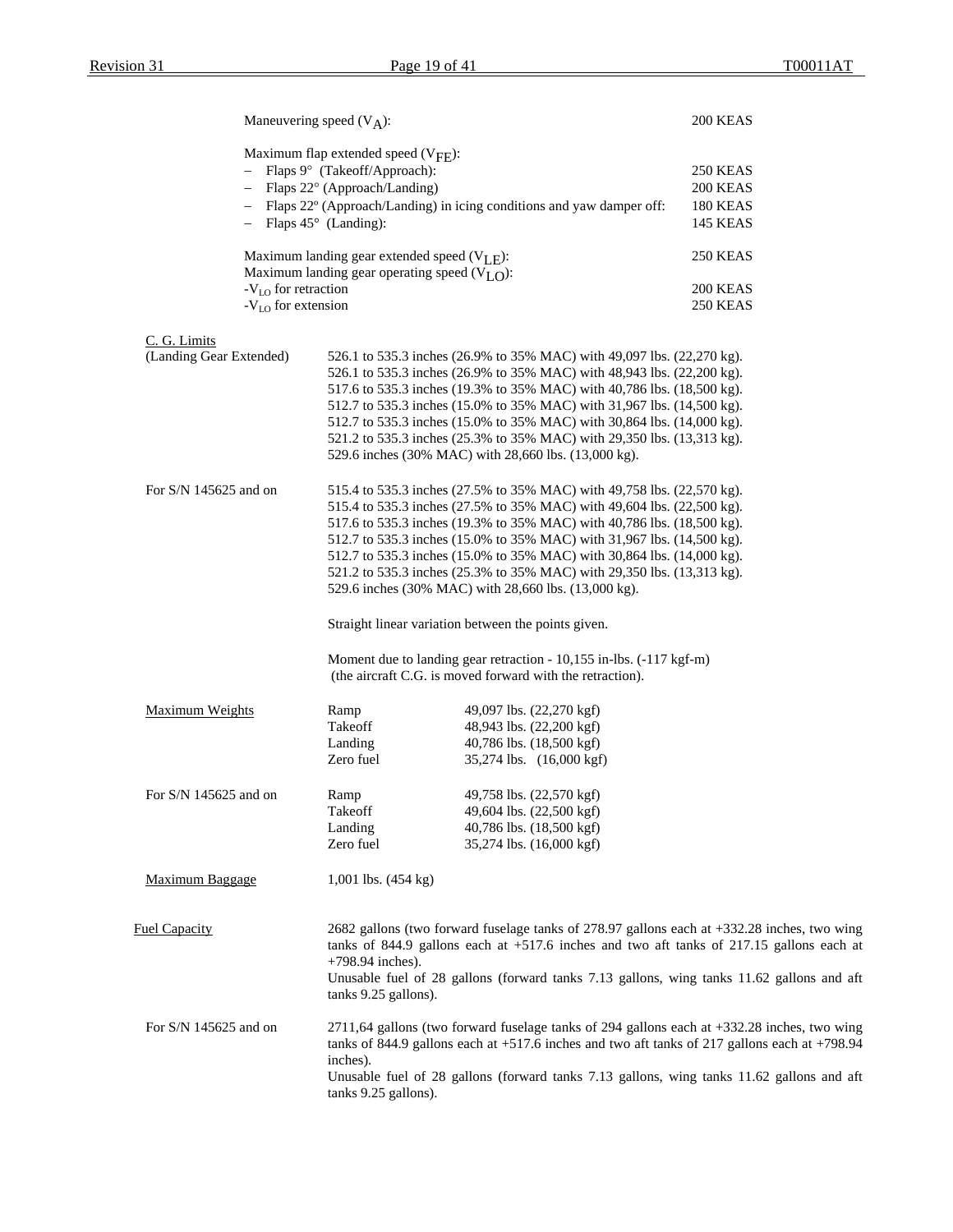Maneuvering speed ($V_A$): 200 KEAS

Maximum flap extended speed ($V_{FE}$):

- Flaps 9° (Takeoff/Approach): 250 KEAS
- Flaps 22° (Approach/Landing) 200 KEAS
- Flaps 22º (Approach/Landing) in icing conditions and yaw damper off: 180 KEAS
- Flaps 45° (Landing): 145 KEAS

Maximum landing gear extended speed ($V_{LE}$): 250 KEAS

Maximum landing gear operating speed ($V_{LO}$):

-$V_{LO}$ for retraction 200 KEAS

-$V_{LO}$ for extension 250 KEAS

C. G. Limits
(Landing Gear Extended)

526.1 to 535.3 inches (26.9% to 35% MAC) with 49,097 lbs. (22,270 kg).
526.1 to 535.3 inches (26.9% to 35% MAC) with 48,943 lbs. (22,200 kg).
517.6 to 535.3 inches (19.3% to 35% MAC) with 40,786 lbs. (18,500 kg).
512.7 to 535.3 inches (15.0% to 35% MAC) with 31,967 lbs. (14,500 kg).
512.7 to 535.3 inches (15.0% to 35% MAC) with 30,864 lbs. (14,000 kg).
521.2 to 535.3 inches (25.3% to 35% MAC) with 29,350 lbs. (13,313 kg).
529.6 inches (30% MAC) with 28,660 lbs. (13,000 kg).

For S/N 145625 and on

515.4 to 535.3 inches (27.5% to 35% MAC) with 49,758 lbs. (22,570 kg).
515.4 to 535.3 inches (27.5% to 35% MAC) with 49,604 lbs. (22,500 kg).
517.6 to 535.3 inches (19.3% to 35% MAC) with 40,786 lbs. (18,500 kg).
512.7 to 535.3 inches (15.0% to 35% MAC) with 31,967 lbs. (14,500 kg).
512.7 to 535.3 inches (15.0% to 35% MAC) with 30,864 lbs. (14,000 kg).
521.2 to 535.3 inches (25.3% to 35% MAC) with 29,350 lbs. (13,313 kg).
529.6 inches (30% MAC) with 28,660 lbs. (13,000 kg).

Straight linear variation between the points given.

Moment due to landing gear retraction - 10,155 in-lbs. (-117 kgf-m)
(the aircraft C.G. is moved forward with the retraction).

Maximum Weights

| | |
|---|---|
| Ramp | 49,097 lbs. (22,270 kgf) |
| Takeoff | 48,943 lbs. (22,200 kgf) |
| Landing | 40,786 lbs. (18,500 kgf) |
| Zero fuel | 35,274 lbs. (16,000 kgf) |

For S/N 145625 and on

| | |
|---|---|
| Ramp | 49,758 lbs. (22,570 kgf) |
| Takeoff | 49,604 lbs. (22,500 kgf) |
| Landing | 40,786 lbs. (18,500 kgf) |
| Zero fuel | 35,274 lbs. (16,000 kgf) |

Maximum Baggage

1,001 lbs. (454 kg)

Fuel Capacity

2682 gallons (two forward fuselage tanks of 278.97 gallons each at +332.28 inches, two wing tanks of 844.9 gallons each at +517.6 inches and two aft tanks of 217.15 gallons each at +798.94 inches).
Unusable fuel of 28 gallons (forward tanks 7.13 gallons, wing tanks 11.62 gallons and aft tanks 9.25 gallons).

For S/N 145625 and on

2711,64 gallons (two forward fuselage tanks of 294 gallons each at +332.28 inches, two wing tanks of 844.9 gallons each at +517.6 inches and two aft tanks of 217 gallons each at +798.94 inches).
Unusable fuel of 28 gallons (forward tanks 7.13 gallons, wing tanks 11.62 gallons and aft tanks 9.25 gallons).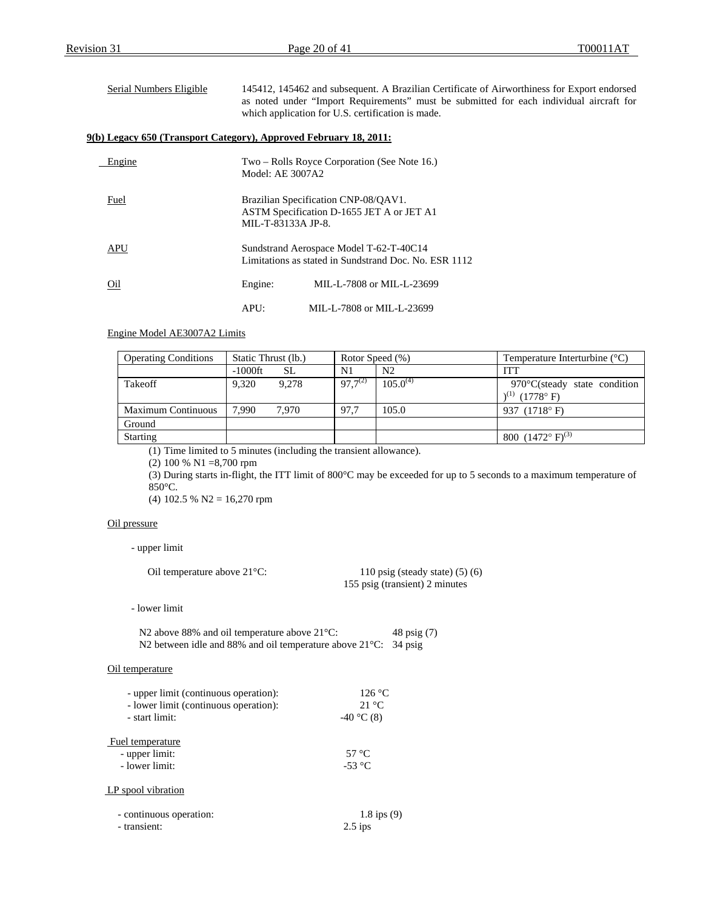Serial Numbers Eligible: 145412, 145462 and subsequent. A Brazilian Certificate of Airworthiness for Export endorsed as noted under "Import Requirements" must be submitted for each individual aircraft for which application for U.S. certification is made.

**9(b) Legacy 650 (Transport Category), Approved February 18, 2011:**

Engine: Two – Rolls Royce Corporation (See Note 16.)
Model: AE 3007A2

Fuel: Brazilian Specification CNP-08/QAV1.
ASTM Specification D-1655 JET A or JET A1
MIL-T-83133A JP-8.

APU: Sundstrand Aerospace Model T-62-T-40C14
Limitations as stated in Sundstrand Doc. No. ESR 1112

Oil:
Engine: MIL-L-7808 or MIL-L-23699

APU: MIL-L-7808 or MIL-L-23699

Engine Model AE3007A2 Limits

| Operating Conditions | Static Thrust (lb.) | | Rotor Speed (%) | | Temperature Interturbine (°C) |
|---|---|---|---|---|---|
| | -1000ft | SL | N1 | N2 | ITT |
| Takeoff | 9,320 | 9,278 | 97,7(2) | 105.0(4) | 970°C(steady state condition)(1) (1778° F) |
| Maximum Continuous | 7,990 | 7,970 | 97,7 | 105.0 | 937 (1718° F) |
| Ground | | | | | |
| Starting | | | | | 800 (1472° F)(3) |

(1) Time limited to 5 minutes (including the transient allowance).

(2) 100 % N1 =8,700 rpm

(3) During starts in-flight, the ITT limit of 800°C may be exceeded for up to 5 seconds to a maximum temperature of 850°C.

(4) 102.5 % N2 = 16,270 rpm

Oil pressure

- upper limit

Oil temperature above 21°C: 110 psig (steady state) (5) (6)
155 psig (transient) 2 minutes

- lower limit

N2 above 88% and oil temperature above 21°C: 48 psig (7)
N2 between idle and 88% and oil temperature above 21°C: 34 psig

Oil temperature

- upper limit (continuous operation): 126 °C
- lower limit (continuous operation): 21 °C
- start limit: -40 °C (8)

Fuel temperature

- upper limit: 57 °C
- lower limit: -53 °C

LP spool vibration

- continuous operation: 1.8 ips (9)
- transient: 2.5 ips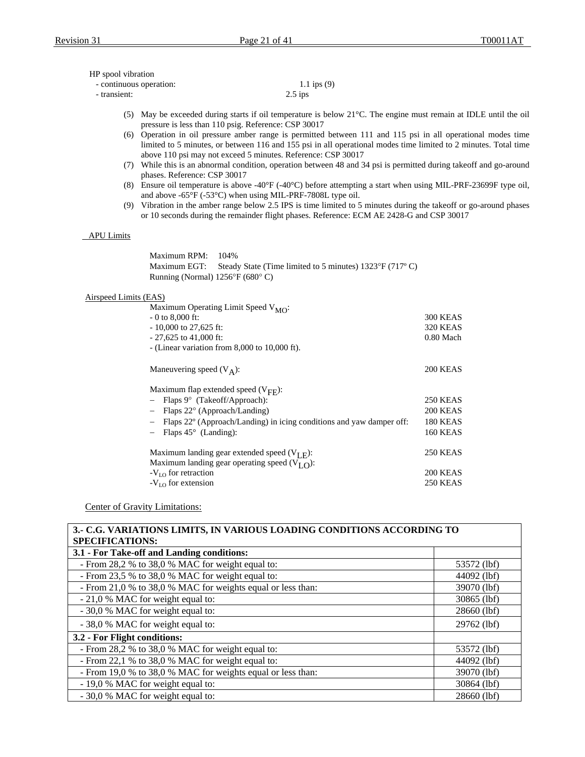HP spool vibration

- continuous operation: 1.1 ips (9)
- transient: 2.5 ips

(5) May be exceeded during starts if oil temperature is below 21°C. The engine must remain at IDLE until the oil pressure is less than 110 psig. Reference: CSP 30017

(6) Operation in oil pressure amber range is permitted between 111 and 115 psi in all operational modes time limited to 5 minutes, or between 116 and 155 psi in all operational modes time limited to 2 minutes. Total time above 110 psi may not exceed 5 minutes. Reference: CSP 30017

(7) While this is an abnormal condition, operation between 48 and 34 psi is permitted during takeoff and go-around phases. Reference: CSP 30017

(8) Ensure oil temperature is above -40°F (-40°C) before attempting a start when using MIL-PRF-23699F type oil, and above -65°F (-53°C) when using MIL-PRF-7808L type oil.

(9) Vibration in the amber range below 2.5 IPS is time limited to 5 minutes during the takeoff or go-around phases or 10 seconds during the remainder flight phases. Reference: ECM AE 2428-G and CSP 30017

APU Limits

Maximum RPM: 104%
Maximum EGT: Steady State (Time limited to 5 minutes) 1323°F (717º C)
Running (Normal) 1256°F (680° C)

Airspeed Limits (EAS)

Maximum Operating Limit Speed $V_{MO}$:

- 0 to 8,000 ft: 300 KEAS
- 10,000 to 27,625 ft: 320 KEAS
- 27,625 to 41,000 ft: 0.80 Mach
- (Linear variation from 8,000 to 10,000 ft).

Maneuvering speed ($V_A$): 200 KEAS

Maximum flap extended speed ($V_{FE}$):

- Flaps 9° (Takeoff/Approach): 250 KEAS
- Flaps 22° (Approach/Landing) 200 KEAS
- Flaps 22º (Approach/Landing) in icing conditions and yaw damper off: 180 KEAS
- Flaps 45° (Landing): 160 KEAS

Maximum landing gear extended speed ($V_{LE}$): 250 KEAS
Maximum landing gear operating speed ($V_{LO}$):
-$V_{LO}$ for retraction 200 KEAS
-$V_{LO}$ for extension 250 KEAS

Center of Gravity Limitations:

| 3.- C.G. VARIATIONS LIMITS, IN VARIOUS LOADING CONDITIONS ACCORDING TO SPECIFICATIONS: | |
|---|---|
| **3.1 - For Take-off and Landing conditions:** | |
| - From 28,2 % to 38,0 % MAC for weight equal to: | 53572 (lbf) |
| - From 23,5 % to 38,0 % MAC for weight equal to: | 44092 (lbf) |
| - From 21,0 % to 38,0 % MAC for weights equal or less than: | 39070 (lbf) |
| - 21,0 % MAC for weight equal to: | 30865 (lbf) |
| - 30,0 % MAC for weight equal to: | 28660 (lbf) |
| - 38,0 % MAC for weight equal to: | 29762 (lbf) |
| **3.2 - For Flight conditions:** | |
| - From 28,2 % to 38,0 % MAC for weight equal to: | 53572 (lbf) |
| - From 22,1 % to 38,0 % MAC for weight equal to: | 44092 (lbf) |
| - From 19,0 % to 38,0 % MAC for weights equal or less than: | 39070 (lbf) |
| - 19,0 % MAC for weight equal to: | 30864 (lbf) |
| - 30,0 % MAC for weight equal to: | 28660 (lbf) |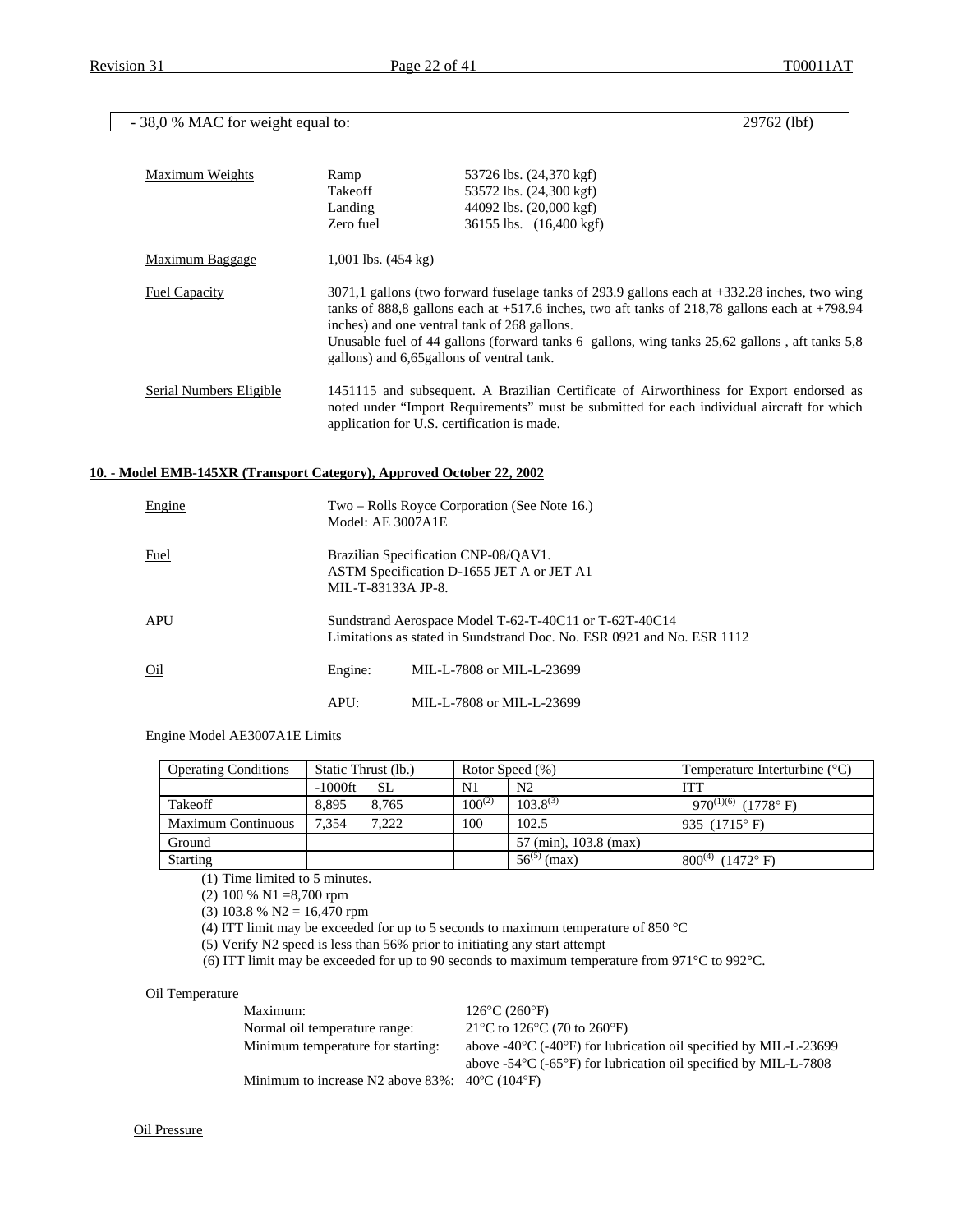| - 38,0 % MAC for weight equal to: | 29762 (lbf) |
|---|---|

Maximum Weights

| | | |
|---|---|---|
| Maximum Weights | Ramp | 53726 lbs. (24,370 kgf) |
| | Takeoff | 53572 lbs. (24,300 kgf) |
| | Landing | 44092 lbs. (20,000 kgf) |
| | Zero fuel | 36155 lbs. (16,400 kgf) |

Maximum Baggage: 1,001 lbs. (454 kg)

Fuel Capacity: 3071,1 gallons (two forward fuselage tanks of 293.9 gallons each at +332.28 inches, two wing tanks of 888,8 gallons each at +517.6 inches, two aft tanks of 218,78 gallons each at +798.94 inches) and one ventral tank of 268 gallons.
Unusable fuel of 44 gallons (forward tanks 6 gallons, wing tanks 25,62 gallons , aft tanks 5,8 gallons) and 6,65gallons of ventral tank.

Serial Numbers Eligible: 1451115 and subsequent. A Brazilian Certificate of Airworthiness for Export endorsed as noted under "Import Requirements" must be submitted for each individual aircraft for which application for U.S. certification is made.

## 10. - Model EMB-145XR (Transport Category), Approved October 22, 2002

Engine: Two – Rolls Royce Corporation (See Note 16.)
Model: AE 3007A1E

Fuel: Brazilian Specification CNP-08/QAV1.
ASTM Specification D-1655 JET A or JET A1
MIL-T-83133A JP-8.

APU: Sundstrand Aerospace Model T-62-T-40C11 or T-62T-40C14
Limitations as stated in Sundstrand Doc. No. ESR 0921 and No. ESR 1112

Oil:
Engine: MIL-L-7808 or MIL-L-23699
APU: MIL-L-7808 or MIL-L-23699

Engine Model AE3007A1E Limits

| Operating Conditions | Static Thrust (lb.) | | Rotor Speed (%) | | Temperature Interturbine (°C) |
|---|---|---|---|---|---|
| | -1000ft | SL | N1 | N2 | ITT |
| Takeoff | 8,895 | 8,765 | 100(2) | 103.8(3) | 970(1)(6) (1778° F) |
| Maximum Continuous | 7,354 | 7,222 | 100 | 102.5 | 935 (1715° F) |
| Ground | | | | 57 (min), 103.8 (max) | |
| Starting | | | | 56(5) (max) | 800(4) (1472° F) |

(1) Time limited to 5 minutes.
(2) 100 % N1 =8,700 rpm
(3) 103.8 % N2 = 16,470 rpm
(4) ITT limit may be exceeded for up to 5 seconds to maximum temperature of 850 °C
(5) Verify N2 speed is less than 56% prior to initiating any start attempt
(6) ITT limit may be exceeded for up to 90 seconds to maximum temperature from 971°C to 992°C.

Oil Temperature

| | |
|---|---|
| Maximum: | 126°C (260°F) |
| Normal oil temperature range: | 21°C to 126°C (70 to 260°F) |
| Minimum temperature for starting: | above -40°C (-40°F) for lubrication oil specified by MIL-L-23699 |
| | above -54°C (-65°F) for lubrication oil specified by MIL-L-7808 |
| Minimum to increase N2 above 83%: | 40ºC (104°F) |

Oil Pressure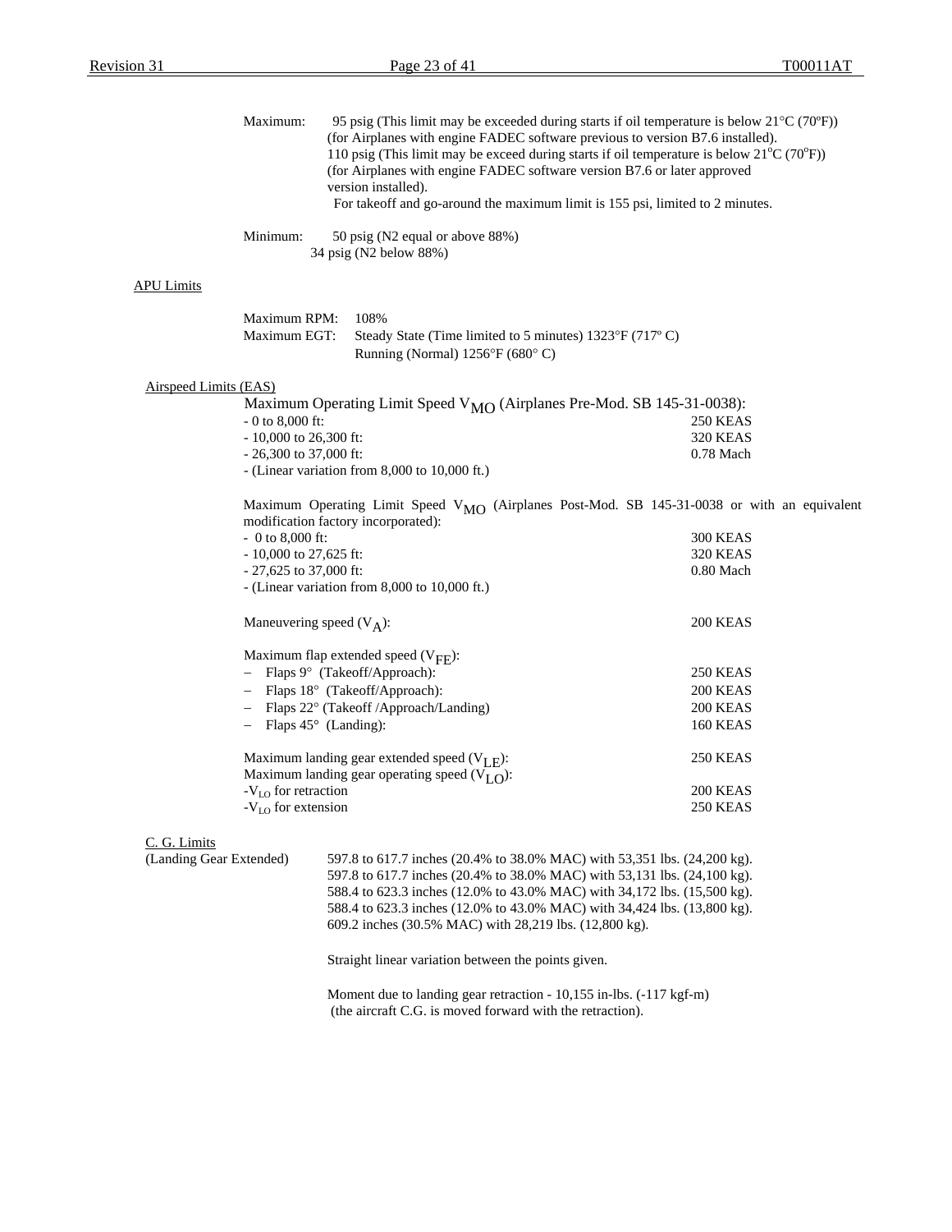Maximum: 95 psig (This limit may be exceeded during starts if oil temperature is below 21°C (70ºF)) (for Airplanes with engine FADEC software previous to version B7.6 installed).
110 psig (This limit may be exceed during starts if oil temperature is below 21$^{o}$C (70$^{o}$F)) (for Airplanes with engine FADEC software version B7.6 or later approved version installed).
For takeoff and go-around the maximum limit is 155 psi, limited to 2 minutes.

Minimum: 50 psig (N2 equal or above 88%)
34 psig (N2 below 88%)

APU Limits

Maximum RPM: 108%
Maximum EGT: Steady State (Time limited to 5 minutes) 1323°F (717º C)
Running (Normal) 1256°F (680° C)

Airspeed Limits (EAS)

Maximum Operating Limit Speed $V_{MO}$ (Airplanes Pre-Mod. SB 145-31-0038):

| | |
|---|---|
| - 0 to 8,000 ft: | 250 KEAS |
| - 10,000 to 26,300 ft: | 320 KEAS |
| - 26,300 to 37,000 ft: | 0.78 Mach |
| - (Linear variation from 8,000 to 10,000 ft.) | |

Maximum Operating Limit Speed $V_{MO}$ (Airplanes Post-Mod. SB 145-31-0038 or with an equivalent modification factory incorporated):

| | |
|---|---|
| - 0 to 8,000 ft: | 300 KEAS |
| - 10,000 to 27,625 ft: | 320 KEAS |
| - 27,625 to 37,000 ft: | 0.80 Mach |
| - (Linear variation from 8,000 to 10,000 ft.) | |

| | |
|---|---|
| Maneuvering speed ($V_A$): | 200 KEAS |

Maximum flap extended speed ($V_{FE}$):

| | |
|---|---|
| – Flaps 9° (Takeoff/Approach): | 250 KEAS |
| – Flaps 18° (Takeoff/Approach): | 200 KEAS |
| – Flaps 22° (Takeoff /Approach/Landing) | 200 KEAS |
| – Flaps 45° (Landing): | 160 KEAS |

| | |
|---|---|
| Maximum landing gear extended speed ($V_{LE}$): | 250 KEAS |
| Maximum landing gear operating speed ($V_{LO}$): | |
| -$V_{LO}$ for retraction | 200 KEAS |
| -$V_{LO}$ for extension | 250 KEAS |

C. G. Limits
(Landing Gear Extended)

597.8 to 617.7 inches (20.4% to 38.0% MAC) with 53,351 lbs. (24,200 kg).
597.8 to 617.7 inches (20.4% to 38.0% MAC) with 53,131 lbs. (24,100 kg).
588.4 to 623.3 inches (12.0% to 43.0% MAC) with 34,172 lbs. (15,500 kg).
588.4 to 623.3 inches (12.0% to 43.0% MAC) with 34,424 lbs. (13,800 kg).
609.2 inches (30.5% MAC) with 28,219 lbs. (12,800 kg).

Straight linear variation between the points given.

Moment due to landing gear retraction - 10,155 in-lbs. (-117 kgf-m) (the aircraft C.G. is moved forward with the retraction).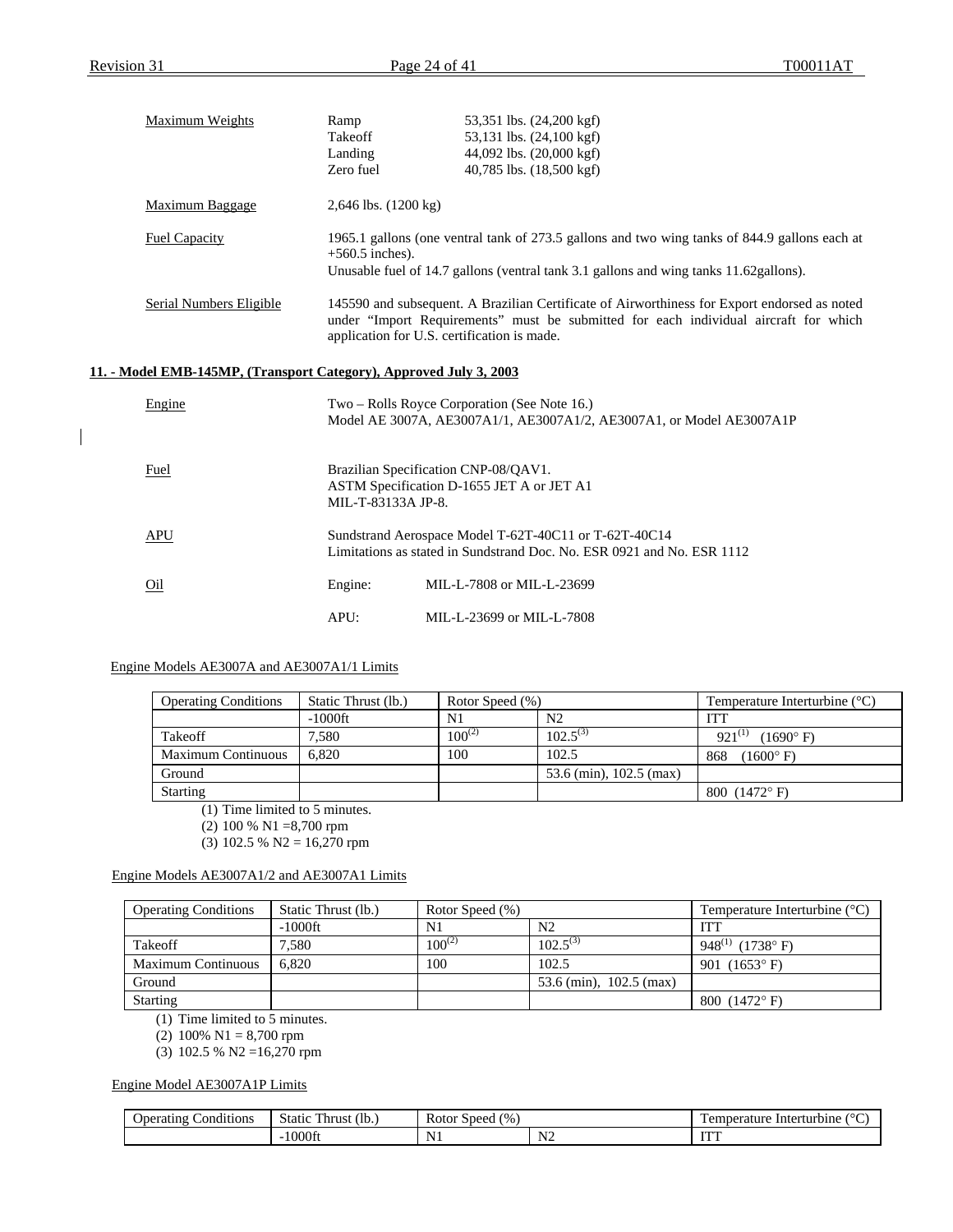| Maximum Weights | Ramp | 53,351 lbs. (24,200 kgf) |
|---|---|---|
| | Takeoff | 53,131 lbs. (24,100 kgf) |
| | Landing | 44,092 lbs. (20,000 kgf) |
| | Zero fuel | 40,785 lbs. (18,500 kgf) |

Maximum Baggage: 2,646 lbs. (1200 kg)

Fuel Capacity: 1965.1 gallons (one ventral tank of 273.5 gallons and two wing tanks of 844.9 gallons each at +560.5 inches).
Unusable fuel of 14.7 gallons (ventral tank 3.1 gallons and wing tanks 11.62gallons).

Serial Numbers Eligible: 145590 and subsequent. A Brazilian Certificate of Airworthiness for Export endorsed as noted under "Import Requirements" must be submitted for each individual aircraft for which application for U.S. certification is made.

**11. - Model EMB-145MP, (Transport Category), Approved July 3, 2003**

Engine: Two – Rolls Royce Corporation (See Note 16.)
Model AE 3007A, AE3007A1/1, AE3007A1/2, AE3007A1, or Model AE3007A1P

Fuel: Brazilian Specification CNP-08/QAV1.
ASTM Specification D-1655 JET A or JET A1
MIL-T-83133A JP-8.

APU: Sundstrand Aerospace Model T-62T-40C11 or T-62T-40C14
Limitations as stated in Sundstrand Doc. No. ESR 0921 and No. ESR 1112

Oil:
Engine: MIL-L-7808 or MIL-L-23699

APU: MIL-L-23699 or MIL-L-7808

Engine Models AE3007A and AE3007A1/1 Limits

| Operating Conditions | Static Thrust (lb.) | Rotor Speed (%) | | Temperature Interturbine (°C) |
|---|---|---|---|---|
| | -1000ft | N1 | N2 | ITT |
| Takeoff | 7,580 | 100(2) | 102.5(3) | 921(1) (1690° F) |
| Maximum Continuous | 6,820 | 100 | 102.5 | 868 (1600° F) |
| Ground | | | 53.6 (min), 102.5 (max) | |
| Starting | | | | 800 (1472° F) |

(1) Time limited to 5 minutes.
(2) 100 % N1 =8,700 rpm
(3) 102.5 % N2 = 16,270 rpm

Engine Models AE3007A1/2 and AE3007A1 Limits

| Operating Conditions | Static Thrust (lb.) | Rotor Speed (%) | | Temperature Interturbine (°C) |
|---|---|---|---|---|
| | -1000ft | N1 | N2 | ITT |
| Takeoff | 7,580 | 100(2) | 102.5(3) | 948(1) (1738° F) |
| Maximum Continuous | 6,820 | 100 | 102.5 | 901 (1653° F) |
| Ground | | | 53.6 (min), 102.5 (max) | |
| Starting | | | | 800 (1472° F) |

(1) Time limited to 5 minutes.
(2) 100% N1 = 8,700 rpm
(3) 102.5 % N2 =16,270 rpm

Engine Model AE3007A1P Limits

| Operating Conditions | Static Thrust (lb.) | Rotor Speed (%) | | Temperature Interturbine (°C) |
|---|---|---|---|---|
| | -1000ft | N1 | N2 | ITT |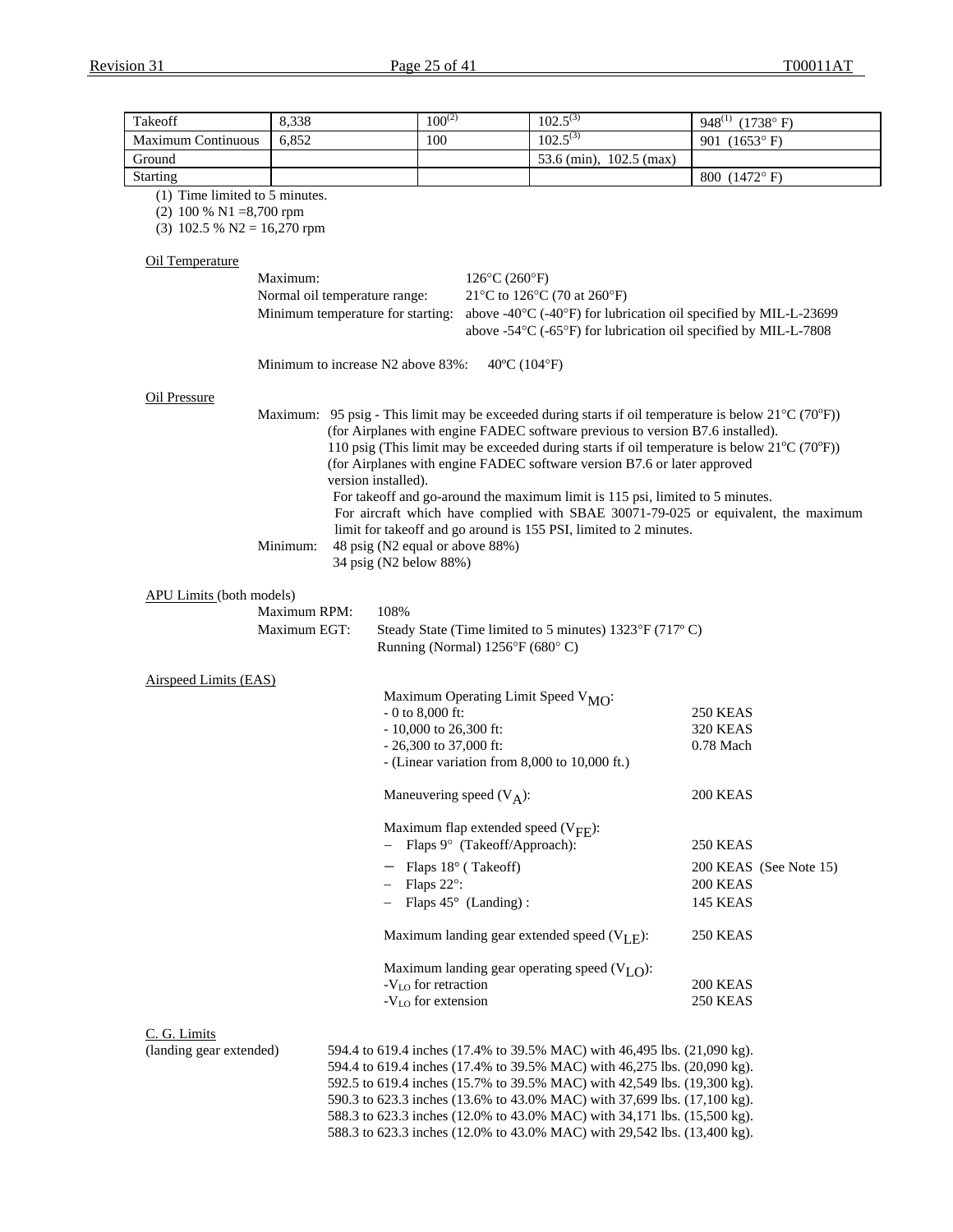| Takeoff | 8,338 | 100[2] | 102.5[3] | 948[1] (1738° F) |
|---|---|---|---|---|
| Maximum Continuous | 6,852 | 100 | 102.5[3] | 901 (1653° F) |
| Ground | | | 53.6 (min), 102.5 (max) | |
| Starting | | | | 800 (1472° F) |

(1) Time limited to 5 minutes.
(2) 100 % N1 =8,700 rpm
(3) 102.5 % N2 = 16,270 rpm

Oil Temperature

Maximum: 126°C (260°F)
Normal oil temperature range: 21°C to 126°C (70 at 260°F)
Minimum temperature for starting: above -40°C (-40°F) for lubrication oil specified by MIL-L-23699
above -54°C (-65°F) for lubrication oil specified by MIL-L-7808

Minimum to increase N2 above 83%: 40ºC (104°F)

Oil Pressure

Maximum: 95 psig - This limit may be exceeded during starts if oil temperature is below 21°C (70ºF)) (for Airplanes with engine FADEC software previous to version B7.6 installed).
110 psig (This limit may be exceeded during starts if oil temperature is below 21ºC (70ºF)) (for Airplanes with engine FADEC software version B7.6 or later approved version installed).
For takeoff and go-around the maximum limit is 115 psi, limited to 5 minutes.
For aircraft which have complied with SBAE 30071-79-025 or equivalent, the maximum limit for takeoff and go around is 155 PSI, limited to 2 minutes.

Minimum: 48 psig (N2 equal or above 88%)
34 psig (N2 below 88%)

APU Limits (both models)

Maximum RPM: 108%
Maximum EGT: Steady State (Time limited to 5 minutes) 1323°F (717º C)
Running (Normal) 1256°F (680° C)

Airspeed Limits (EAS)

Maximum Operating Limit Speed $V_{MO}$:
- 0 to 8,000 ft: 250 KEAS
- 10,000 to 26,300 ft: 320 KEAS
- 26,300 to 37,000 ft: 0.78 Mach
- (Linear variation from 8,000 to 10,000 ft.)

Maneuvering speed ($V_A$): 200 KEAS

Maximum flap extended speed ($V_{FE}$):
- Flaps 9° (Takeoff/Approach): 250 KEAS
- Flaps 18° ( Takeoff) 200 KEAS (See Note 15)
- Flaps 22°: 200 KEAS
- Flaps 45° (Landing) : 145 KEAS

Maximum landing gear extended speed ($V_{LE}$): 250 KEAS

Maximum landing gear operating speed ($V_{LO}$):
-$V_{LO}$ for retraction 200 KEAS
-$V_{LO}$ for extension 250 KEAS

C. G. Limits
(landing gear extended)

594.4 to 619.4 inches (17.4% to 39.5% MAC) with 46,495 lbs. (21,090 kg).
594.4 to 619.4 inches (17.4% to 39.5% MAC) with 46,275 lbs. (20,090 kg).
592.5 to 619.4 inches (15.7% to 39.5% MAC) with 42,549 lbs. (19,300 kg).
590.3 to 623.3 inches (13.6% to 43.0% MAC) with 37,699 lbs. (17,100 kg).
588.3 to 623.3 inches (12.0% to 43.0% MAC) with 34,171 lbs. (15,500 kg).
588.3 to 623.3 inches (12.0% to 43.0% MAC) with 29,542 lbs. (13,400 kg).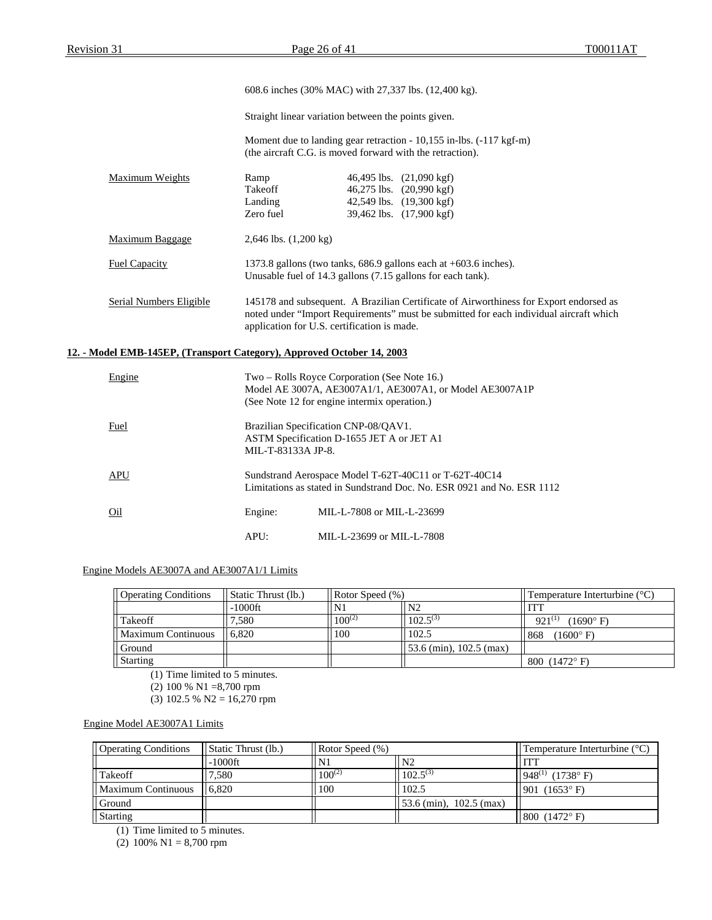608.6 inches (30% MAC) with 27,337 lbs. (12,400 kg).

Straight linear variation between the points given.

Moment due to landing gear retraction - 10,155 in-lbs. (-117 kgf-m)
(the aircraft C.G. is moved forward with the retraction).

Maximum Weights

| | | |
|---|---|---|
| Ramp | 46,495 lbs. | (21,090 kgf) |
| Takeoff | 46,275 lbs. | (20,990 kgf) |
| Landing | 42,549 lbs. | (19,300 kgf) |
| Zero fuel | 39,462 lbs. | (17,900 kgf) |

Maximum Baggage: 2,646 lbs. (1,200 kg)

Fuel Capacity: 1373.8 gallons (two tanks, 686.9 gallons each at +603.6 inches).
Unusable fuel of 14.3 gallons (7.15 gallons for each tank).

Serial Numbers Eligible: 145178 and subsequent. A Brazilian Certificate of Airworthiness for Export endorsed as noted under "Import Requirements" must be submitted for each individual aircraft which application for U.S. certification is made.

## 12. - Model EMB-145EP, (Transport Category), Approved October 14, 2003

Engine: Two – Rolls Royce Corporation (See Note 16.)
Model AE 3007A, AE3007A1/1, AE3007A1, or Model AE3007A1P
(See Note 12 for engine intermix operation.)

Fuel: Brazilian Specification CNP-08/QAV1.
ASTM Specification D-1655 JET A or JET A1
MIL-T-83133A JP-8.

APU: Sundstrand Aerospace Model T-62T-40C11 or T-62T-40C14
Limitations as stated in Sundstrand Doc. No. ESR 0921 and No. ESR 1112

Oil:
Engine: MIL-L-7808 or MIL-L-23699
APU: MIL-L-23699 or MIL-L-7808

Engine Models AE3007A and AE3007A1/1 Limits

| Operating Conditions | Static Thrust (lb.) | Rotor Speed (%) | | Temperature Interturbine (°C) |
|---|---|---|---|---|
| | -1000ft | N1 | N2 | ITT |
| Takeoff | 7,580 | 100(2) | 102.5(3) | 921(1) (1690° F) |
| Maximum Continuous | 6,820 | 100 | 102.5 | 868 (1600° F) |
| Ground | | | 53.6 (min), 102.5 (max) | |
| Starting | | | | 800 (1472° F) |

(1) Time limited to 5 minutes.
(2) 100 % N1 =8,700 rpm
(3) 102.5 % N2 = 16,270 rpm

Engine Model AE3007A1 Limits

| Operating Conditions | Static Thrust (lb.) | Rotor Speed (%) | | Temperature Interturbine (°C) |
|---|---|---|---|---|
| | -1000ft | N1 | N2 | ITT |
| Takeoff | 7,580 | 100(2) | 102.5(3) | 948(1) (1738° F) |
| Maximum Continuous | 6,820 | 100 | 102.5 | 901 (1653° F) |
| Ground | | | 53.6 (min), 102.5 (max) | |
| Starting | | | | 800 (1472° F) |

(1) Time limited to 5 minutes.
(2) 100% N1 = 8,700 rpm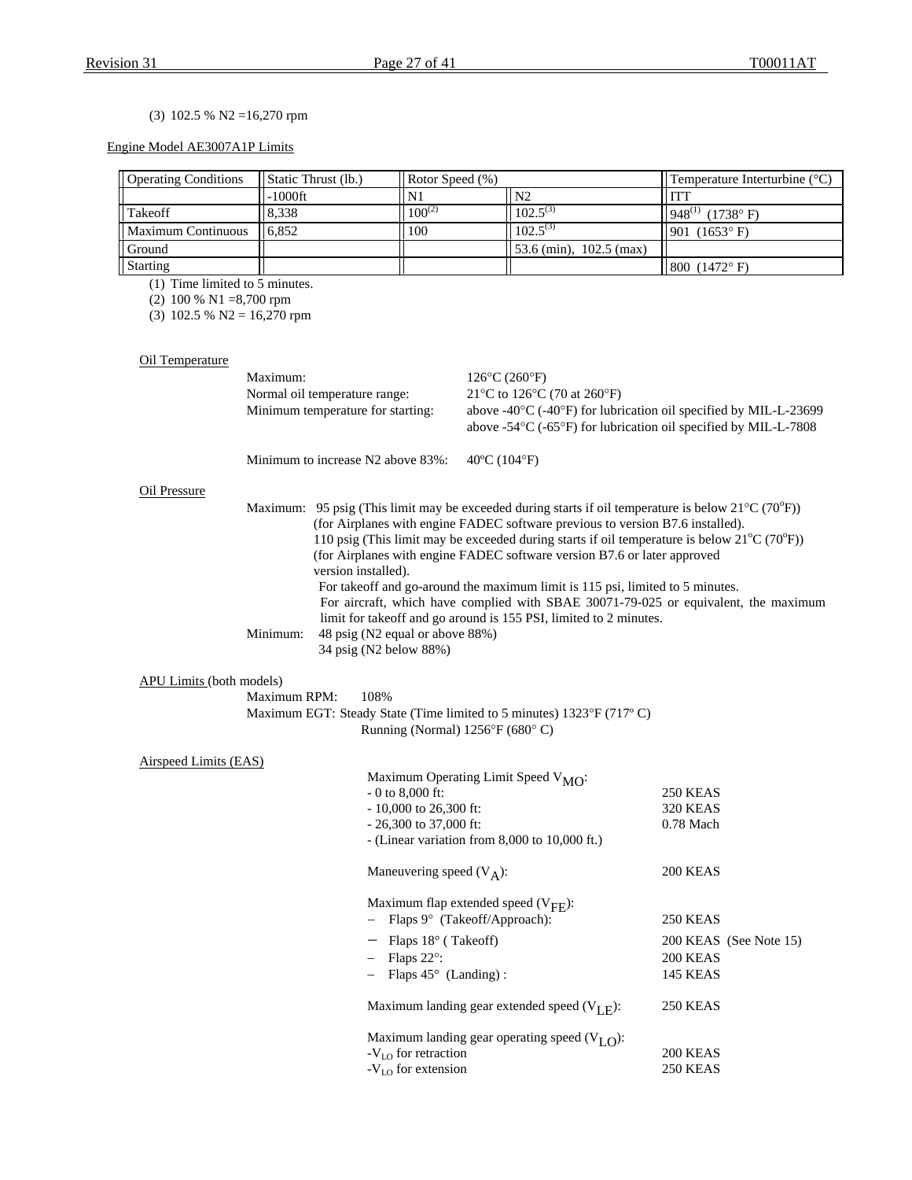(3) 102.5 % N2 =16,270 rpm

Engine Model AE3007A1P Limits

| Operating Conditions | Static Thrust (lb.) | Rotor Speed (%) | | Temperature Interturbine (°C) |
|---|---|---|---|---|
| | -1000ft | N1 | N2 | ITT |
| Takeoff | 8,338 | 100(2) | 102.5(3) | 948(1) (1738° F) |
| Maximum Continuous | 6,852 | 100 | 102.5(3) | 901 (1653° F) |
| Ground | | | 53.6 (min), 102.5 (max) | |
| Starting | | | | 800 (1472° F) |

(1) Time limited to 5 minutes.
(2) 100 % N1 =8,700 rpm
(3) 102.5 % N2 = 16,270 rpm

Oil Temperature

Maximum: 126°C (260°F)
Normal oil temperature range: 21°C to 126°C (70 at 260°F)
Minimum temperature for starting: above -40°C (-40°F) for lubrication oil specified by MIL-L-23699
above -54°C (-65°F) for lubrication oil specified by MIL-L-7808

Minimum to increase N2 above 83%: 40ºC (104°F)

Oil Pressure

Maximum: 95 psig (This limit may be exceeded during starts if oil temperature is below 21°C (70°F)) (for Airplanes with engine FADEC software previous to version B7.6 installed).
110 psig (This limit may be exceeded during starts if oil temperature is below 21°C (70°F)) (for Airplanes with engine FADEC software version B7.6 or later approved version installed).
For takeoff and go-around the maximum limit is 115 psi, limited to 5 minutes.
For aircraft, which have complied with SBAE 30071-79-025 or equivalent, the maximum limit for takeoff and go around is 155 PSI, limited to 2 minutes.

Minimum: 48 psig (N2 equal or above 88%)
34 psig (N2 below 88%)

APU Limits (both models)

Maximum RPM: 108%
Maximum EGT: Steady State (Time limited to 5 minutes) 1323°F (717º C)
Running (Normal) 1256°F (680° C)

Airspeed Limits (EAS)

Maximum Operating Limit Speed $V_{MO}$:
- 0 to 8,000 ft: 250 KEAS
- 10,000 to 26,300 ft: 320 KEAS
- 26,300 to 37,000 ft: 0.78 Mach
- (Linear variation from 8,000 to 10,000 ft.)

Maneuvering speed ($V_A$): 200 KEAS

Maximum flap extended speed ($V_{FE}$):
- Flaps 9° (Takeoff/Approach): 250 KEAS
- Flaps 18° ( Takeoff) 200 KEAS (See Note 15)
- Flaps 22°: 200 KEAS
- Flaps 45° (Landing) : 145 KEAS

Maximum landing gear extended speed ($V_{LE}$): 250 KEAS

Maximum landing gear operating speed ($V_{LO}$):
-$V_{LO}$ for retraction 200 KEAS
-$V_{LO}$ for extension 250 KEAS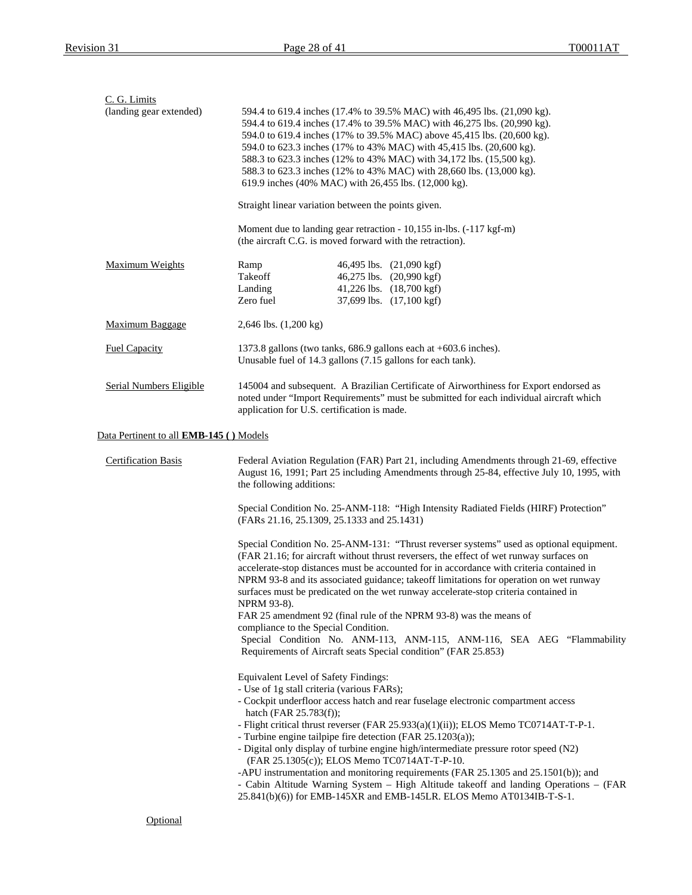**C. G. Limits**
(landing gear extended)

594.4 to 619.4 inches (17.4% to 39.5% MAC) with 46,495 lbs. (21,090 kg).
594.4 to 619.4 inches (17.4% to 39.5% MAC) with 46,275 lbs. (20,990 kg).
594.0 to 619.4 inches (17% to 39.5% MAC) above 45,415 lbs. (20,600 kg).
594.0 to 623.3 inches (17% to 43% MAC) with 45,415 lbs. (20,600 kg).
588.3 to 623.3 inches (12% to 43% MAC) with 34,172 lbs. (15,500 kg).
588.3 to 623.3 inches (12% to 43% MAC) with 28,660 lbs. (13,000 kg).
619.9 inches (40% MAC) with 26,455 lbs. (12,000 kg).

Straight linear variation between the points given.

Moment due to landing gear retraction - 10,155 in-lbs. (-117 kgf-m)
(the aircraft C.G. is moved forward with the retraction).

**Maximum Weights**

| | | |
|---|---|---|
| Ramp | 46,495 lbs. | (21,090 kgf) |
| Takeoff | 46,275 lbs. | (20,990 kgf) |
| Landing | 41,226 lbs. | (18,700 kgf) |
| Zero fuel | 37,699 lbs. | (17,100 kgf) |

**Maximum Baggage**

2,646 lbs. (1,200 kg)

**Fuel Capacity**

1373.8 gallons (two tanks, 686.9 gallons each at +603.6 inches).
Unusable fuel of 14.3 gallons (7.15 gallons for each tank).

**Serial Numbers Eligible**

145004 and subsequent. A Brazilian Certificate of Airworthiness for Export endorsed as noted under "Import Requirements" must be submitted for each individual aircraft which application for U.S. certification is made.

## Data Pertinent to all **EMB-145 ( )** Models

**Certification Basis**

Federal Aviation Regulation (FAR) Part 21, including Amendments through 21-69, effective August 16, 1991; Part 25 including Amendments through 25-84, effective July 10, 1995, with the following additions:

Special Condition No. 25-ANM-118: "High Intensity Radiated Fields (HIRF) Protection" (FARs 21.16, 25.1309, 25.1333 and 25.1431)

Special Condition No. 25-ANM-131: "Thrust reverser systems" used as optional equipment. (FAR 21.16; for aircraft without thrust reversers, the effect of wet runway surfaces on accelerate-stop distances must be accounted for in accordance with criteria contained in NPRM 93-8 and its associated guidance; takeoff limitations for operation on wet runway surfaces must be predicated on the wet runway accelerate-stop criteria contained in NPRM 93-8).
FAR 25 amendment 92 (final rule of the NPRM 93-8) was the means of compliance to the Special Condition.
Special Condition No. ANM-113, ANM-115, ANM-116, SEA AEG "Flammability Requirements of Aircraft seats Special condition" (FAR 25.853)

Equivalent Level of Safety Findings:
- Use of 1g stall criteria (various FARs);
- Cockpit underfloor access hatch and rear fuselage electronic compartment access hatch (FAR 25.783(f));
- Flight critical thrust reverser (FAR 25.933(a)(1)(ii)); ELOS Memo TC0714AT-T-P-1.
- Turbine engine tailpipe fire detection (FAR 25.1203(a));
- Digital only display of turbine engine high/intermediate pressure rotor speed (N2) (FAR 25.1305(c)); ELOS Memo TC0714AT-T-P-10.
-APU instrumentation and monitoring requirements (FAR 25.1305 and 25.1501(b)); and
- Cabin Altitude Warning System – High Altitude takeoff and landing Operations – (FAR 25.841(b)(6)) for EMB-145XR and EMB-145LR. ELOS Memo AT0134IB-T-S-1.

Optional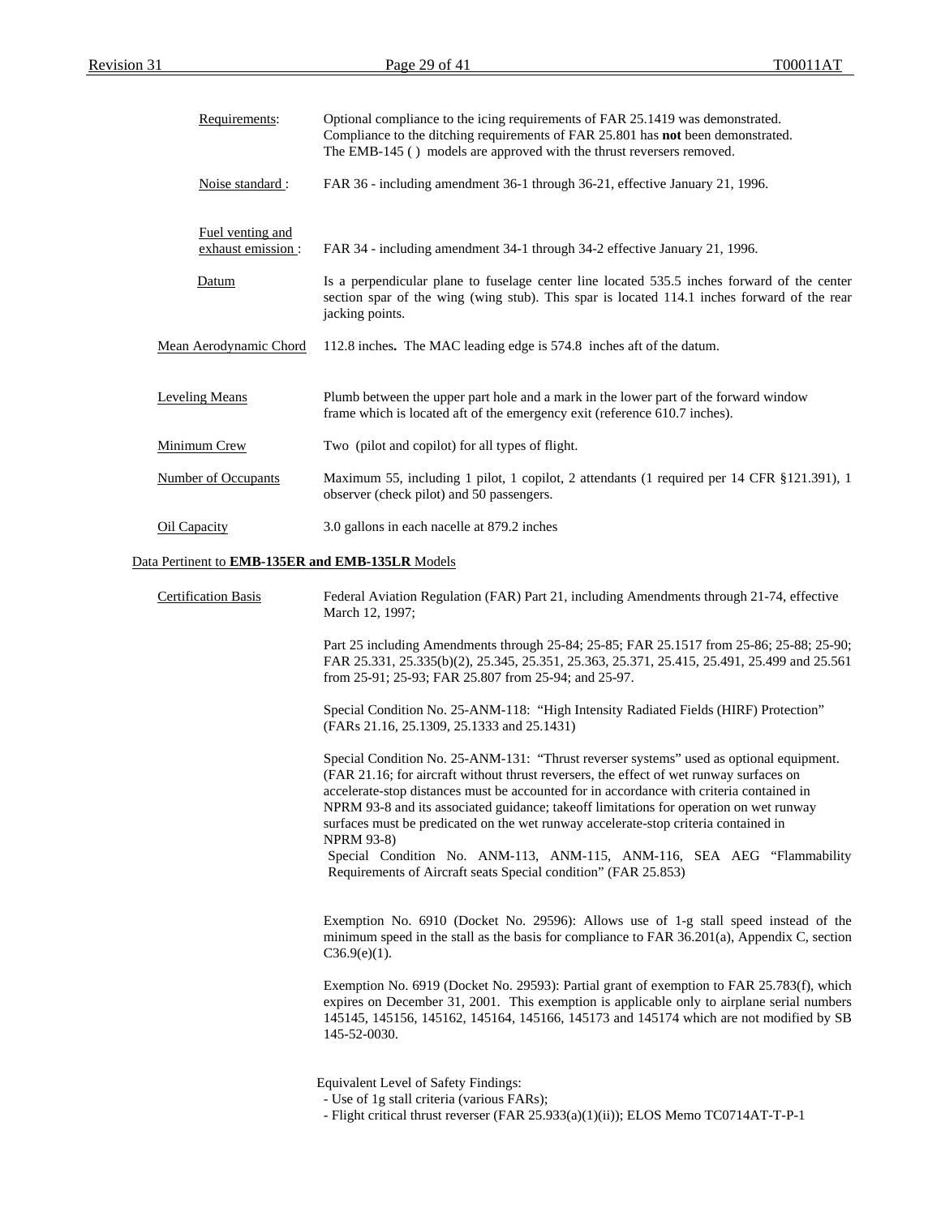**Requirements:** Optional compliance to the icing requirements of FAR 25.1419 was demonstrated. Compliance to the ditching requirements of FAR 25.801 has **not** been demonstrated. The EMB-145 ( ) models are approved with the thrust reversers removed.

**Noise standard :** FAR 36 - including amendment 36-1 through 36-21, effective January 21, 1996.

**Fuel venting and exhaust emission :** FAR 34 - including amendment 34-1 through 34-2 effective January 21, 1996.

**Datum** Is a perpendicular plane to fuselage center line located 535.5 inches forward of the center section spar of the wing (wing stub). This spar is located 114.1 inches forward of the rear jacking points.

**Mean Aerodynamic Chord** 112.8 inches**.** The MAC leading edge is 574.8 inches aft of the datum.

**Leveling Means** Plumb between the upper part hole and a mark in the lower part of the forward window frame which is located aft of the emergency exit (reference 610.7 inches).

**Minimum Crew** Two (pilot and copilot) for all types of flight.

**Number of Occupants** Maximum 55, including 1 pilot, 1 copilot, 2 attendants (1 required per 14 CFR §121.391), 1 observer (check pilot) and 50 passengers.

**Oil Capacity** 3.0 gallons in each nacelle at 879.2 inches

## Data Pertinent to **EMB-135ER and EMB-135LR** Models

**Certification Basis** Federal Aviation Regulation (FAR) Part 21, including Amendments through 21-74, effective March 12, 1997;

Part 25 including Amendments through 25-84; 25-85; FAR 25.1517 from 25-86; 25-88; 25-90; FAR 25.331, 25.335(b)(2), 25.345, 25.351, 25.363, 25.371, 25.415, 25.491, 25.499 and 25.561 from 25-91; 25-93; FAR 25.807 from 25-94; and 25-97.

Special Condition No. 25-ANM-118: "High Intensity Radiated Fields (HIRF) Protection" (FARs 21.16, 25.1309, 25.1333 and 25.1431)

Special Condition No. 25-ANM-131: "Thrust reverser systems" used as optional equipment. (FAR 21.16; for aircraft without thrust reversers, the effect of wet runway surfaces on accelerate-stop distances must be accounted for in accordance with criteria contained in NPRM 93-8 and its associated guidance; takeoff limitations for operation on wet runway surfaces must be predicated on the wet runway accelerate-stop criteria contained in NPRM 93-8)

Special Condition No. ANM-113, ANM-115, ANM-116, SEA AEG "Flammability Requirements of Aircraft seats Special condition" (FAR 25.853)

Exemption No. 6910 (Docket No. 29596): Allows use of 1-g stall speed instead of the minimum speed in the stall as the basis for compliance to FAR 36.201(a), Appendix C, section C36.9(e)(1).

Exemption No. 6919 (Docket No. 29593): Partial grant of exemption to FAR 25.783(f), which expires on December 31, 2001. This exemption is applicable only to airplane serial numbers 145145, 145156, 145162, 145164, 145166, 145173 and 145174 which are not modified by SB 145-52-0030.

Equivalent Level of Safety Findings:
- Use of 1g stall criteria (various FARs);
- Flight critical thrust reverser (FAR 25.933(a)(1)(ii)); ELOS Memo TC0714AT-T-P-1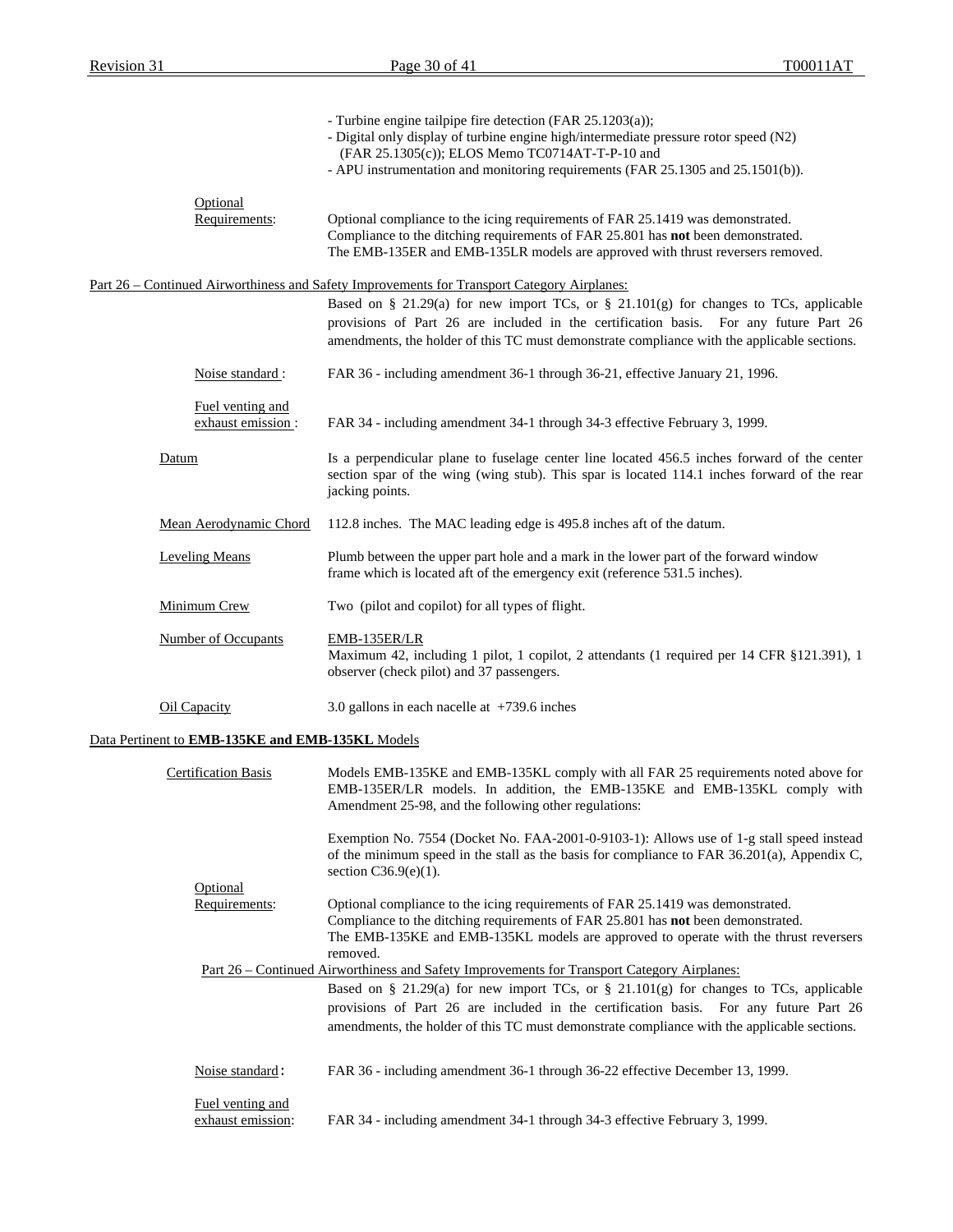- Turbine engine tailpipe fire detection (FAR 25.1203(a));
- Digital only display of turbine engine high/intermediate pressure rotor speed (N2) (FAR 25.1305(c)); ELOS Memo TC0714AT-T-P-10 and
- APU instrumentation and monitoring requirements (FAR 25.1305 and 25.1501(b)).

Optional Requirements: Optional compliance to the icing requirements of FAR 25.1419 was demonstrated.
Compliance to the ditching requirements of FAR 25.801 has **not** been demonstrated.
The EMB-135ER and EMB-135LR models are approved with thrust reversers removed.

Part 26 – Continued Airworthiness and Safety Improvements for Transport Category Airplanes:

Based on § 21.29(a) for new import TCs, or § 21.101(g) for changes to TCs, applicable provisions of Part 26 are included in the certification basis. For any future Part 26 amendments, the holder of this TC must demonstrate compliance with the applicable sections.

Noise standard : FAR 36 - including amendment 36-1 through 36-21, effective January 21, 1996.

Fuel venting and exhaust emission : FAR 34 - including amendment 34-1 through 34-3 effective February 3, 1999.

Datum: Is a perpendicular plane to fuselage center line located 456.5 inches forward of the center section spar of the wing (wing stub). This spar is located 114.1 inches forward of the rear jacking points.

Mean Aerodynamic Chord: 112.8 inches. The MAC leading edge is 495.8 inches aft of the datum.

Leveling Means: Plumb between the upper part hole and a mark in the lower part of the forward window frame which is located aft of the emergency exit (reference 531.5 inches).

Minimum Crew: Two (pilot and copilot) for all types of flight.

Number of Occupants: EMB-135ER/LR
Maximum 42, including 1 pilot, 1 copilot, 2 attendants (1 required per 14 CFR §121.391), 1 observer (check pilot) and 37 passengers.

Oil Capacity: 3.0 gallons in each nacelle at +739.6 inches

Data Pertinent to **EMB-135KE and EMB-135KL** Models

Certification Basis: Models EMB-135KE and EMB-135KL comply with all FAR 25 requirements noted above for EMB-135ER/LR models. In addition, the EMB-135KE and EMB-135KL comply with Amendment 25-98, and the following other regulations:

Exemption No. 7554 (Docket No. FAA-2001-0-9103-1): Allows use of 1-g stall speed instead of the minimum speed in the stall as the basis for compliance to FAR 36.201(a), Appendix C, section C36.9(e)(1).

Optional Requirements: Optional compliance to the icing requirements of FAR 25.1419 was demonstrated.
Compliance to the ditching requirements of FAR 25.801 has **not** been demonstrated.
The EMB-135KE and EMB-135KL models are approved to operate with the thrust reversers removed.

Part 26 – Continued Airworthiness and Safety Improvements for Transport Category Airplanes:

Based on § 21.29(a) for new import TCs, or § 21.101(g) for changes to TCs, applicable provisions of Part 26 are included in the certification basis. For any future Part 26 amendments, the holder of this TC must demonstrate compliance with the applicable sections.

Noise standard: FAR 36 - including amendment 36-1 through 36-22 effective December 13, 1999.

Fuel venting and exhaust emission: FAR 34 - including amendment 34-1 through 34-3 effective February 3, 1999.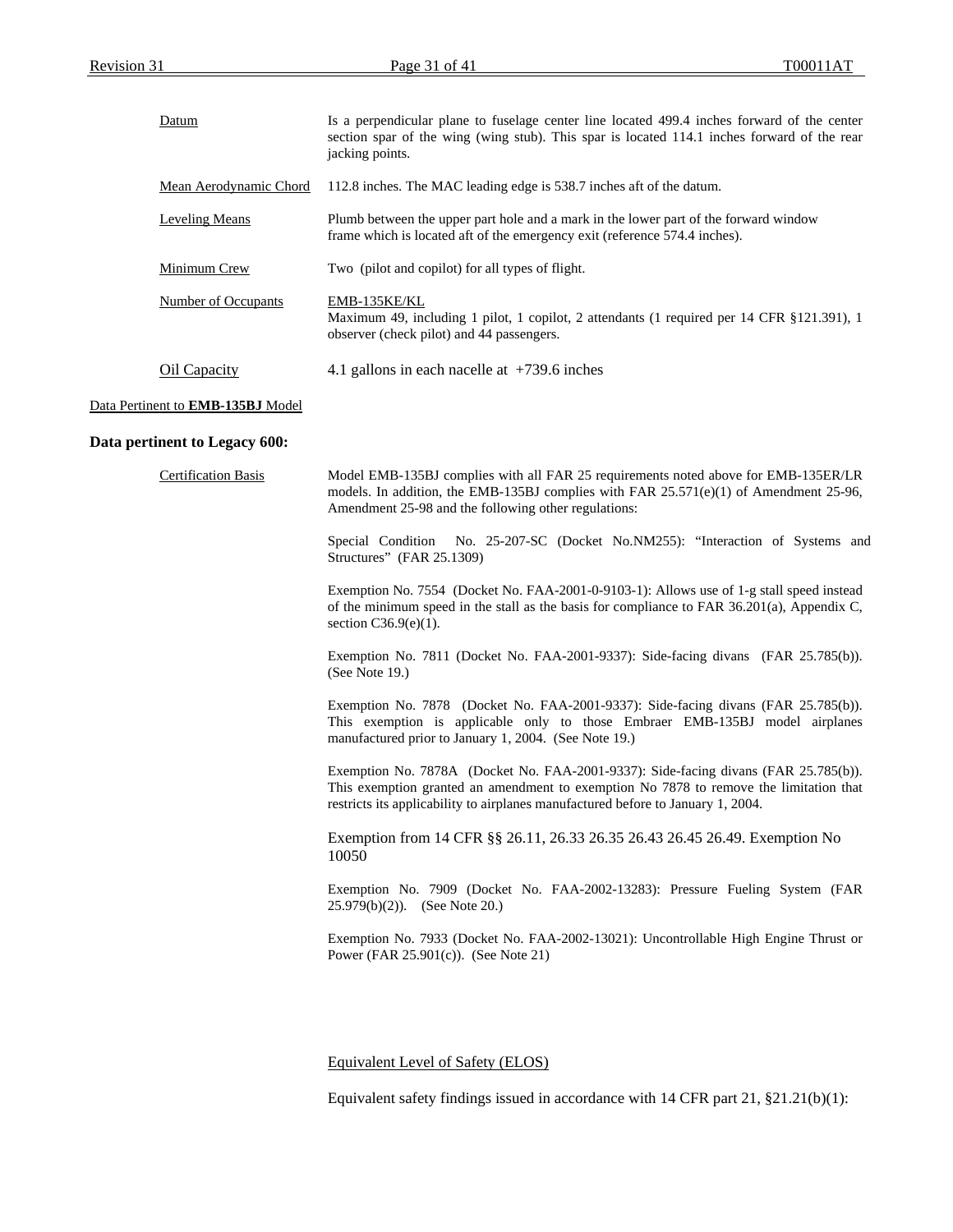| | |
|---|---|
| Datum | Is a perpendicular plane to fuselage center line located 499.4 inches forward of the center section spar of the wing (wing stub). This spar is located 114.1 inches forward of the rear jacking points. |
| Mean Aerodynamic Chord | 112.8 inches. The MAC leading edge is 538.7 inches aft of the datum. |
| Leveling Means | Plumb between the upper part hole and a mark in the lower part of the forward window frame which is located aft of the emergency exit (reference 574.4 inches). |
| Minimum Crew | Two (pilot and copilot) for all types of flight. |
| Number of Occupants | EMB-135KE/KL<br>Maximum 49, including 1 pilot, 1 copilot, 2 attendants (1 required per 14 CFR §121.391), 1 observer (check pilot) and 44 passengers. |
| Oil Capacity | 4.1 gallons in each nacelle at +739.6 inches |

Data Pertinent to **EMB-135BJ** Model

**Data pertinent to Legacy 600:**

Certification Basis

Model EMB-135BJ complies with all FAR 25 requirements noted above for EMB-135ER/LR models. In addition, the EMB-135BJ complies with FAR 25.571(e)(1) of Amendment 25-96, Amendment 25-98 and the following other regulations:

Special Condition No. 25-207-SC (Docket No.NM255): "Interaction of Systems and Structures" (FAR 25.1309)

Exemption No. 7554 (Docket No. FAA-2001-0-9103-1): Allows use of 1-g stall speed instead of the minimum speed in the stall as the basis for compliance to FAR 36.201(a), Appendix C, section C36.9(e)(1).

Exemption No. 7811 (Docket No. FAA-2001-9337): Side-facing divans (FAR 25.785(b)). (See Note 19.)

Exemption No. 7878 (Docket No. FAA-2001-9337): Side-facing divans (FAR 25.785(b)). This exemption is applicable only to those Embraer EMB-135BJ model airplanes manufactured prior to January 1, 2004. (See Note 19.)

Exemption No. 7878A (Docket No. FAA-2001-9337): Side-facing divans (FAR 25.785(b)). This exemption granted an amendment to exemption No 7878 to remove the limitation that restricts its applicability to airplanes manufactured before to January 1, 2004.

Exemption from 14 CFR §§ 26.11, 26.33 26.35 26.43 26.45 26.49. Exemption No 10050

Exemption No. 7909 (Docket No. FAA-2002-13283): Pressure Fueling System (FAR 25.979(b)(2)). (See Note 20.)

Exemption No. 7933 (Docket No. FAA-2002-13021): Uncontrollable High Engine Thrust or Power (FAR 25.901(c)). (See Note 21)

Equivalent Level of Safety (ELOS)

Equivalent safety findings issued in accordance with 14 CFR part 21, §21.21(b)(1):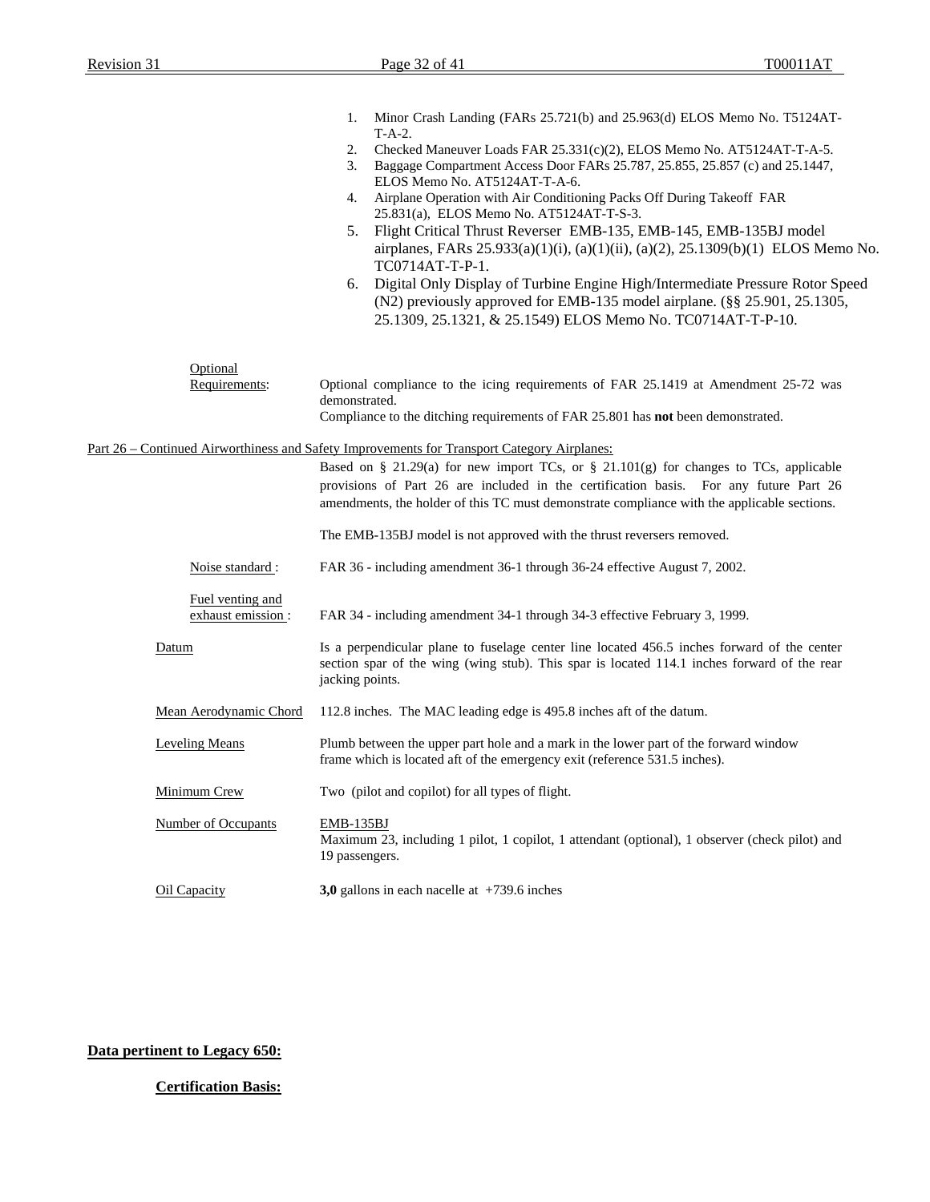1. Minor Crash Landing (FARs 25.721(b) and 25.963(d) ELOS Memo No. T5124AT-T-A-2.
2. Checked Maneuver Loads FAR 25.331(c)(2), ELOS Memo No. AT5124AT-T-A-5.
3. Baggage Compartment Access Door FARs 25.787, 25.855, 25.857 (c) and 25.1447, ELOS Memo No. AT5124AT-T-A-6.
4. Airplane Operation with Air Conditioning Packs Off During Takeoff FAR 25.831(a), ELOS Memo No. AT5124AT-T-S-3.
5. Flight Critical Thrust Reverser EMB-135, EMB-145, EMB-135BJ model airplanes, FARs 25.933(a)(1)(i), (a)(1)(ii), (a)(2), 25.1309(b)(1) ELOS Memo No. TC0714AT-T-P-1.
6. Digital Only Display of Turbine Engine High/Intermediate Pressure Rotor Speed (N2) previously approved for EMB-135 model airplane. (§§ 25.901, 25.1305, 25.1309, 25.1321, & 25.1549) ELOS Memo No. TC0714AT-T-P-10.

Optional Requirements: Optional compliance to the icing requirements of FAR 25.1419 at Amendment 25-72 was demonstrated.
Compliance to the ditching requirements of FAR 25.801 has **not** been demonstrated.

Part 26 – Continued Airworthiness and Safety Improvements for Transport Category Airplanes:

Based on § 21.29(a) for new import TCs, or § 21.101(g) for changes to TCs, applicable provisions of Part 26 are included in the certification basis. For any future Part 26 amendments, the holder of this TC must demonstrate compliance with the applicable sections.

The EMB-135BJ model is not approved with the thrust reversers removed.

Noise standard : FAR 36 - including amendment 36-1 through 36-24 effective August 7, 2002.

Fuel venting and exhaust emission : FAR 34 - including amendment 34-1 through 34-3 effective February 3, 1999.

Datum: Is a perpendicular plane to fuselage center line located 456.5 inches forward of the center section spar of the wing (wing stub). This spar is located 114.1 inches forward of the rear jacking points.

Mean Aerodynamic Chord: 112.8 inches. The MAC leading edge is 495.8 inches aft of the datum.

Leveling Means: Plumb between the upper part hole and a mark in the lower part of the forward window frame which is located aft of the emergency exit (reference 531.5 inches).

Minimum Crew: Two (pilot and copilot) for all types of flight.

Number of Occupants: EMB-135BJ
Maximum 23, including 1 pilot, 1 copilot, 1 attendant (optional), 1 observer (check pilot) and 19 passengers.

Oil Capacity: **3,0** gallons in each nacelle at +739.6 inches

**Data pertinent to Legacy 650:**

**Certification Basis:**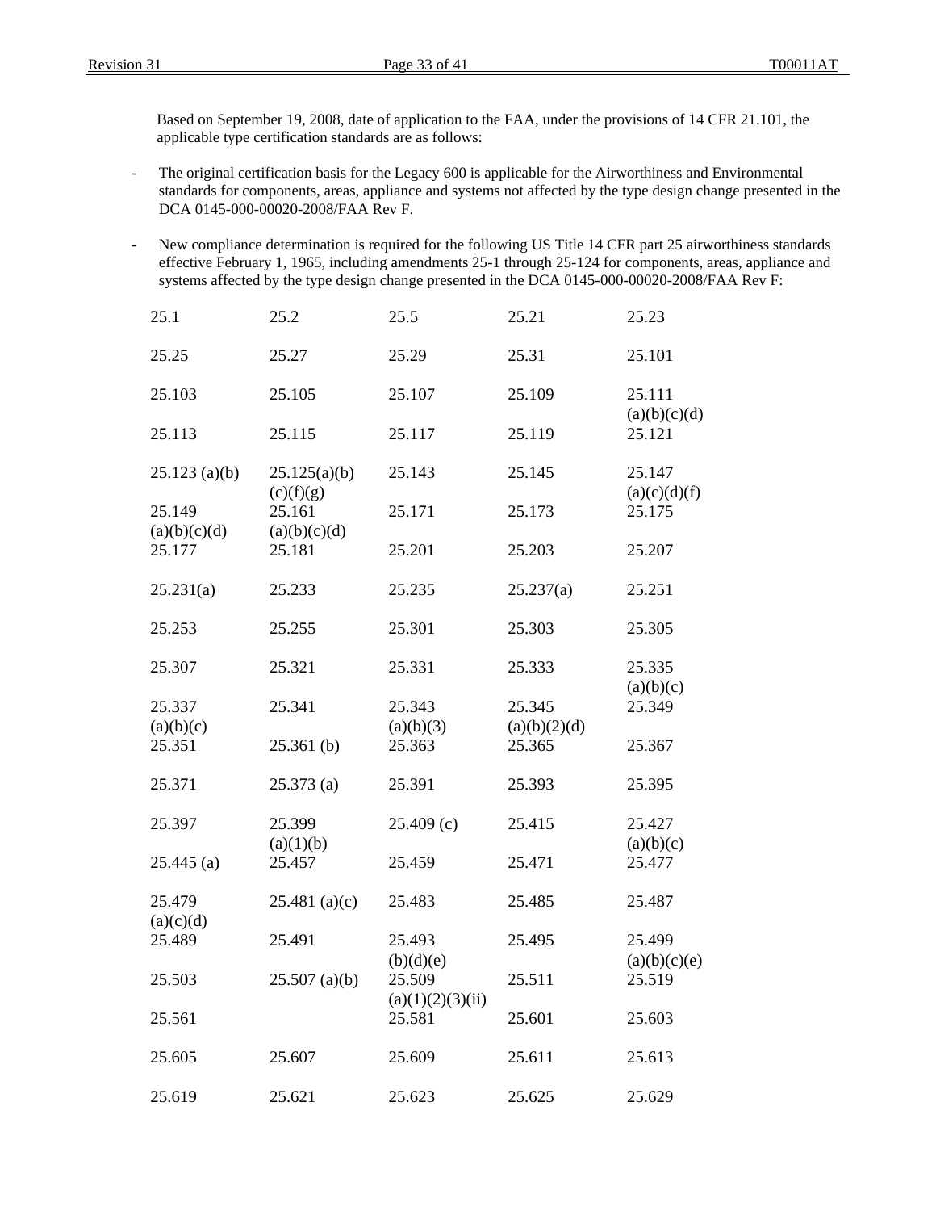Based on September 19, 2008, date of application to the FAA, under the provisions of 14 CFR 21.101, the applicable type certification standards are as follows:

- The original certification basis for the Legacy 600 is applicable for the Airworthiness and Environmental standards for components, areas, appliance and systems not affected by the type design change presented in the DCA 0145-000-00020-2008/FAA Rev F.

- New compliance determination is required for the following US Title 14 CFR part 25 airworthiness standards effective February 1, 1965, including amendments 25-1 through 25-124 for components, areas, appliance and systems affected by the type design change presented in the DCA 0145-000-00020-2008/FAA Rev F:

| | | | | |
|---|---|---|---|---|
| 25.1 | 25.2 | 25.5 | 25.21 | 25.23 |
| 25.25 | 25.27 | 25.29 | 25.31 | 25.101 |
| 25.103 | 25.105 | 25.107 | 25.109 | 25.111 (a)(b)(c)(d) |
| 25.113 | 25.115 | 25.117 | 25.119 | 25.121 |
| 25.123 (a)(b) | 25.125(a)(b)(c)(f)(g) | 25.143 | 25.145 | 25.147 (a)(c)(d)(f) |
| 25.149 (a)(b)(c)(d) | 25.161 (a)(b)(c)(d) | 25.171 | 25.173 | 25.175 |
| 25.177 | 25.181 | 25.201 | 25.203 | 25.207 |
| 25.231(a) | 25.233 | 25.235 | 25.237(a) | 25.251 |
| 25.253 | 25.255 | 25.301 | 25.303 | 25.305 |
| 25.307 | 25.321 | 25.331 | 25.333 | 25.335 (a)(b)(c) |
| 25.337 (a)(b)(c) | 25.341 | 25.343 (a)(b)(3) | 25.345 (a)(b)(2)(d) | 25.349 |
| 25.351 | 25.361 (b) | 25.363 | 25.365 | 25.367 |
| 25.371 | 25.373 (a) | 25.391 | 25.393 | 25.395 |
| 25.397 | 25.399 (a)(1)(b) | 25.409 (c) | 25.415 | 25.427 (a)(b)(c) |
| 25.445 (a) | 25.457 | 25.459 | 25.471 | 25.477 |
| 25.479 (a)(c)(d) | 25.481 (a)(c) | 25.483 | 25.485 | 25.487 |
| 25.489 | 25.491 | 25.493 (b)(d)(e) | 25.495 | 25.499 (a)(b)(c)(e) |
| 25.503 | 25.507 (a)(b) | 25.509 (a)(1)(2)(3)(ii) | 25.511 | 25.519 |
| 25.561 | | 25.581 | 25.601 | 25.603 |
| 25.605 | 25.607 | 25.609 | 25.611 | 25.613 |
| 25.619 | 25.621 | 25.623 | 25.625 | 25.629 |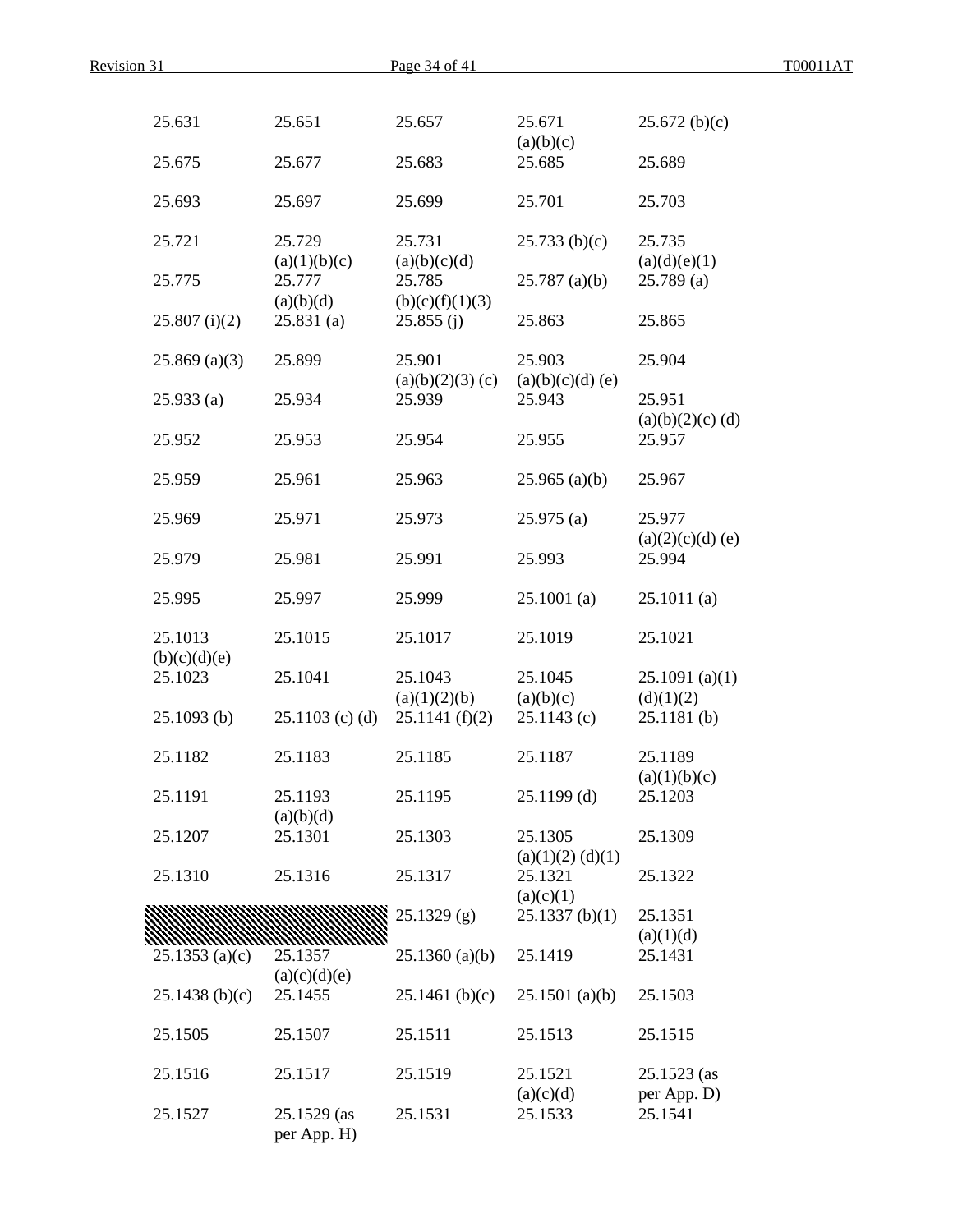| | | | | |
|---|---|---|---|---|
| 25.631 | 25.651 | 25.657 | 25.671 (a)(b)(c) | 25.672 (b)(c) |
| 25.675 | 25.677 | 25.683 | 25.685 | 25.689 |
| 25.693 | 25.697 | 25.699 | 25.701 | 25.703 |
| 25.721 | 25.729 (a)(1)(b)(c) | 25.731 (a)(b)(c)(d) | 25.733 (b)(c) | 25.735 (a)(d)(e)(1) |
| 25.775 | 25.777 (a)(b)(d) | 25.785 (b)(c)(f)(1)(3) | 25.787 (a)(b) | 25.789 (a) |
| 25.807 (i)(2) | 25.831 (a) | 25.855 (j) | 25.863 | 25.865 |
| 25.869 (a)(3) | 25.899 | 25.901 (a)(b)(2)(3) (c) | 25.903 (a)(b)(c)(d) (e) | 25.904 |
| 25.933 (a) | 25.934 | 25.939 | 25.943 | 25.951 (a)(b)(2)(c) (d) |
| 25.952 | 25.953 | 25.954 | 25.955 | 25.957 |
| 25.959 | 25.961 | 25.963 | 25.965 (a)(b) | 25.967 |
| 25.969 | 25.971 | 25.973 | 25.975 (a) | 25.977 (a)(2)(c)(d) (e) |
| 25.979 | 25.981 | 25.991 | 25.993 | 25.994 |
| 25.995 | 25.997 | 25.999 | 25.1001 (a) | 25.1011 (a) |
| 25.1013 (b)(c)(d)(e) | 25.1015 | 25.1017 | 25.1019 | 25.1021 |
| 25.1023 | 25.1041 | 25.1043 (a)(1)(2)(b) | 25.1045 (a)(b)(c) | 25.1091 (a)(1) (d)(1)(2) |
| 25.1093 (b) | 25.1103 (c) (d) | 25.1141 (f)(2) | 25.1143 (c) | 25.1181 (b) |
| 25.1182 | 25.1183 | 25.1185 | 25.1187 | 25.1189 (a)(1)(b)(c) |
| 25.1191 | 25.1193 (a)(b)(d) | 25.1195 | 25.1199 (d) | 25.1203 |
| 25.1207 | 25.1301 | 25.1303 | 25.1305 (a)(1)(2) (d)(1) | 25.1309 |
| 25.1310 | 25.1316 | 25.1317 | 25.1321 (a)(c)(1) | 25.1322 |
| | | 25.1329 (g) | 25.1337 (b)(1) | 25.1351 (a)(1)(d) |
| 25.1353 (a)(c) | 25.1357 (a)(c)(d)(e) | 25.1360 (a)(b) | 25.1419 | 25.1431 |
| 25.1438 (b)(c) | 25.1455 | 25.1461 (b)(c) | 25.1501 (a)(b) | 25.1503 |
| 25.1505 | 25.1507 | 25.1511 | 25.1513 | 25.1515 |
| 25.1516 | 25.1517 | 25.1519 | 25.1521 (a)(c)(d) | 25.1523 (as per App. D) |
| 25.1527 | 25.1529 (as per App. H) | 25.1531 | 25.1533 | 25.1541 |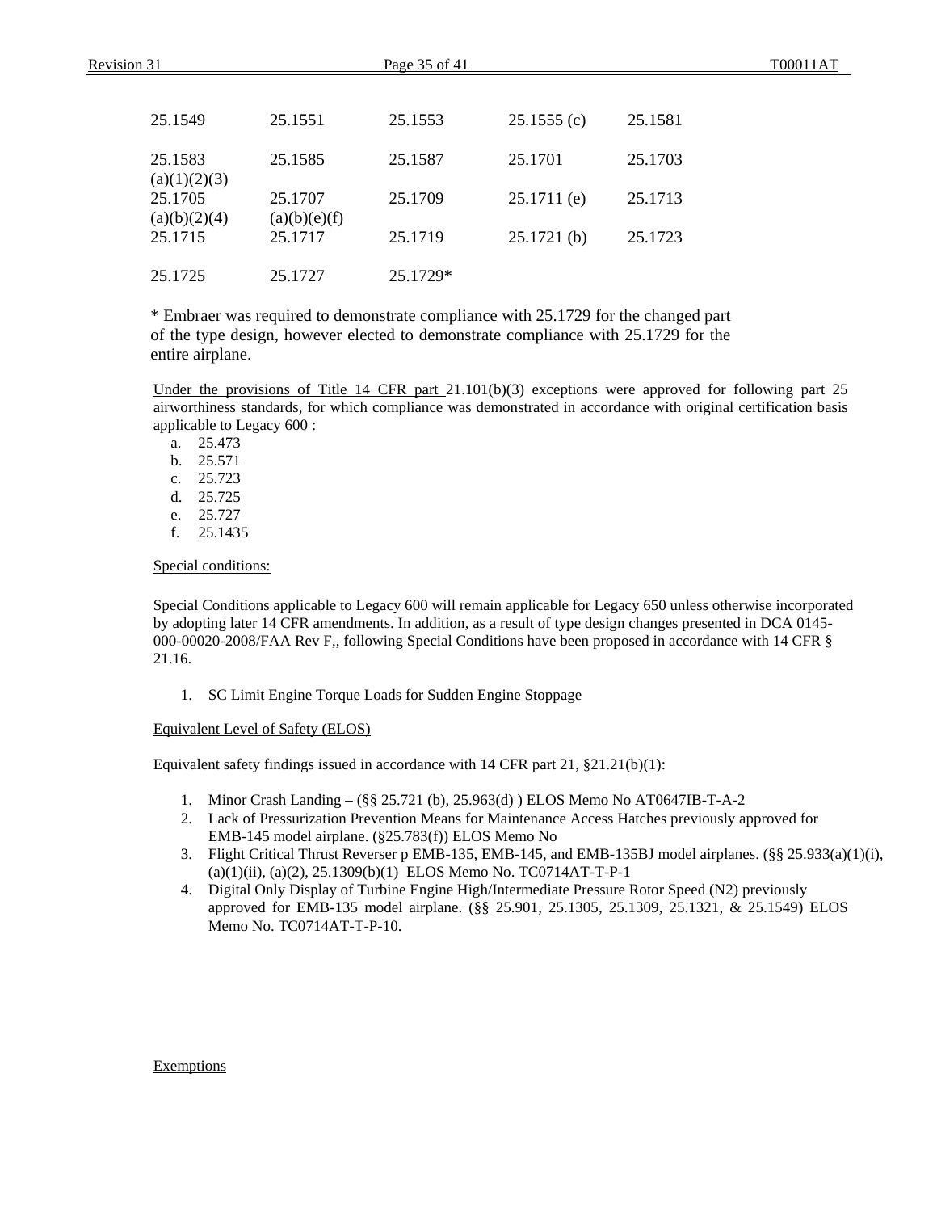| | | | | |
|---|---|---|---|---|
| 25.1549 | 25.1551 | 25.1553 | 25.1555 (c) | 25.1581 |
| 25.1583 (a)(1)(2)(3) | 25.1585 | 25.1587 | 25.1701 | 25.1703 |
| 25.1705 (a)(b)(2)(4) | 25.1707 (a)(b)(e)(f) | 25.1709 | 25.1711 (e) | 25.1713 |
| 25.1715 | 25.1717 | 25.1719 | 25.1721 (b) | 25.1723 |
| 25.1725 | 25.1727 | 25.1729* | | |

* Embraer was required to demonstrate compliance with 25.1729 for the changed part of the type design, however elected to demonstrate compliance with 25.1729 for the entire airplane.

Under the provisions of Title 14 CFR part 21.101(b)(3) exceptions were approved for following part 25 airworthiness standards, for which compliance was demonstrated in accordance with original certification basis applicable to Legacy 600 :

a. 25.473
b. 25.571
c. 25.723
d. 25.725
e. 25.727
f. 25.1435

Special conditions:

Special Conditions applicable to Legacy 600 will remain applicable for Legacy 650 unless otherwise incorporated by adopting later 14 CFR amendments. In addition, as a result of type design changes presented in DCA 0145-000-00020-2008/FAA Rev F,, following Special Conditions have been proposed in accordance with 14 CFR § 21.16.

1. SC Limit Engine Torque Loads for Sudden Engine Stoppage

Equivalent Level of Safety (ELOS)

Equivalent safety findings issued in accordance with 14 CFR part 21, §21.21(b)(1):

1. Minor Crash Landing – (§§ 25.721 (b), 25.963(d) ) ELOS Memo No AT0647IB-T-A-2
2. Lack of Pressurization Prevention Means for Maintenance Access Hatches previously approved for EMB-145 model airplane. (§25.783(f)) ELOS Memo No
3. Flight Critical Thrust Reverser p EMB-135, EMB-145, and EMB-135BJ model airplanes. (§§ 25.933(a)(1)(i), (a)(1)(ii), (a)(2), 25.1309(b)(1) ELOS Memo No. TC0714AT-T-P-1
4. Digital Only Display of Turbine Engine High/Intermediate Pressure Rotor Speed (N2) previously approved for EMB-135 model airplane. (§§ 25.901, 25.1305, 25.1309, 25.1321, & 25.1549) ELOS Memo No. TC0714AT-T-P-10.

Exemptions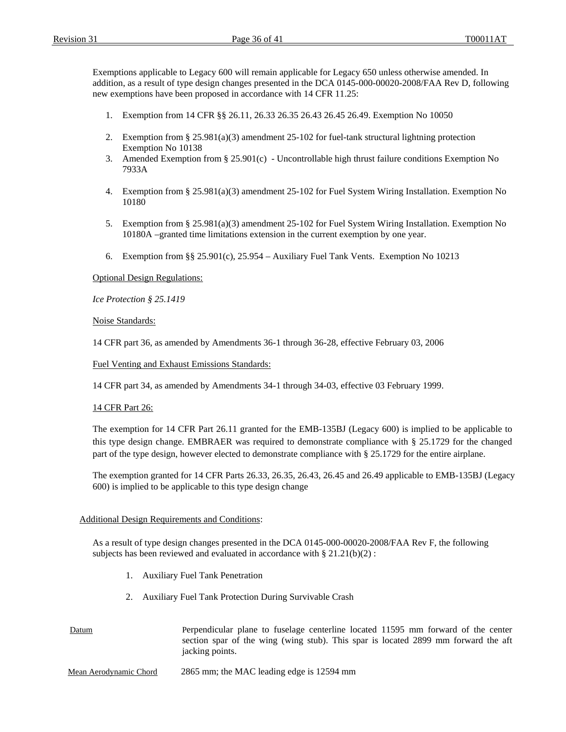Exemptions applicable to Legacy 600 will remain applicable for Legacy 650 unless otherwise amended. In addition, as a result of type design changes presented in the DCA 0145-000-00020-2008/FAA Rev D, following new exemptions have been proposed in accordance with 14 CFR 11.25:

1. Exemption from 14 CFR §§ 26.11, 26.33 26.35 26.43 26.45 26.49. Exemption No 10050
2. Exemption from § 25.981(a)(3) amendment 25-102 for fuel-tank structural lightning protection Exemption No 10138
3. Amended Exemption from § 25.901(c) - Uncontrollable high thrust failure conditions Exemption No 7933A
4. Exemption from § 25.981(a)(3) amendment 25-102 for Fuel System Wiring Installation. Exemption No 10180
5. Exemption from § 25.981(a)(3) amendment 25-102 for Fuel System Wiring Installation. Exemption No 10180A –granted time limitations extension in the current exemption by one year.
6. Exemption from §§ 25.901(c), 25.954 – Auxiliary Fuel Tank Vents. Exemption No 10213

Optional Design Regulations:

*Ice Protection § 25.1419*

Noise Standards:

14 CFR part 36, as amended by Amendments 36-1 through 36-28, effective February 03, 2006

Fuel Venting and Exhaust Emissions Standards:

14 CFR part 34, as amended by Amendments 34-1 through 34-03, effective 03 February 1999.

14 CFR Part 26:

The exemption for 14 CFR Part 26.11 granted for the EMB-135BJ (Legacy 600) is implied to be applicable to this type design change. EMBRAER was required to demonstrate compliance with § 25.1729 for the changed part of the type design, however elected to demonstrate compliance with § 25.1729 for the entire airplane.

The exemption granted for 14 CFR Parts 26.33, 26.35, 26.43, 26.45 and 26.49 applicable to EMB-135BJ (Legacy 600) is implied to be applicable to this type design change

Additional Design Requirements and Conditions:

As a result of type design changes presented in the DCA 0145-000-00020-2008/FAA Rev F, the following subjects has been reviewed and evaluated in accordance with § 21.21(b)(2) :

1. Auxiliary Fuel Tank Penetration
2. Auxiliary Fuel Tank Protection During Survivable Crash

| | |
|---|---|
| Datum | Perpendicular plane to fuselage centerline located 11595 mm forward of the center section spar of the wing (wing stub). This spar is located 2899 mm forward the aft jacking points. |
| Mean Aerodynamic Chord | 2865 mm; the MAC leading edge is 12594 mm |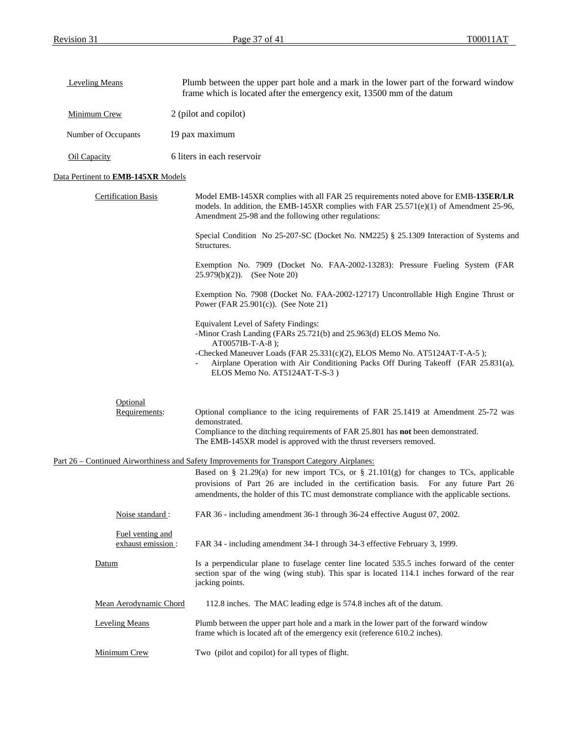Leveling Means — Plumb between the upper part hole and a mark in the lower part of the forward window frame which is located after the emergency exit, 13500 mm of the datum

Minimum Crew — 2 (pilot and copilot)

Number of Occupants — 19 pax maximum

Oil Capacity — 6 liters in each reservoir

Data Pertinent to **EMB-145XR** Models

Certification Basis

Model EMB-145XR complies with all FAR 25 requirements noted above for EMB-**135ER/LR** models. In addition, the EMB-145XR complies with FAR 25.571(e)(1) of Amendment 25-96, Amendment 25-98 and the following other regulations:

Special Condition No 25-207-SC (Docket No. NM225) § 25.1309 Interaction of Systems and Structures.

Exemption No. 7909 (Docket No. FAA-2002-13283): Pressure Fueling System (FAR 25.979(b)(2)). (See Note 20)

Exemption No. 7908 (Docket No. FAA-2002-12717) Uncontrollable High Engine Thrust or Power (FAR 25.901(c)). (See Note 21)

Equivalent Level of Safety Findings:
-Minor Crash Landing (FARs 25.721(b) and 25.963(d) ELOS Memo No. AT0057IB-T-A-8 );
-Checked Maneuver Loads (FAR 25.331(c)(2), ELOS Memo No. AT5124AT-T-A-5 );
- Airplane Operation with Air Conditioning Packs Off During Takeoff (FAR 25.831(a), ELOS Memo No. AT5124AT-T-S-3 )

Optional Requirements:

Optional compliance to the icing requirements of FAR 25.1419 at Amendment 25-72 was demonstrated.
Compliance to the ditching requirements of FAR 25.801 has **not** been demonstrated.
The EMB-145XR model is approved with the thrust reversers removed.

Part 26 – Continued Airworthiness and Safety Improvements for Transport Category Airplanes:

Based on § 21.29(a) for new import TCs, or § 21.101(g) for changes to TCs, applicable provisions of Part 26 are included in the certification basis. For any future Part 26 amendments, the holder of this TC must demonstrate compliance with the applicable sections.

Noise standard : FAR 36 - including amendment 36-1 through 36-24 effective August 07, 2002.

Fuel venting and exhaust emission : FAR 34 - including amendment 34-1 through 34-3 effective February 3, 1999.

Datum — Is a perpendicular plane to fuselage center line located 535.5 inches forward of the center section spar of the wing (wing stub). This spar is located 114.1 inches forward of the rear jacking points.

Mean Aerodynamic Chord — 112.8 inches. The MAC leading edge is 574.8 inches aft of the datum.

Leveling Means — Plumb between the upper part hole and a mark in the lower part of the forward window frame which is located aft of the emergency exit (reference 610.2 inches).

Minimum Crew — Two (pilot and copilot) for all types of flight.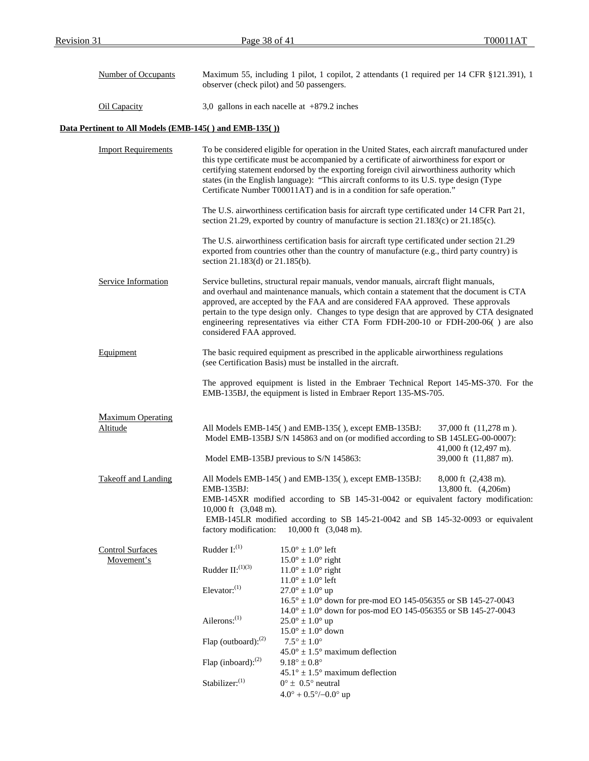| | |
|---|---|
| Number of Occupants | Maximum 55, including 1 pilot, 1 copilot, 2 attendants (1 required per 14 CFR §121.391), 1 observer (check pilot) and 50 passengers. |
| Oil Capacity | 3,0 gallons in each nacelle at +879.2 inches |

**Data Pertinent to All Models (EMB-145( ) and EMB-135( ))**

**Import Requirements**

To be considered eligible for operation in the United States, each aircraft manufactured under this type certificate must be accompanied by a certificate of airworthiness for export or certifying statement endorsed by the exporting foreign civil airworthiness authority which states (in the English language): "This aircraft conforms to its U.S. type design (Type Certificate Number T00011AT) and is in a condition for safe operation."

The U.S. airworthiness certification basis for aircraft type certificated under 14 CFR Part 21, section 21.29, exported by country of manufacture is section 21.183(c) or 21.185(c).

The U.S. airworthiness certification basis for aircraft type certificated under section 21.29 exported from countries other than the country of manufacture (e.g., third party country) is section 21.183(d) or 21.185(b).

**Service Information**

Service bulletins, structural repair manuals, vendor manuals, aircraft flight manuals, and overhaul and maintenance manuals, which contain a statement that the document is CTA approved, are accepted by the FAA and are considered FAA approved. These approvals pertain to the type design only. Changes to type design that are approved by CTA designated engineering representatives via either CTA Form FDH-200-10 or FDH-200-06( ) are also considered FAA approved.

**Equipment**

The basic required equipment as prescribed in the applicable airworthiness regulations (see Certification Basis) must be installed in the aircraft.

The approved equipment is listed in the Embraer Technical Report 145-MS-370. For the EMB-135BJ, the equipment is listed in Embraer Report 135-MS-705.

**Maximum Operating Altitude**

All Models EMB-145( ) and EMB-135( ), except EMB-135BJ: 37,000 ft (11,278 m ).
Model EMB-135BJ S/N 145863 and on (or modified according to SB 145LEG-00-0007): 41,000 ft (12,497 m).
Model EMB-135BJ previous to S/N 145863: 39,000 ft (11,887 m).

**Takeoff and Landing**

All Models EMB-145( ) and EMB-135( ), except EMB-135BJ: 8,000 ft (2,438 m).
EMB-135BJ: 13,800 ft. (4,206m)
EMB-145XR modified according to SB 145-31-0042 or equivalent factory modification: 10,000 ft (3,048 m).
EMB-145LR modified according to SB 145-21-0042 and SB 145-32-0093 or equivalent factory modification: 10,000 ft (3,048 m).

**Control Surfaces Movement's**

| Surface | Movement |
|---|---|
| Rudder I:[(1)] | 15.0° ± 1.0° left<br>15.0° ± 1.0° right |
| Rudder II:[(1)(3)] | 11.0° ± 1.0° right<br>11.0° ± 1.0° left |
| Elevator:[(1)] | 27.0° ± 1.0° up<br>16.5° ± 1.0° down for pre-mod EO 145-056355 or SB 145-27-0043<br>14.0° ± 1.0° down for pos-mod EO 145-056355 or SB 145-27-0043 |
| Ailerons:[(1)] | 25.0° ± 1.0° up<br>15.0° ± 1.0° down |
| Flap (outboard):[(2)] | 7.5° ± 1.0°<br>45.0° ± 1.5° maximum deflection |
| Flap (inboard):[(2)] | 9.18° ± 0.8°<br>45.1° ± 1.5° maximum deflection |
| Stabilizer:[(1)] | 0° ± 0.5° neutral<br>4.0° + 0.5°/–0.0° up |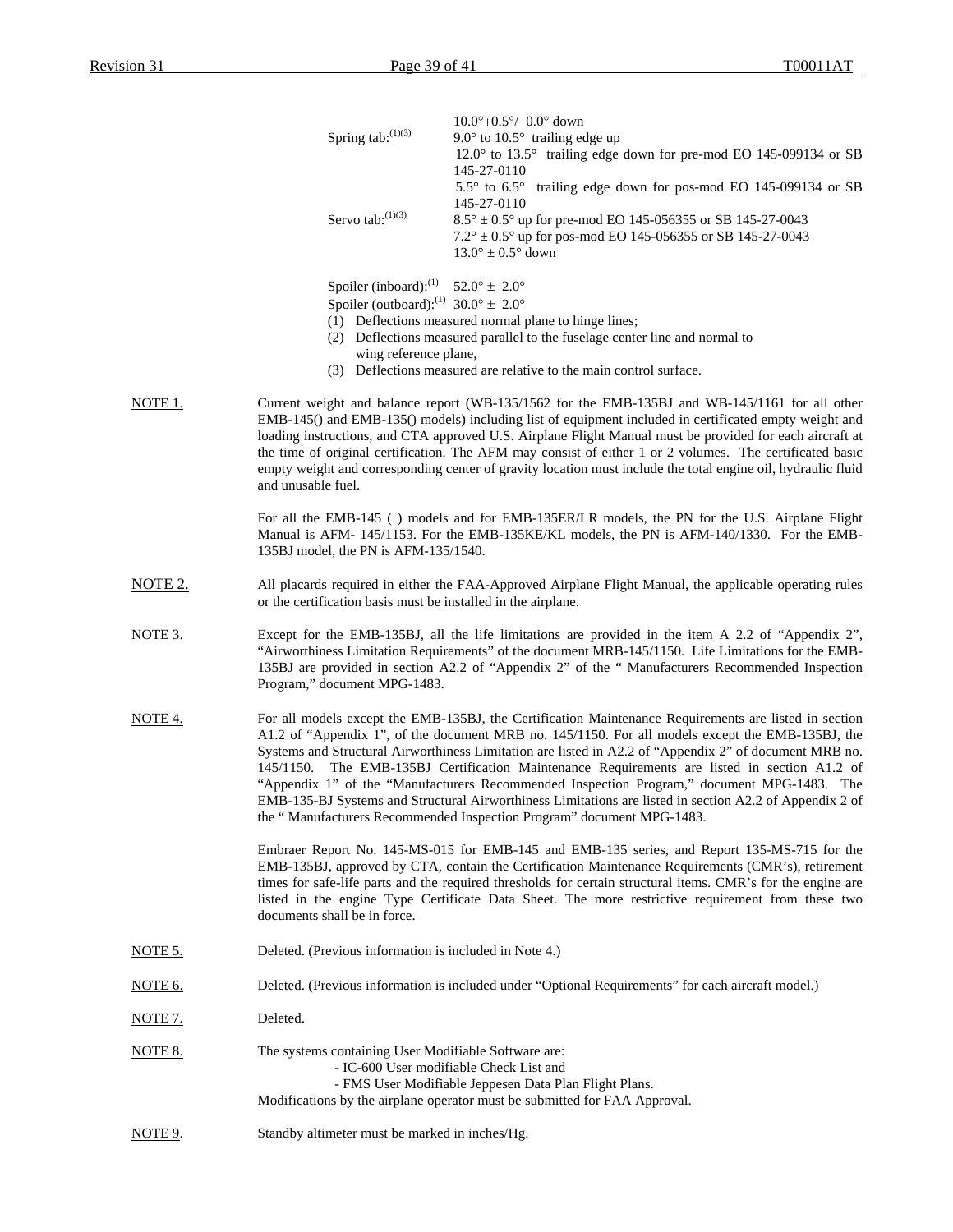10.0°+0.5°/–0.0° down

Spring tab:(1)(3) 9.0° to 10.5° trailing edge up
12.0° to 13.5° trailing edge down for pre-mod EO 145-099134 or SB 145-27-0110
5.5° to 6.5° trailing edge down for pos-mod EO 145-099134 or SB 145-27-0110

Servo tab:(1)(3) 8.5° ± 0.5° up for pre-mod EO 145-056355 or SB 145-27-0043
7.2° ± 0.5° up for pos-mod EO 145-056355 or SB 145-27-0043
13.0° ± 0.5° down

Spoiler (inboard):(1) 52.0° ± 2.0°
Spoiler (outboard):(1) 30.0° ± 2.0°

(1) Deflections measured normal plane to hinge lines;
(2) Deflections measured parallel to the fuselage center line and normal to wing reference plane,
(3) Deflections measured are relative to the main control surface.

NOTE 1. Current weight and balance report (WB-135/1562 for the EMB-135BJ and WB-145/1161 for all other EMB-145() and EMB-135() models) including list of equipment included in certificated empty weight and loading instructions, and CTA approved U.S. Airplane Flight Manual must be provided for each aircraft at the time of original certification. The AFM may consist of either 1 or 2 volumes. The certificated basic empty weight and corresponding center of gravity location must include the total engine oil, hydraulic fluid and unusable fuel.

For all the EMB-145 ( ) models and for EMB-135ER/LR models, the PN for the U.S. Airplane Flight Manual is AFM- 145/1153. For the EMB-135KE/KL models, the PN is AFM-140/1330. For the EMB-135BJ model, the PN is AFM-135/1540.

NOTE 2. All placards required in either the FAA-Approved Airplane Flight Manual, the applicable operating rules or the certification basis must be installed in the airplane.

NOTE 3. Except for the EMB-135BJ, all the life limitations are provided in the item A 2.2 of "Appendix 2", "Airworthiness Limitation Requirements" of the document MRB-145/1150. Life Limitations for the EMB-135BJ are provided in section A2.2 of "Appendix 2" of the " Manufacturers Recommended Inspection Program," document MPG-1483.

NOTE 4. For all models except the EMB-135BJ, the Certification Maintenance Requirements are listed in section A1.2 of "Appendix 1", of the document MRB no. 145/1150. For all models except the EMB-135BJ, the Systems and Structural Airworthiness Limitation are listed in A2.2 of "Appendix 2" of document MRB no. 145/1150. The EMB-135BJ Certification Maintenance Requirements are listed in section A1.2 of "Appendix 1" of the "Manufacturers Recommended Inspection Program," document MPG-1483. The EMB-135-BJ Systems and Structural Airworthiness Limitations are listed in section A2.2 of Appendix 2 of the " Manufacturers Recommended Inspection Program" document MPG-1483.

Embraer Report No. 145-MS-015 for EMB-145 and EMB-135 series, and Report 135-MS-715 for the EMB-135BJ, approved by CTA, contain the Certification Maintenance Requirements (CMR's), retirement times for safe-life parts and the required thresholds for certain structural items. CMR's for the engine are listed in the engine Type Certificate Data Sheet. The more restrictive requirement from these two documents shall be in force.

NOTE 5. Deleted. (Previous information is included in Note 4.)

NOTE 6. Deleted. (Previous information is included under "Optional Requirements" for each aircraft model.)

NOTE 7. Deleted.

NOTE 8. The systems containing User Modifiable Software are:
- IC-600 User modifiable Check List and
- FMS User Modifiable Jeppesen Data Plan Flight Plans.

Modifications by the airplane operator must be submitted for FAA Approval.

NOTE 9. Standby altimeter must be marked in inches/Hg.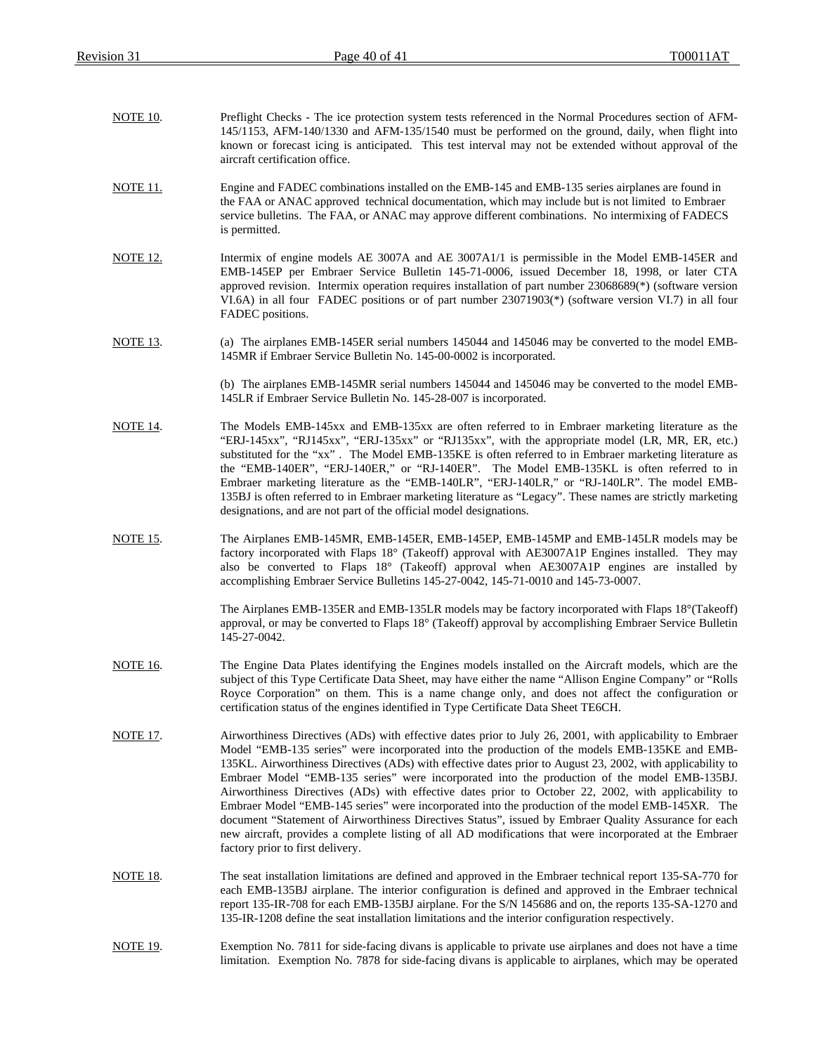NOTE 10. Preflight Checks - The ice protection system tests referenced in the Normal Procedures section of AFM-145/1153, AFM-140/1330 and AFM-135/1540 must be performed on the ground, daily, when flight into known or forecast icing is anticipated. This test interval may not be extended without approval of the aircraft certification office.

NOTE 11. Engine and FADEC combinations installed on the EMB-145 and EMB-135 series airplanes are found in the FAA or ANAC approved technical documentation, which may include but is not limited to Embraer service bulletins. The FAA, or ANAC may approve different combinations. No intermixing of FADECS is permitted.

NOTE 12. Intermix of engine models AE 3007A and AE 3007A1/1 is permissible in the Model EMB-145ER and EMB-145EP per Embraer Service Bulletin 145-71-0006, issued December 18, 1998, or later CTA approved revision. Intermix operation requires installation of part number 23068689(*) (software version VI.6A) in all four FADEC positions or of part number 23071903(*) (software version VI.7) in all four FADEC positions.

NOTE 13. (a) The airplanes EMB-145ER serial numbers 145044 and 145046 may be converted to the model EMB-145MR if Embraer Service Bulletin No. 145-00-0002 is incorporated.

(b) The airplanes EMB-145MR serial numbers 145044 and 145046 may be converted to the model EMB-145LR if Embraer Service Bulletin No. 145-28-007 is incorporated.

NOTE 14. The Models EMB-145xx and EMB-135xx are often referred to in Embraer marketing literature as the "ERJ-145xx", "RJ145xx", "ERJ-135xx" or "RJ135xx", with the appropriate model (LR, MR, ER, etc.) substituted for the "xx" . The Model EMB-135KE is often referred to in Embraer marketing literature as the "EMB-140ER", "ERJ-140ER," or "RJ-140ER". The Model EMB-135KL is often referred to in Embraer marketing literature as the "EMB-140LR", "ERJ-140LR," or "RJ-140LR". The model EMB-135BJ is often referred to in Embraer marketing literature as "Legacy". These names are strictly marketing designations, and are not part of the official model designations.

NOTE 15. The Airplanes EMB-145MR, EMB-145ER, EMB-145EP, EMB-145MP and EMB-145LR models may be factory incorporated with Flaps 18° (Takeoff) approval with AE3007A1P Engines installed. They may also be converted to Flaps 18° (Takeoff) approval when AE3007A1P engines are installed by accomplishing Embraer Service Bulletins 145-27-0042, 145-71-0010 and 145-73-0007.

The Airplanes EMB-135ER and EMB-135LR models may be factory incorporated with Flaps 18°(Takeoff) approval, or may be converted to Flaps 18° (Takeoff) approval by accomplishing Embraer Service Bulletin 145-27-0042.

NOTE 16. The Engine Data Plates identifying the Engines models installed on the Aircraft models, which are the subject of this Type Certificate Data Sheet, may have either the name "Allison Engine Company" or "Rolls Royce Corporation" on them. This is a name change only, and does not affect the configuration or certification status of the engines identified in Type Certificate Data Sheet TE6CH.

NOTE 17. Airworthiness Directives (ADs) with effective dates prior to July 26, 2001, with applicability to Embraer Model "EMB-135 series" were incorporated into the production of the models EMB-135KE and EMB-135KL. Airworthiness Directives (ADs) with effective dates prior to August 23, 2002, with applicability to Embraer Model "EMB-135 series" were incorporated into the production of the model EMB-135BJ. Airworthiness Directives (ADs) with effective dates prior to October 22, 2002, with applicability to Embraer Model "EMB-145 series" were incorporated into the production of the model EMB-145XR. The document "Statement of Airworthiness Directives Status", issued by Embraer Quality Assurance for each new aircraft, provides a complete listing of all AD modifications that were incorporated at the Embraer factory prior to first delivery.

NOTE 18. The seat installation limitations are defined and approved in the Embraer technical report 135-SA-770 for each EMB-135BJ airplane. The interior configuration is defined and approved in the Embraer technical report 135-IR-708 for each EMB-135BJ airplane. For the S/N 145686 and on, the reports 135-SA-1270 and 135-IR-1208 define the seat installation limitations and the interior configuration respectively.

NOTE 19. Exemption No. 7811 for side-facing divans is applicable to private use airplanes and does not have a time limitation. Exemption No. 7878 for side-facing divans is applicable to airplanes, which may be operated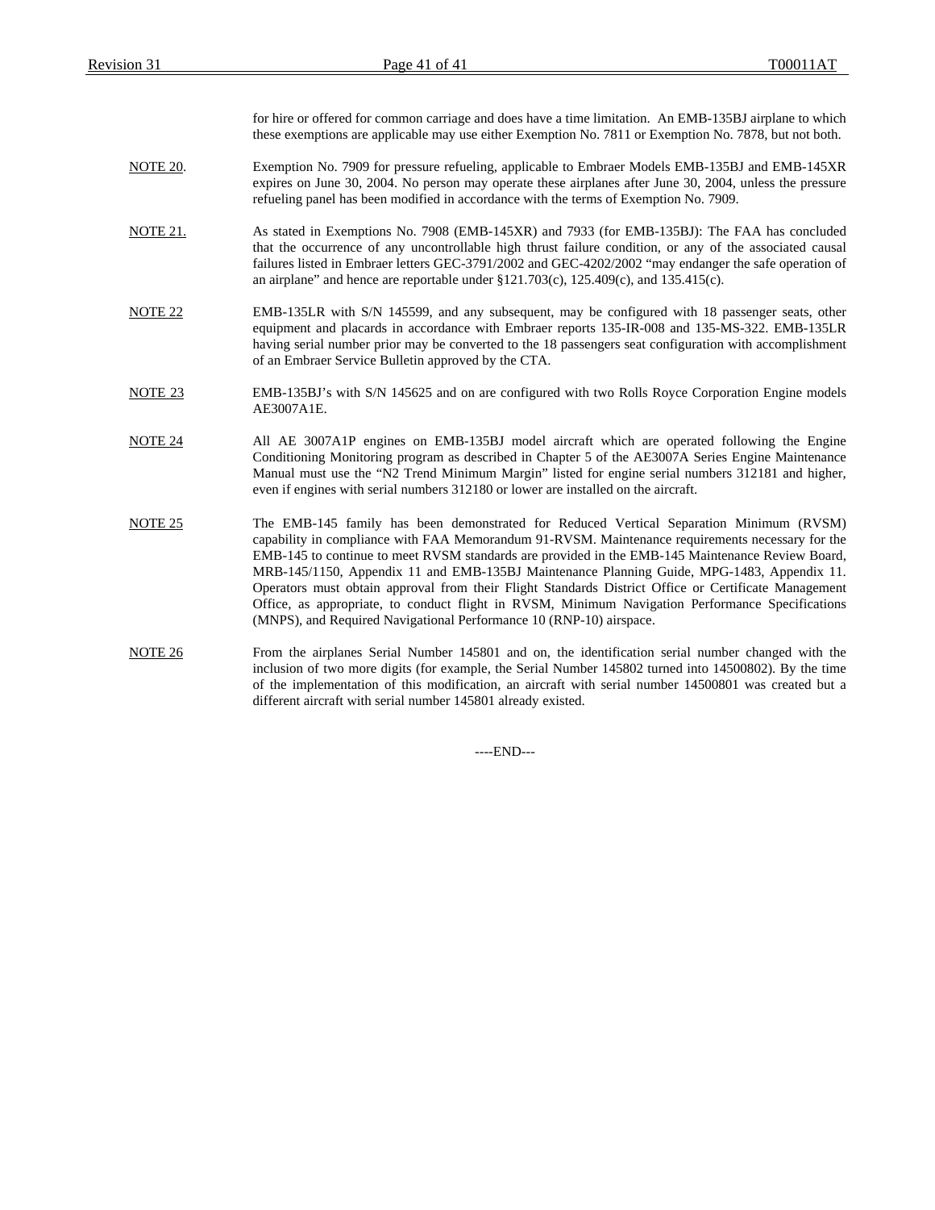for hire or offered for common carriage and does have a time limitation. An EMB-135BJ airplane to which these exemptions are applicable may use either Exemption No. 7811 or Exemption No. 7878, but not both.

NOTE 20. Exemption No. 7909 for pressure refueling, applicable to Embraer Models EMB-135BJ and EMB-145XR expires on June 30, 2004. No person may operate these airplanes after June 30, 2004, unless the pressure refueling panel has been modified in accordance with the terms of Exemption No. 7909.

NOTE 21. As stated in Exemptions No. 7908 (EMB-145XR) and 7933 (for EMB-135BJ): The FAA has concluded that the occurrence of any uncontrollable high thrust failure condition, or any of the associated causal failures listed in Embraer letters GEC-3791/2002 and GEC-4202/2002 "may endanger the safe operation of an airplane" and hence are reportable under §121.703(c), 125.409(c), and 135.415(c).

NOTE 22 EMB-135LR with S/N 145599, and any subsequent, may be configured with 18 passenger seats, other equipment and placards in accordance with Embraer reports 135-IR-008 and 135-MS-322. EMB-135LR having serial number prior may be converted to the 18 passengers seat configuration with accomplishment of an Embraer Service Bulletin approved by the CTA.

NOTE 23 EMB-135BJ's with S/N 145625 and on are configured with two Rolls Royce Corporation Engine models AE3007A1E.

NOTE 24 All AE 3007A1P engines on EMB-135BJ model aircraft which are operated following the Engine Conditioning Monitoring program as described in Chapter 5 of the AE3007A Series Engine Maintenance Manual must use the "N2 Trend Minimum Margin" listed for engine serial numbers 312181 and higher, even if engines with serial numbers 312180 or lower are installed on the aircraft.

NOTE 25 The EMB-145 family has been demonstrated for Reduced Vertical Separation Minimum (RVSM) capability in compliance with FAA Memorandum 91-RVSM. Maintenance requirements necessary for the EMB-145 to continue to meet RVSM standards are provided in the EMB-145 Maintenance Review Board, MRB-145/1150, Appendix 11 and EMB-135BJ Maintenance Planning Guide, MPG-1483, Appendix 11. Operators must obtain approval from their Flight Standards District Office or Certificate Management Office, as appropriate, to conduct flight in RVSM, Minimum Navigation Performance Specifications (MNPS), and Required Navigational Performance 10 (RNP-10) airspace.

NOTE 26 From the airplanes Serial Number 145801 and on, the identification serial number changed with the inclusion of two more digits (for example, the Serial Number 145802 turned into 14500802). By the time of the implementation of this modification, an aircraft with serial number 14500801 was created but a different aircraft with serial number 145801 already existed.

----END---